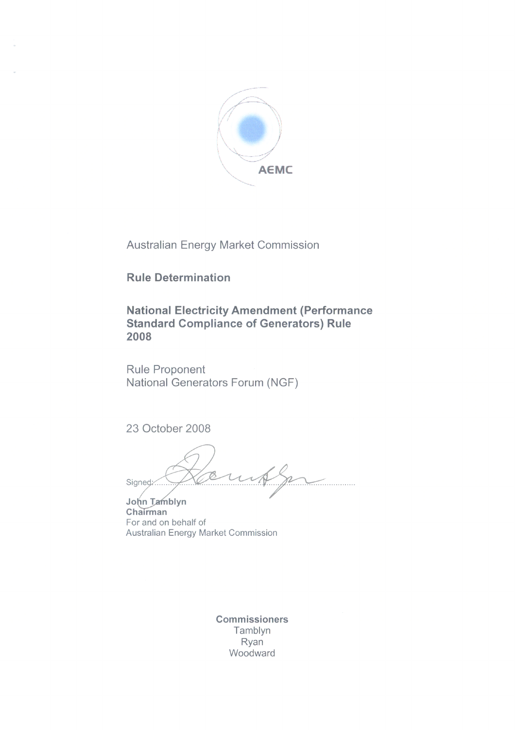AEMC

Australian Energy Market Commission

**Rule Determination**

**National Electricity Amendment (Performance Standard Compliance of Generators) Rule 2008**

Rule Proponent
National Generators Forum (NGF)

23 October 2008

Signed: ........................................

**John Tamblyn**
**Chairman**
For and on behalf of
Australian Energy Market Commission

**Commissioners**
Tamblyn
Ryan
Woodward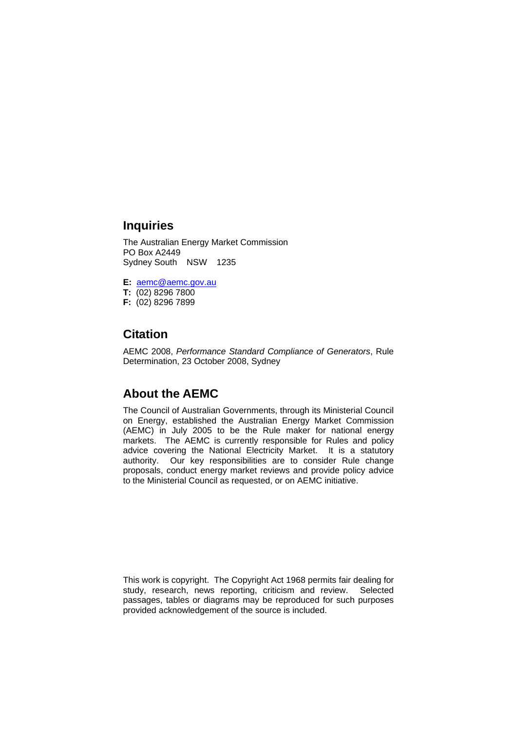## Inquiries

The Australian Energy Market Commission
PO Box A2449
Sydney South NSW 1235

**E:** aemc@aemc.gov.au
**T:** (02) 8296 7800
**F:** (02) 8296 7899

## Citation

AEMC 2008, *Performance Standard Compliance of Generators*, Rule Determination, 23 October 2008, Sydney

## About the AEMC

The Council of Australian Governments, through its Ministerial Council on Energy, established the Australian Energy Market Commission (AEMC) in July 2005 to be the Rule maker for national energy markets. The AEMC is currently responsible for Rules and policy advice covering the National Electricity Market. It is a statutory authority. Our key responsibilities are to consider Rule change proposals, conduct energy market reviews and provide policy advice to the Ministerial Council as requested, or on AEMC initiative.

This work is copyright. The Copyright Act 1968 permits fair dealing for study, research, news reporting, criticism and review. Selected passages, tables or diagrams may be reproduced for such purposes provided acknowledgement of the source is included.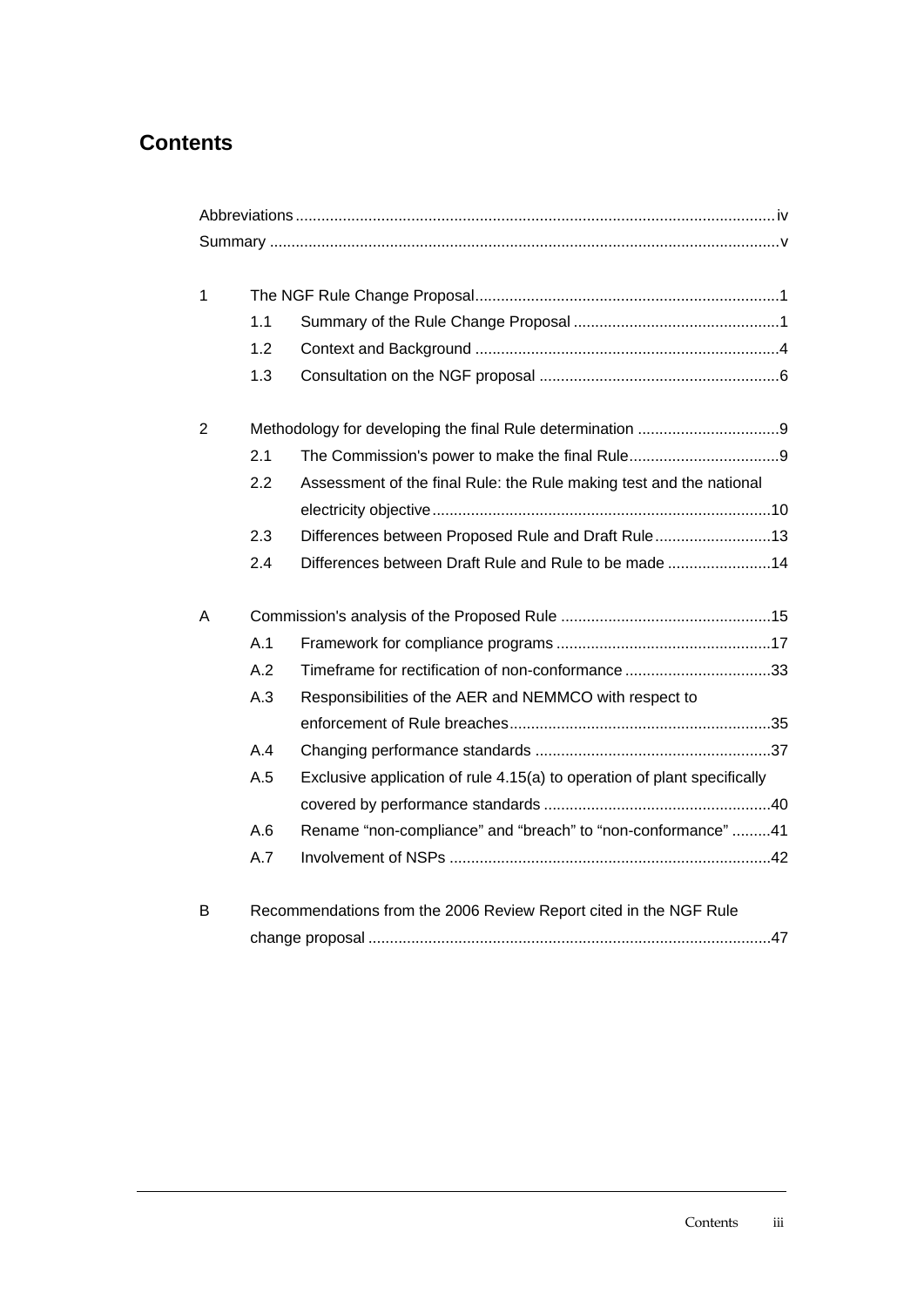# Contents

| | | | |
|---|---|---|---|
| Abbreviations | | | iv |
| Summary | | | v |
| 1 | The NGF Rule Change Proposal | | 1 |
| | 1.1 | Summary of the Rule Change Proposal | 1 |
| | 1.2 | Context and Background | 4 |
| | 1.3 | Consultation on the NGF proposal | 6 |
| 2 | Methodology for developing the final Rule determination | | 9 |
| | 2.1 | The Commission's power to make the final Rule | 9 |
| | 2.2 | Assessment of the final Rule: the Rule making test and the national electricity objective | 10 |
| | 2.3 | Differences between Proposed Rule and Draft Rule | 13 |
| | 2.4 | Differences between Draft Rule and Rule to be made | 14 |
| A | Commission's analysis of the Proposed Rule | | 15 |
| | A.1 | Framework for compliance programs | 17 |
| | A.2 | Timeframe for rectification of non-conformance | 33 |
| | A.3 | Responsibilities of the AER and NEMMCO with respect to enforcement of Rule breaches | 35 |
| | A.4 | Changing performance standards | 37 |
| | A.5 | Exclusive application of rule 4.15(a) to operation of plant specifically covered by performance standards | 40 |
| | A.6 | Rename "non-compliance" and "breach" to "non-conformance" | 41 |
| | A.7 | Involvement of NSPs | 42 |
| B | Recommendations from the 2006 Review Report cited in the NGF Rule change proposal | | 47 |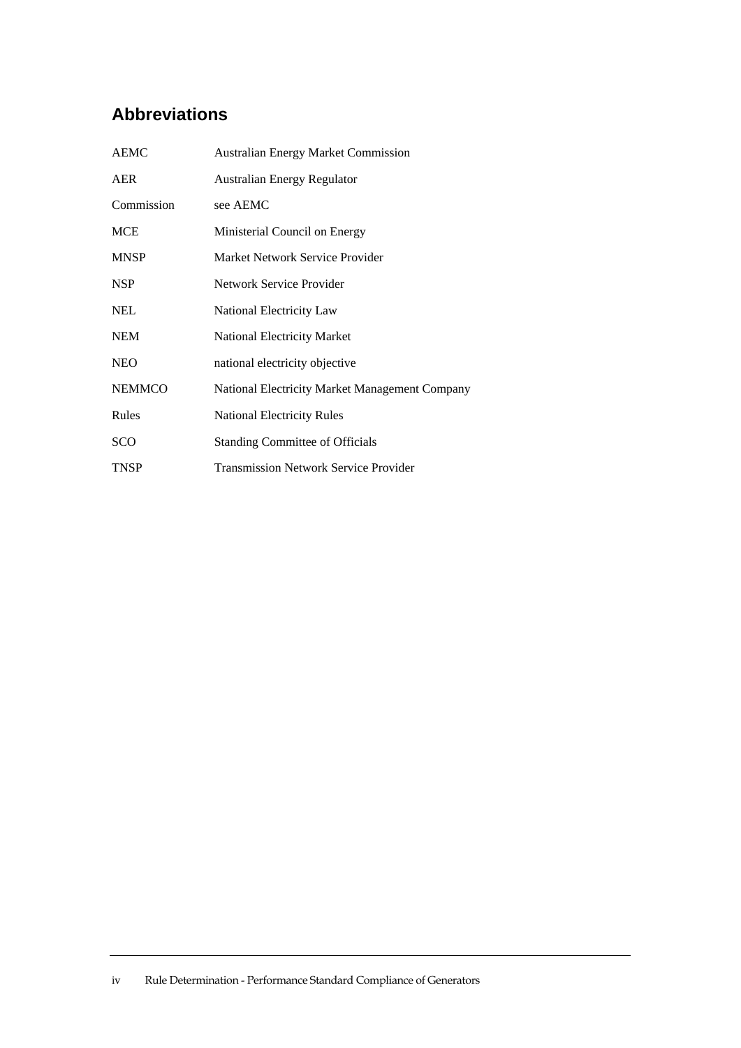## Abbreviations

| | |
|---|---|
| AEMC | Australian Energy Market Commission |
| AER | Australian Energy Regulator |
| Commission | see AEMC |
| MCE | Ministerial Council on Energy |
| MNSP | Market Network Service Provider |
| NSP | Network Service Provider |
| NEL | National Electricity Law |
| NEM | National Electricity Market |
| NEO | national electricity objective |
| NEMMCO | National Electricity Market Management Company |
| Rules | National Electricity Rules |
| SCO | Standing Committee of Officials |
| TNSP | Transmission Network Service Provider |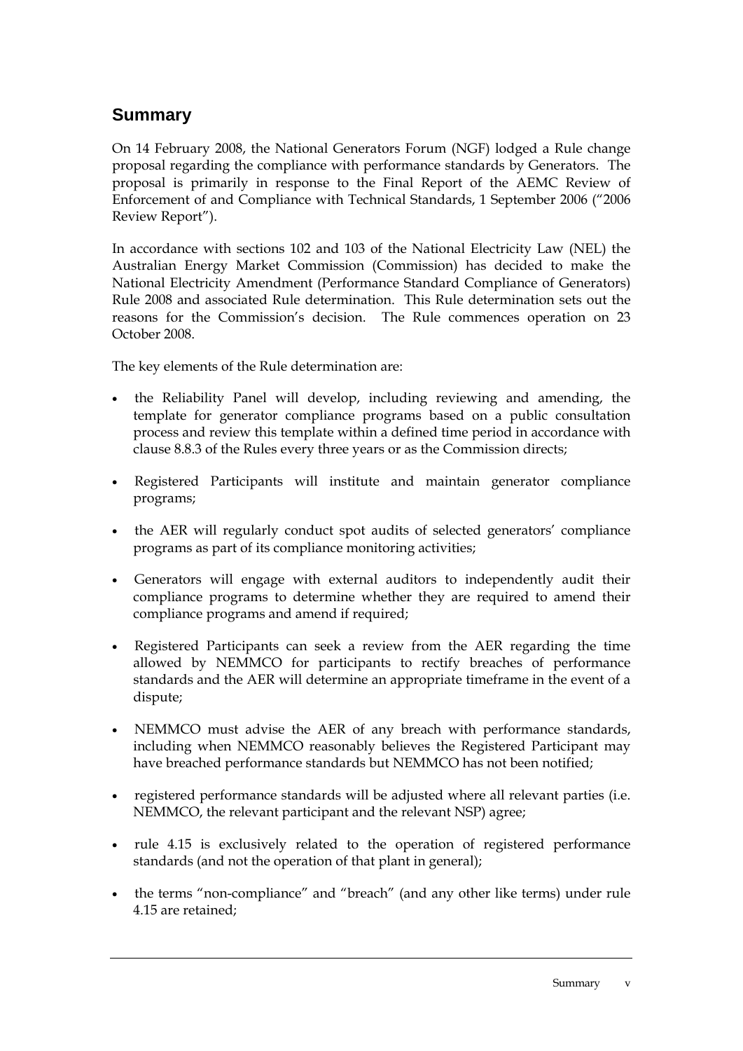## Summary

On 14 February 2008, the National Generators Forum (NGF) lodged a Rule change proposal regarding the compliance with performance standards by Generators. The proposal is primarily in response to the Final Report of the AEMC Review of Enforcement of and Compliance with Technical Standards, 1 September 2006 ("2006 Review Report").

In accordance with sections 102 and 103 of the National Electricity Law (NEL) the Australian Energy Market Commission (Commission) has decided to make the National Electricity Amendment (Performance Standard Compliance of Generators) Rule 2008 and associated Rule determination. This Rule determination sets out the reasons for the Commission's decision. The Rule commences operation on 23 October 2008.

The key elements of the Rule determination are:

- the Reliability Panel will develop, including reviewing and amending, the template for generator compliance programs based on a public consultation process and review this template within a defined time period in accordance with clause 8.8.3 of the Rules every three years or as the Commission directs;
- Registered Participants will institute and maintain generator compliance programs;
- the AER will regularly conduct spot audits of selected generators' compliance programs as part of its compliance monitoring activities;
- Generators will engage with external auditors to independently audit their compliance programs to determine whether they are required to amend their compliance programs and amend if required;
- Registered Participants can seek a review from the AER regarding the time allowed by NEMMCO for participants to rectify breaches of performance standards and the AER will determine an appropriate timeframe in the event of a dispute;
- NEMMCO must advise the AER of any breach with performance standards, including when NEMMCO reasonably believes the Registered Participant may have breached performance standards but NEMMCO has not been notified;
- registered performance standards will be adjusted where all relevant parties (i.e. NEMMCO, the relevant participant and the relevant NSP) agree;
- rule 4.15 is exclusively related to the operation of registered performance standards (and not the operation of that plant in general);
- the terms "non-compliance" and "breach" (and any other like terms) under rule 4.15 are retained;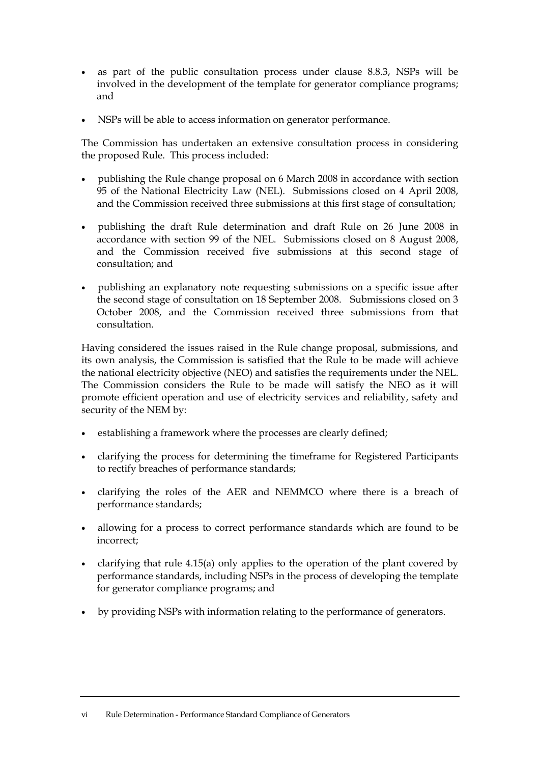- as part of the public consultation process under clause 8.8.3, NSPs will be involved in the development of the template for generator compliance programs; and
- NSPs will be able to access information on generator performance.

The Commission has undertaken an extensive consultation process in considering the proposed Rule. This process included:

- publishing the Rule change proposal on 6 March 2008 in accordance with section 95 of the National Electricity Law (NEL). Submissions closed on 4 April 2008, and the Commission received three submissions at this first stage of consultation;
- publishing the draft Rule determination and draft Rule on 26 June 2008 in accordance with section 99 of the NEL. Submissions closed on 8 August 2008, and the Commission received five submissions at this second stage of consultation; and
- publishing an explanatory note requesting submissions on a specific issue after the second stage of consultation on 18 September 2008. Submissions closed on 3 October 2008, and the Commission received three submissions from that consultation.

Having considered the issues raised in the Rule change proposal, submissions, and its own analysis, the Commission is satisfied that the Rule to be made will achieve the national electricity objective (NEO) and satisfies the requirements under the NEL. The Commission considers the Rule to be made will satisfy the NEO as it will promote efficient operation and use of electricity services and reliability, safety and security of the NEM by:

- establishing a framework where the processes are clearly defined;
- clarifying the process for determining the timeframe for Registered Participants to rectify breaches of performance standards;
- clarifying the roles of the AER and NEMMCO where there is a breach of performance standards;
- allowing for a process to correct performance standards which are found to be incorrect;
- clarifying that rule 4.15(a) only applies to the operation of the plant covered by performance standards, including NSPs in the process of developing the template for generator compliance programs; and
- by providing NSPs with information relating to the performance of generators.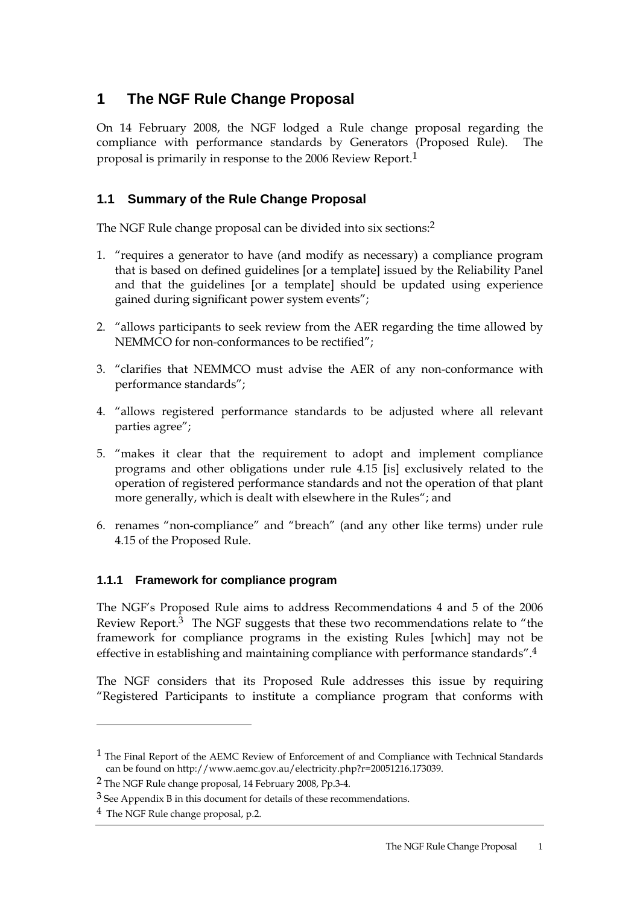# 1 The NGF Rule Change Proposal

On 14 February 2008, the NGF lodged a Rule change proposal regarding the compliance with performance standards by Generators (Proposed Rule). The proposal is primarily in response to the 2006 Review Report.[1]

## 1.1 Summary of the Rule Change Proposal

The NGF Rule change proposal can be divided into six sections:[2]

1. "requires a generator to have (and modify as necessary) a compliance program that is based on defined guidelines [or a template] issued by the Reliability Panel and that the guidelines [or a template] should be updated using experience gained during significant power system events";
2. "allows participants to seek review from the AER regarding the time allowed by NEMMCO for non-conformances to be rectified";
3. "clarifies that NEMMCO must advise the AER of any non-conformance with performance standards";
4. "allows registered performance standards to be adjusted where all relevant parties agree";
5. "makes it clear that the requirement to adopt and implement compliance programs and other obligations under rule 4.15 [is] exclusively related to the operation of registered performance standards and not the operation of that plant more generally, which is dealt with elsewhere in the Rules"; and
6. renames "non-compliance" and "breach" (and any other like terms) under rule 4.15 of the Proposed Rule.

### 1.1.1 Framework for compliance program

The NGF's Proposed Rule aims to address Recommendations 4 and 5 of the 2006 Review Report.[3] The NGF suggests that these two recommendations relate to "the framework for compliance programs in the existing Rules [which] may not be effective in establishing and maintaining compliance with performance standards".[4]

The NGF considers that its Proposed Rule addresses this issue by requiring "Registered Participants to institute a compliance program that conforms with

---

[1] The Final Report of the AEMC Review of Enforcement of and Compliance with Technical Standards can be found on http://www.aemc.gov.au/electricity.php?r=20051216.173039.

[2] The NGF Rule change proposal, 14 February 2008, Pp.3-4.

[3] See Appendix B in this document for details of these recommendations.

[4] The NGF Rule change proposal, p.2.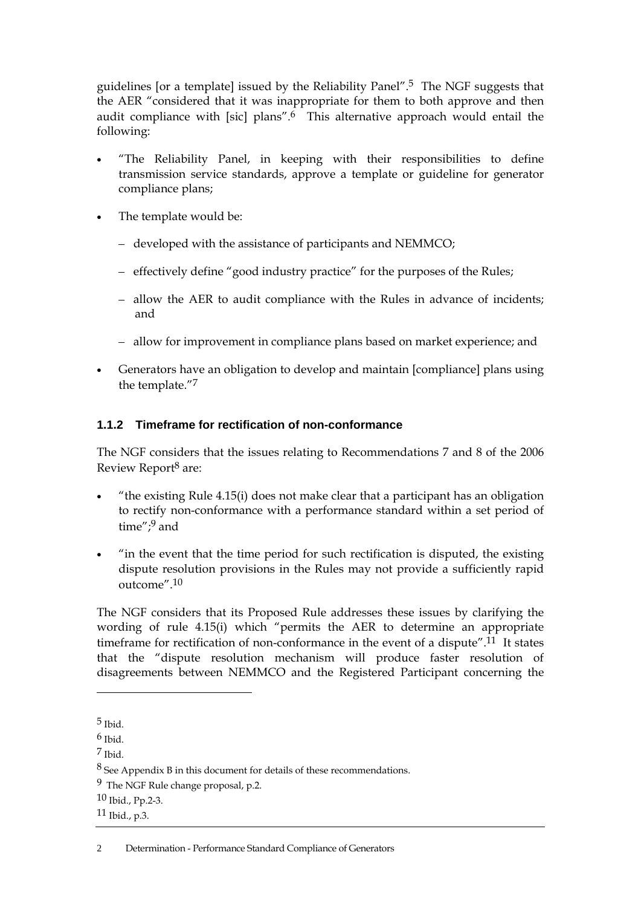guidelines [or a template] issued by the Reliability Panel".[5] The NGF suggests that the AER "considered that it was inappropriate for them to both approve and then audit compliance with [sic] plans".[6] This alternative approach would entail the following:

- "The Reliability Panel, in keeping with their responsibilities to define transmission service standards, approve a template or guideline for generator compliance plans;
- The template would be:
  - developed with the assistance of participants and NEMMCO;
  - effectively define "good industry practice" for the purposes of the Rules;
  - allow the AER to audit compliance with the Rules in advance of incidents; and
  - allow for improvement in compliance plans based on market experience; and
- Generators have an obligation to develop and maintain [compliance] plans using the template."[7]

### 1.1.2 Timeframe for rectification of non-conformance

The NGF considers that the issues relating to Recommendations 7 and 8 of the 2006 Review Report[8] are:

- "the existing Rule 4.15(i) does not make clear that a participant has an obligation to rectify non-conformance with a performance standard within a set period of time";[9] and
- "in the event that the time period for such rectification is disputed, the existing dispute resolution provisions in the Rules may not provide a sufficiently rapid outcome".[10]

The NGF considers that its Proposed Rule addresses these issues by clarifying the wording of rule 4.15(i) which "permits the AER to determine an appropriate timeframe for rectification of non-conformance in the event of a dispute".[11] It states that the "dispute resolution mechanism will produce faster resolution of disagreements between NEMMCO and the Registered Participant concerning the

---

[5] Ibid.

[6] Ibid.

[7] Ibid.

[8] See Appendix B in this document for details of these recommendations.

[9] The NGF Rule change proposal, p.2.

[10] Ibid., Pp.2-3.

[11] Ibid., p.3.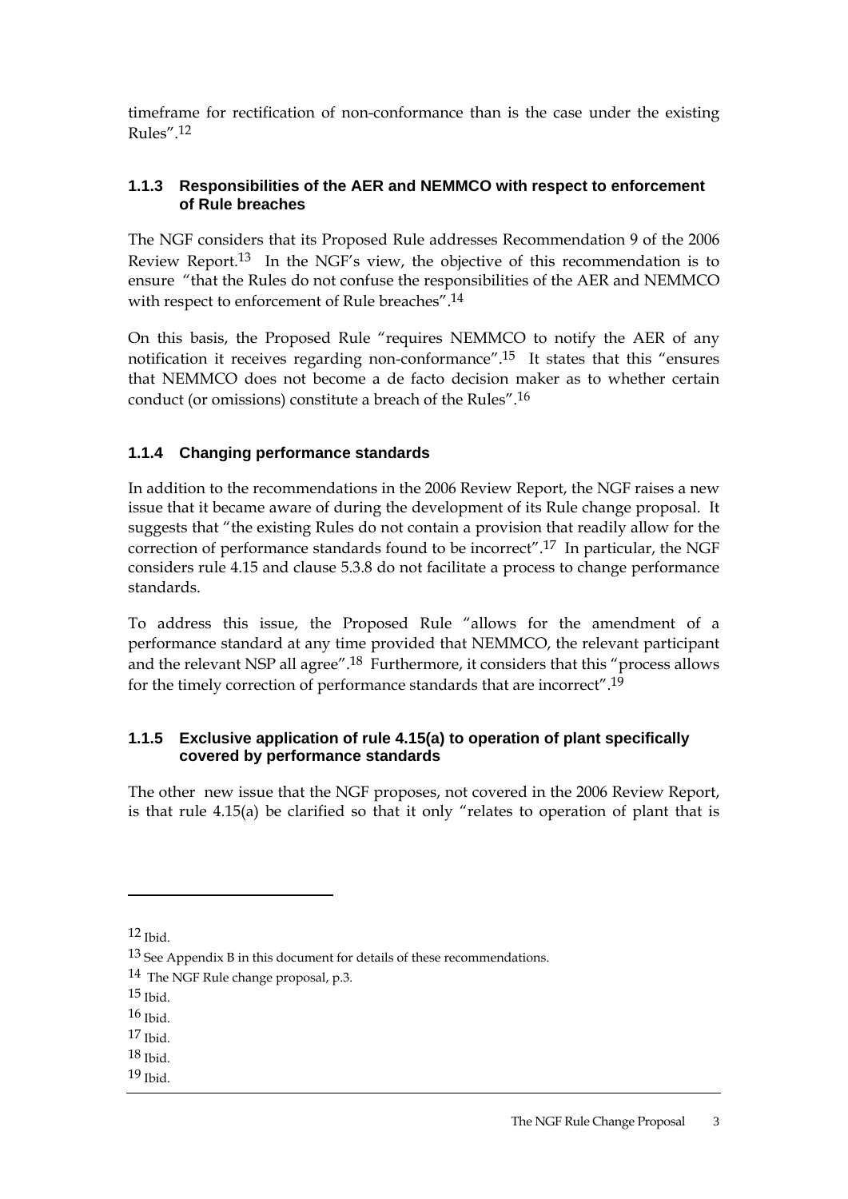timeframe for rectification of non-conformance than is the case under the existing Rules".[12]

### 1.1.3 Responsibilities of the AER and NEMMCO with respect to enforcement of Rule breaches

The NGF considers that its Proposed Rule addresses Recommendation 9 of the 2006 Review Report.[13] In the NGF's view, the objective of this recommendation is to ensure "that the Rules do not confuse the responsibilities of the AER and NEMMCO with respect to enforcement of Rule breaches".[14]

On this basis, the Proposed Rule "requires NEMMCO to notify the AER of any notification it receives regarding non-conformance".[15] It states that this "ensures that NEMMCO does not become a de facto decision maker as to whether certain conduct (or omissions) constitute a breach of the Rules".[16]

### 1.1.4 Changing performance standards

In addition to the recommendations in the 2006 Review Report, the NGF raises a new issue that it became aware of during the development of its Rule change proposal. It suggests that "the existing Rules do not contain a provision that readily allow for the correction of performance standards found to be incorrect".[17] In particular, the NGF considers rule 4.15 and clause 5.3.8 do not facilitate a process to change performance standards.

To address this issue, the Proposed Rule "allows for the amendment of a performance standard at any time provided that NEMMCO, the relevant participant and the relevant NSP all agree".[18] Furthermore, it considers that this "process allows for the timely correction of performance standards that are incorrect".[19]

### 1.1.5 Exclusive application of rule 4.15(a) to operation of plant specifically covered by performance standards

The other new issue that the NGF proposes, not covered in the 2006 Review Report, is that rule 4.15(a) be clarified so that it only "relates to operation of plant that is

---

[12] Ibid.

[13] See Appendix B in this document for details of these recommendations.

[14] The NGF Rule change proposal, p.3.

[15] Ibid.

[16] Ibid.

[17] Ibid.

[18] Ibid.

[19] Ibid.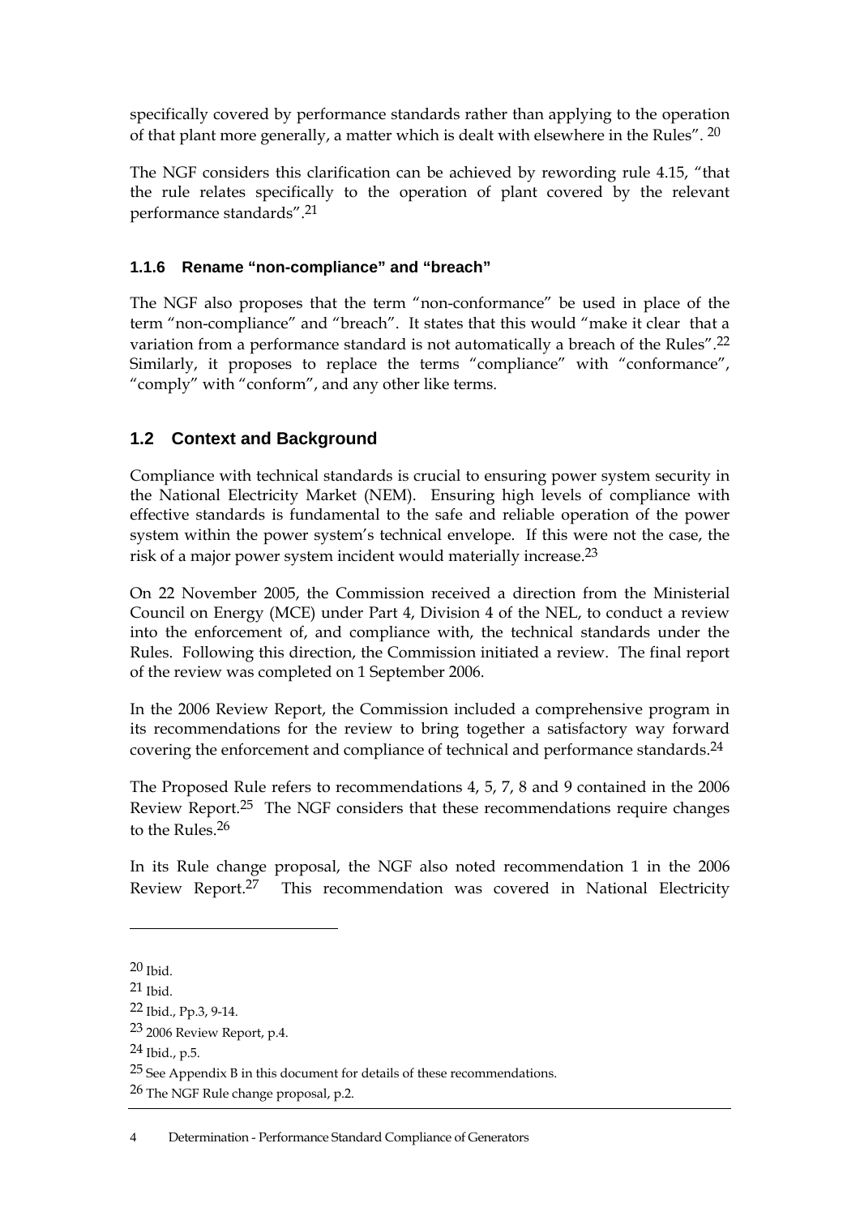specifically covered by performance standards rather than applying to the operation of that plant more generally, a matter which is dealt with elsewhere in the Rules". [20]

The NGF considers this clarification can be achieved by rewording rule 4.15, "that the rule relates specifically to the operation of plant covered by the relevant performance standards".[21]

### 1.1.6 Rename "non-compliance" and "breach"

The NGF also proposes that the term "non-conformance" be used in place of the term "non-compliance" and "breach". It states that this would "make it clear that a variation from a performance standard is not automatically a breach of the Rules".[22] Similarly, it proposes to replace the terms "compliance" with "conformance", "comply" with "conform", and any other like terms.

## 1.2 Context and Background

Compliance with technical standards is crucial to ensuring power system security in the National Electricity Market (NEM). Ensuring high levels of compliance with effective standards is fundamental to the safe and reliable operation of the power system within the power system's technical envelope. If this were not the case, the risk of a major power system incident would materially increase.[23]

On 22 November 2005, the Commission received a direction from the Ministerial Council on Energy (MCE) under Part 4, Division 4 of the NEL, to conduct a review into the enforcement of, and compliance with, the technical standards under the Rules. Following this direction, the Commission initiated a review. The final report of the review was completed on 1 September 2006.

In the 2006 Review Report, the Commission included a comprehensive program in its recommendations for the review to bring together a satisfactory way forward covering the enforcement and compliance of technical and performance standards.[24]

The Proposed Rule refers to recommendations 4, 5, 7, 8 and 9 contained in the 2006 Review Report.[25] The NGF considers that these recommendations require changes to the Rules.[26]

In its Rule change proposal, the NGF also noted recommendation 1 in the 2006 Review Report.[27] This recommendation was covered in National Electricity

---

[20] Ibid.

[21] Ibid.

[22] Ibid., Pp.3, 9-14.

[23] 2006 Review Report, p.4.

[24] Ibid., p.5.

[25] See Appendix B in this document for details of these recommendations.

[26] The NGF Rule change proposal, p.2.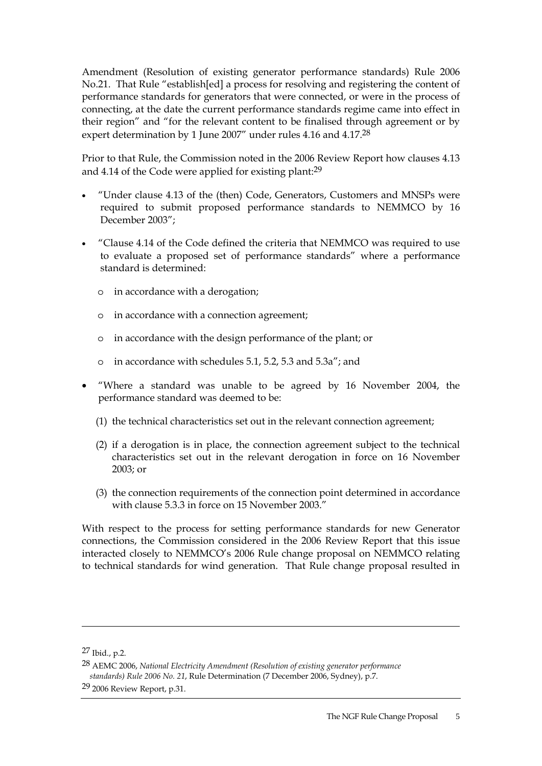Amendment (Resolution of existing generator performance standards) Rule 2006 No.21. That Rule "establish[ed] a process for resolving and registering the content of performance standards for generators that were connected, or were in the process of connecting, at the date the current performance standards regime came into effect in their region" and "for the relevant content to be finalised through agreement or by expert determination by 1 June 2007" under rules 4.16 and 4.17.[28]

Prior to that Rule, the Commission noted in the 2006 Review Report how clauses 4.13 and 4.14 of the Code were applied for existing plant:[29]

- "Under clause 4.13 of the (then) Code, Generators, Customers and MNSPs were required to submit proposed performance standards to NEMMCO by 16 December 2003";
- "Clause 4.14 of the Code defined the criteria that NEMMCO was required to use to evaluate a proposed set of performance standards" where a performance standard is determined:
  - in accordance with a derogation;
  - in accordance with a connection agreement;
  - in accordance with the design performance of the plant; or
  - in accordance with schedules 5.1, 5.2, 5.3 and 5.3a"; and
- "Where a standard was unable to be agreed by 16 November 2004, the performance standard was deemed to be:
  (1) the technical characteristics set out in the relevant connection agreement;
  (2) if a derogation is in place, the connection agreement subject to the technical characteristics set out in the relevant derogation in force on 16 November 2003; or
  (3) the connection requirements of the connection point determined in accordance with clause 5.3.3 in force on 15 November 2003."

With respect to the process for setting performance standards for new Generator connections, the Commission considered in the 2006 Review Report that this issue interacted closely to NEMMCO's 2006 Rule change proposal on NEMMCO relating to technical standards for wind generation. That Rule change proposal resulted in

---

27 Ibid., p.2.

28 AEMC 2006, *National Electricity Amendment (Resolution of existing generator performance standards) Rule 2006 No. 21*, Rule Determination (7 December 2006, Sydney), p.7.

29 2006 Review Report, p.31.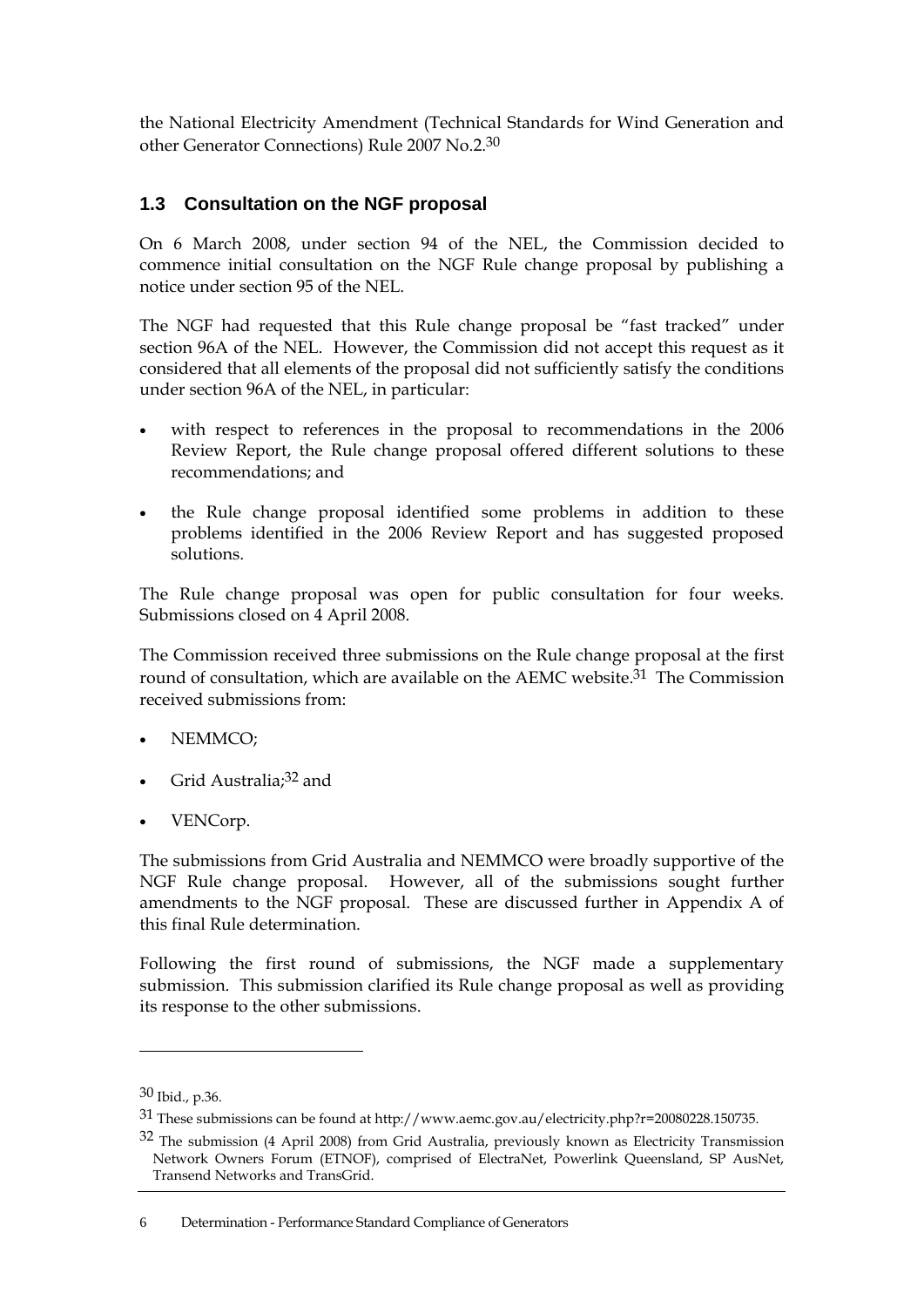the National Electricity Amendment (Technical Standards for Wind Generation and other Generator Connections) Rule 2007 No.2.[30]

## 1.3 Consultation on the NGF proposal

On 6 March 2008, under section 94 of the NEL, the Commission decided to commence initial consultation on the NGF Rule change proposal by publishing a notice under section 95 of the NEL.

The NGF had requested that this Rule change proposal be "fast tracked" under section 96A of the NEL. However, the Commission did not accept this request as it considered that all elements of the proposal did not sufficiently satisfy the conditions under section 96A of the NEL, in particular:

- with respect to references in the proposal to recommendations in the 2006 Review Report, the Rule change proposal offered different solutions to these recommendations; and
- the Rule change proposal identified some problems in addition to these problems identified in the 2006 Review Report and has suggested proposed solutions.

The Rule change proposal was open for public consultation for four weeks. Submissions closed on 4 April 2008.

The Commission received three submissions on the Rule change proposal at the first round of consultation, which are available on the AEMC website.[31] The Commission received submissions from:

- NEMMCO;
- Grid Australia;[32] and
- VENCorp.

The submissions from Grid Australia and NEMMCO were broadly supportive of the NGF Rule change proposal. However, all of the submissions sought further amendments to the NGF proposal. These are discussed further in Appendix A of this final Rule determination.

Following the first round of submissions, the NGF made a supplementary submission. This submission clarified its Rule change proposal as well as providing its response to the other submissions.

---

[30] Ibid., p.36.

[31] These submissions can be found at http://www.aemc.gov.au/electricity.php?r=20080228.150735.

[32] The submission (4 April 2008) from Grid Australia, previously known as Electricity Transmission Network Owners Forum (ETNOF), comprised of ElectraNet, Powerlink Queensland, SP AusNet, Transend Networks and TransGrid.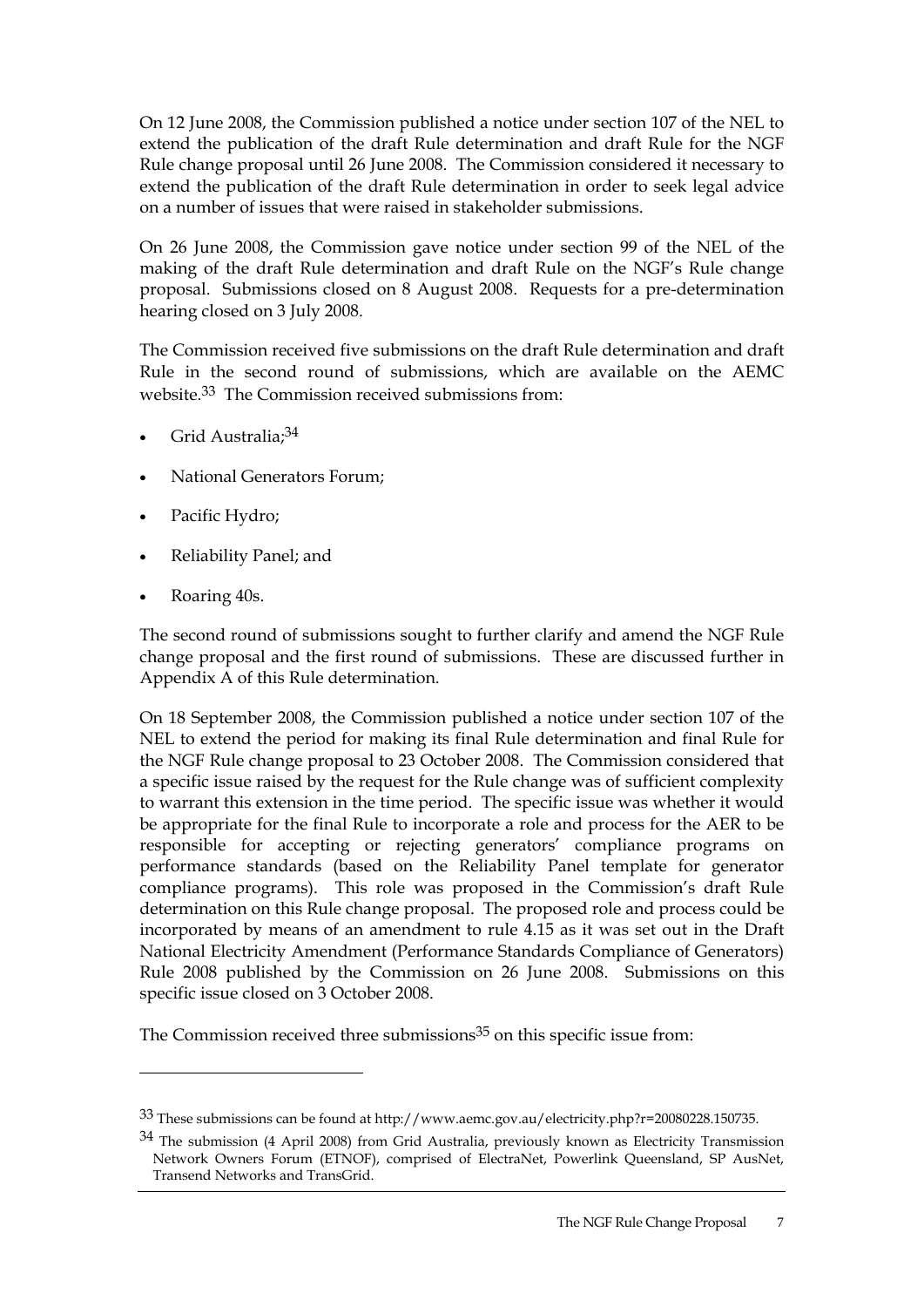On 12 June 2008, the Commission published a notice under section 107 of the NEL to extend the publication of the draft Rule determination and draft Rule for the NGF Rule change proposal until 26 June 2008. The Commission considered it necessary to extend the publication of the draft Rule determination in order to seek legal advice on a number of issues that were raised in stakeholder submissions.

On 26 June 2008, the Commission gave notice under section 99 of the NEL of the making of the draft Rule determination and draft Rule on the NGF's Rule change proposal. Submissions closed on 8 August 2008. Requests for a pre-determination hearing closed on 3 July 2008.

The Commission received five submissions on the draft Rule determination and draft Rule in the second round of submissions, which are available on the AEMC website.[33] The Commission received submissions from:

- Grid Australia;[34]
- National Generators Forum;
- Pacific Hydro;
- Reliability Panel; and
- Roaring 40s.

The second round of submissions sought to further clarify and amend the NGF Rule change proposal and the first round of submissions. These are discussed further in Appendix A of this Rule determination.

On 18 September 2008, the Commission published a notice under section 107 of the NEL to extend the period for making its final Rule determination and final Rule for the NGF Rule change proposal to 23 October 2008. The Commission considered that a specific issue raised by the request for the Rule change was of sufficient complexity to warrant this extension in the time period. The specific issue was whether it would be appropriate for the final Rule to incorporate a role and process for the AER to be responsible for accepting or rejecting generators' compliance programs on performance standards (based on the Reliability Panel template for generator compliance programs). This role was proposed in the Commission's draft Rule determination on this Rule change proposal. The proposed role and process could be incorporated by means of an amendment to rule 4.15 as it was set out in the Draft National Electricity Amendment (Performance Standards Compliance of Generators) Rule 2008 published by the Commission on 26 June 2008. Submissions on this specific issue closed on 3 October 2008.

The Commission received three submissions[35] on this specific issue from:

---

[33] These submissions can be found at http://www.aemc.gov.au/electricity.php?r=20080228.150735.

[34] The submission (4 April 2008) from Grid Australia, previously known as Electricity Transmission Network Owners Forum (ETNOF), comprised of ElectraNet, Powerlink Queensland, SP AusNet, Transend Networks and TransGrid.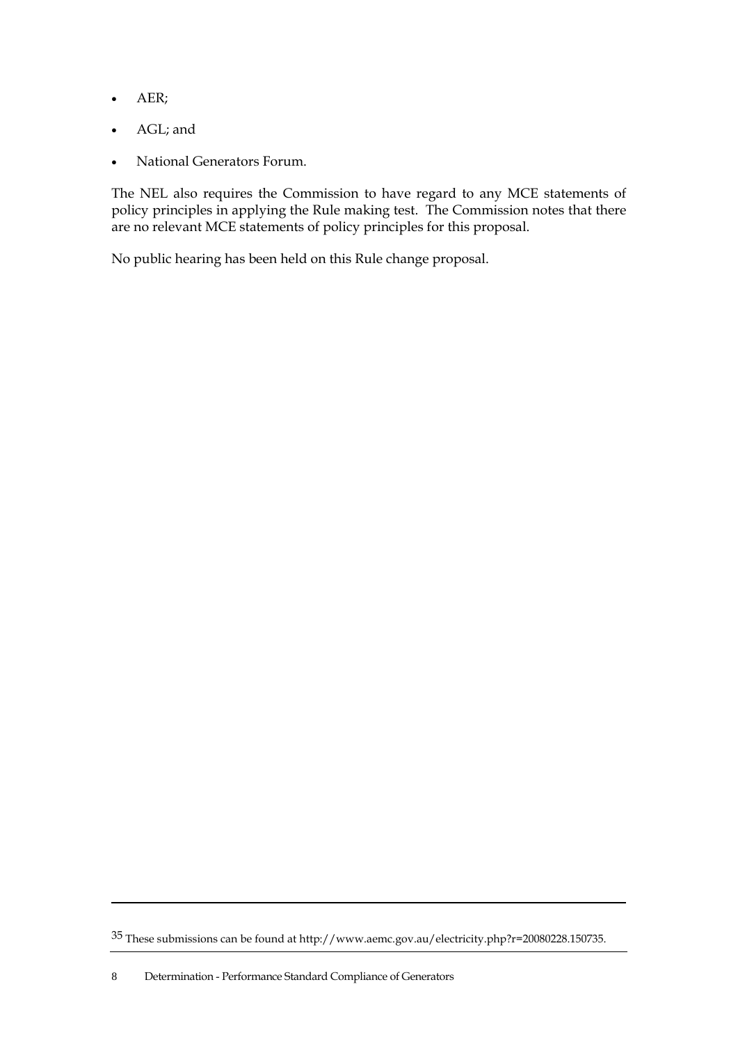- AER;
- AGL; and
- National Generators Forum.

The NEL also requires the Commission to have regard to any MCE statements of policy principles in applying the Rule making test. The Commission notes that there are no relevant MCE statements of policy principles for this proposal.

No public hearing has been held on this Rule change proposal.

---

[35] These submissions can be found at http://www.aemc.gov.au/electricity.php?r=20080228.150735.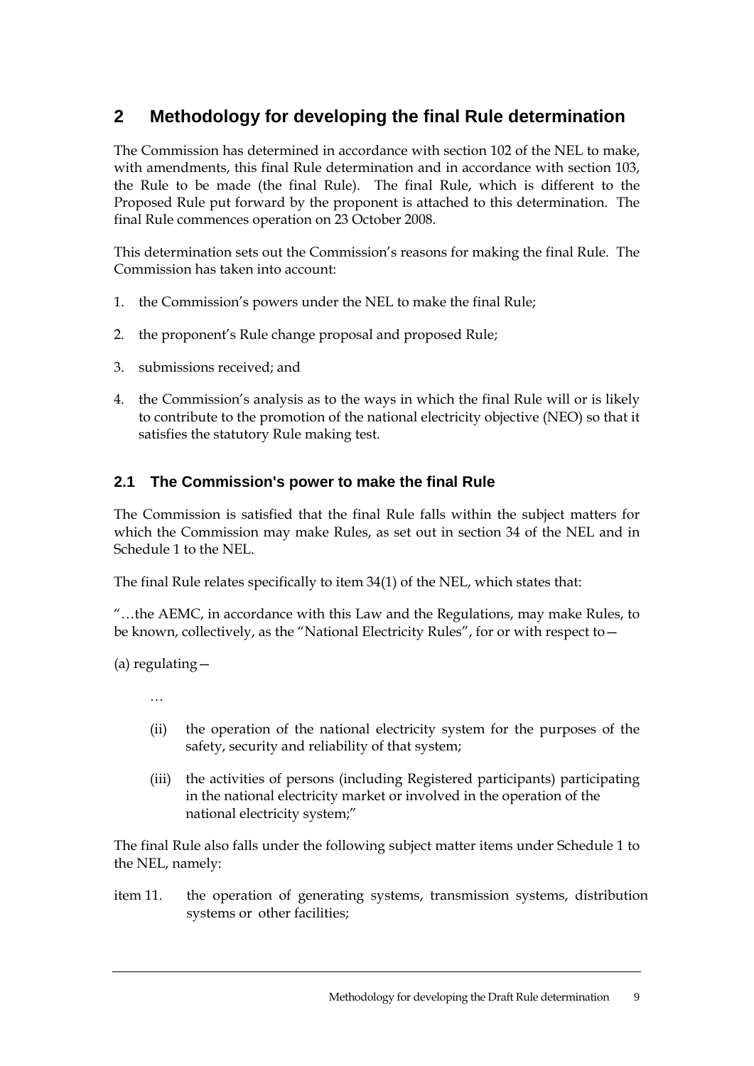# 2 Methodology for developing the final Rule determination

The Commission has determined in accordance with section 102 of the NEL to make, with amendments, this final Rule determination and in accordance with section 103, the Rule to be made (the final Rule). The final Rule, which is different to the Proposed Rule put forward by the proponent is attached to this determination. The final Rule commences operation on 23 October 2008.

This determination sets out the Commission's reasons for making the final Rule. The Commission has taken into account:

1. the Commission's powers under the NEL to make the final Rule;
2. the proponent's Rule change proposal and proposed Rule;
3. submissions received; and
4. the Commission's analysis as to the ways in which the final Rule will or is likely to contribute to the promotion of the national electricity objective (NEO) so that it satisfies the statutory Rule making test.

## 2.1 The Commission's power to make the final Rule

The Commission is satisfied that the final Rule falls within the subject matters for which the Commission may make Rules, as set out in section 34 of the NEL and in Schedule 1 to the NEL.

The final Rule relates specifically to item 34(1) of the NEL, which states that:

"…the AEMC, in accordance with this Law and the Regulations, may make Rules, to be known, collectively, as the "National Electricity Rules", for or with respect to—

(a) regulating—

…

(ii) the operation of the national electricity system for the purposes of the safety, security and reliability of that system;

(iii) the activities of persons (including Registered participants) participating in the national electricity market or involved in the operation of the national electricity system;"

The final Rule also falls under the following subject matter items under Schedule 1 to the NEL, namely:

item 11. the operation of generating systems, transmission systems, distribution systems or other facilities;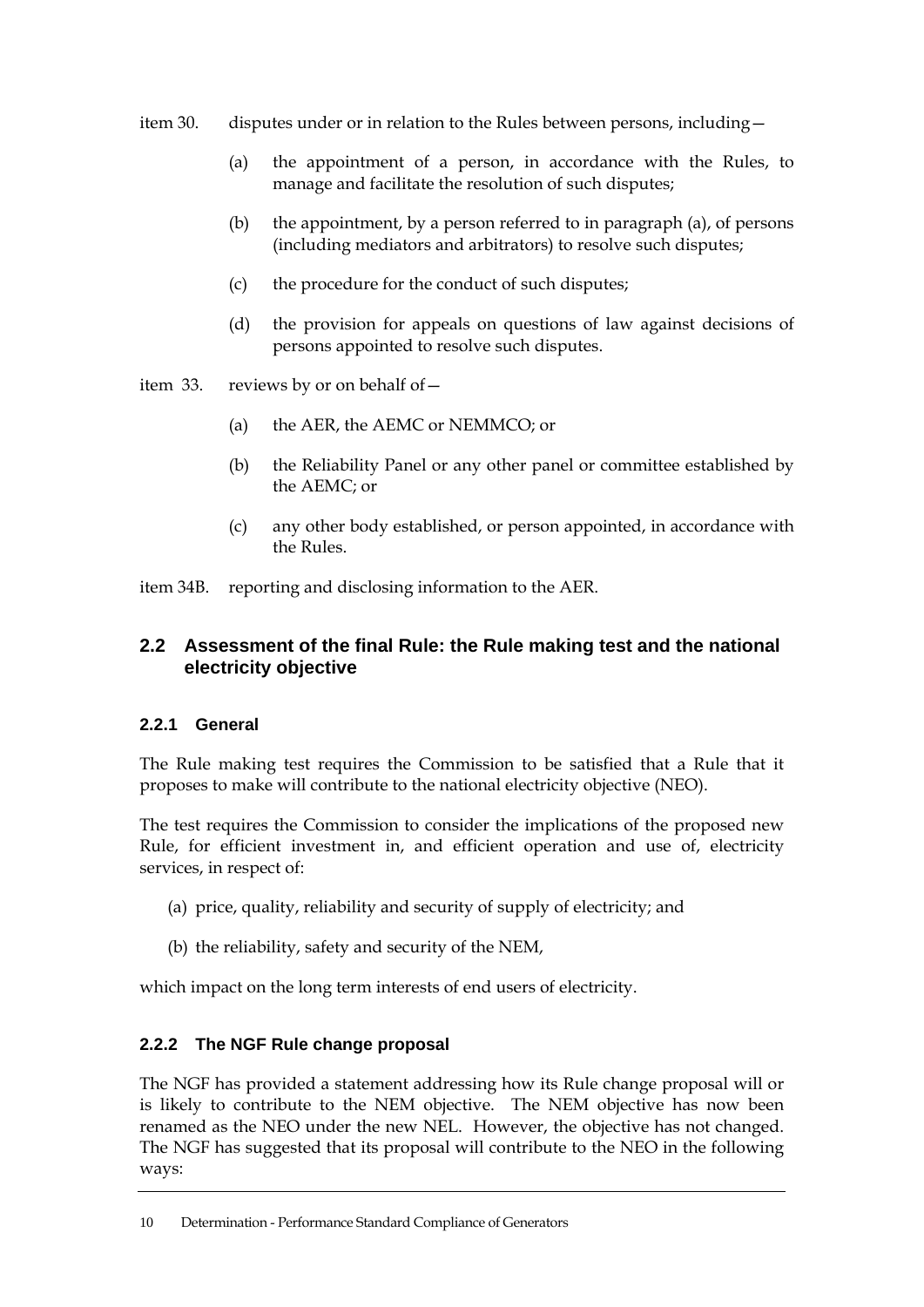item 30. disputes under or in relation to the Rules between persons, including—

(a) the appointment of a person, in accordance with the Rules, to manage and facilitate the resolution of such disputes;

(b) the appointment, by a person referred to in paragraph (a), of persons (including mediators and arbitrators) to resolve such disputes;

(c) the procedure for the conduct of such disputes;

(d) the provision for appeals on questions of law against decisions of persons appointed to resolve such disputes.

item 33. reviews by or on behalf of—

(a) the AER, the AEMC or NEMMCO; or

(b) the Reliability Panel or any other panel or committee established by the AEMC; or

(c) any other body established, or person appointed, in accordance with the Rules.

item 34B. reporting and disclosing information to the AER.

## 2.2 Assessment of the final Rule: the Rule making test and the national electricity objective

### 2.2.1 General

The Rule making test requires the Commission to be satisfied that a Rule that it proposes to make will contribute to the national electricity objective (NEO).

The test requires the Commission to consider the implications of the proposed new Rule, for efficient investment in, and efficient operation and use of, electricity services, in respect of:

(a) price, quality, reliability and security of supply of electricity; and

(b) the reliability, safety and security of the NEM,

which impact on the long term interests of end users of electricity.

### 2.2.2 The NGF Rule change proposal

The NGF has provided a statement addressing how its Rule change proposal will or is likely to contribute to the NEM objective. The NEM objective has now been renamed as the NEO under the new NEL. However, the objective has not changed. The NGF has suggested that its proposal will contribute to the NEO in the following ways: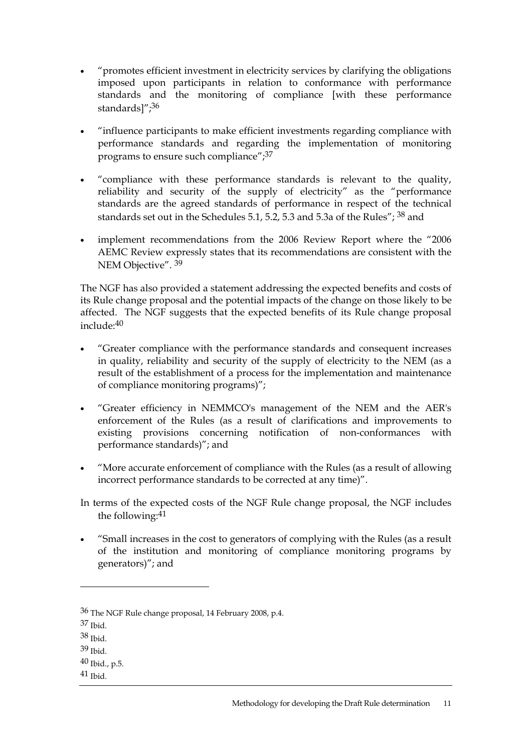- "promotes efficient investment in electricity services by clarifying the obligations imposed upon participants in relation to conformance with performance standards and the monitoring of compliance [with these performance standards]";[36]

- "influence participants to make efficient investments regarding compliance with performance standards and regarding the implementation of monitoring programs to ensure such compliance";[37]

- "compliance with these performance standards is relevant to the quality, reliability and security of the supply of electricity" as the "performance standards are the agreed standards of performance in respect of the technical standards set out in the Schedules 5.1, 5.2, 5.3 and 5.3a of the Rules"; [38] and

- implement recommendations from the 2006 Review Report where the "2006 AEMC Review expressly states that its recommendations are consistent with the NEM Objective". [39]

The NGF has also provided a statement addressing the expected benefits and costs of its Rule change proposal and the potential impacts of the change on those likely to be affected. The NGF suggests that the expected benefits of its Rule change proposal include:[40]

- "Greater compliance with the performance standards and consequent increases in quality, reliability and security of the supply of electricity to the NEM (as a result of the establishment of a process for the implementation and maintenance of compliance monitoring programs)";

- "Greater efficiency in NEMMCO's management of the NEM and the AER's enforcement of the Rules (as a result of clarifications and improvements to existing provisions concerning notification of non-conformances with performance standards)"; and

- "More accurate enforcement of compliance with the Rules (as a result of allowing incorrect performance standards to be corrected at any time)".

In terms of the expected costs of the NGF Rule change proposal, the NGF includes the following:[41]

- "Small increases in the cost to generators of complying with the Rules (as a result of the institution and monitoring of compliance monitoring programs by generators)"; and

---

[36] The NGF Rule change proposal, 14 February 2008, p.4.

[37] Ibid.

[38] Ibid.

[39] Ibid.

[40] Ibid., p.5.

[41] Ibid.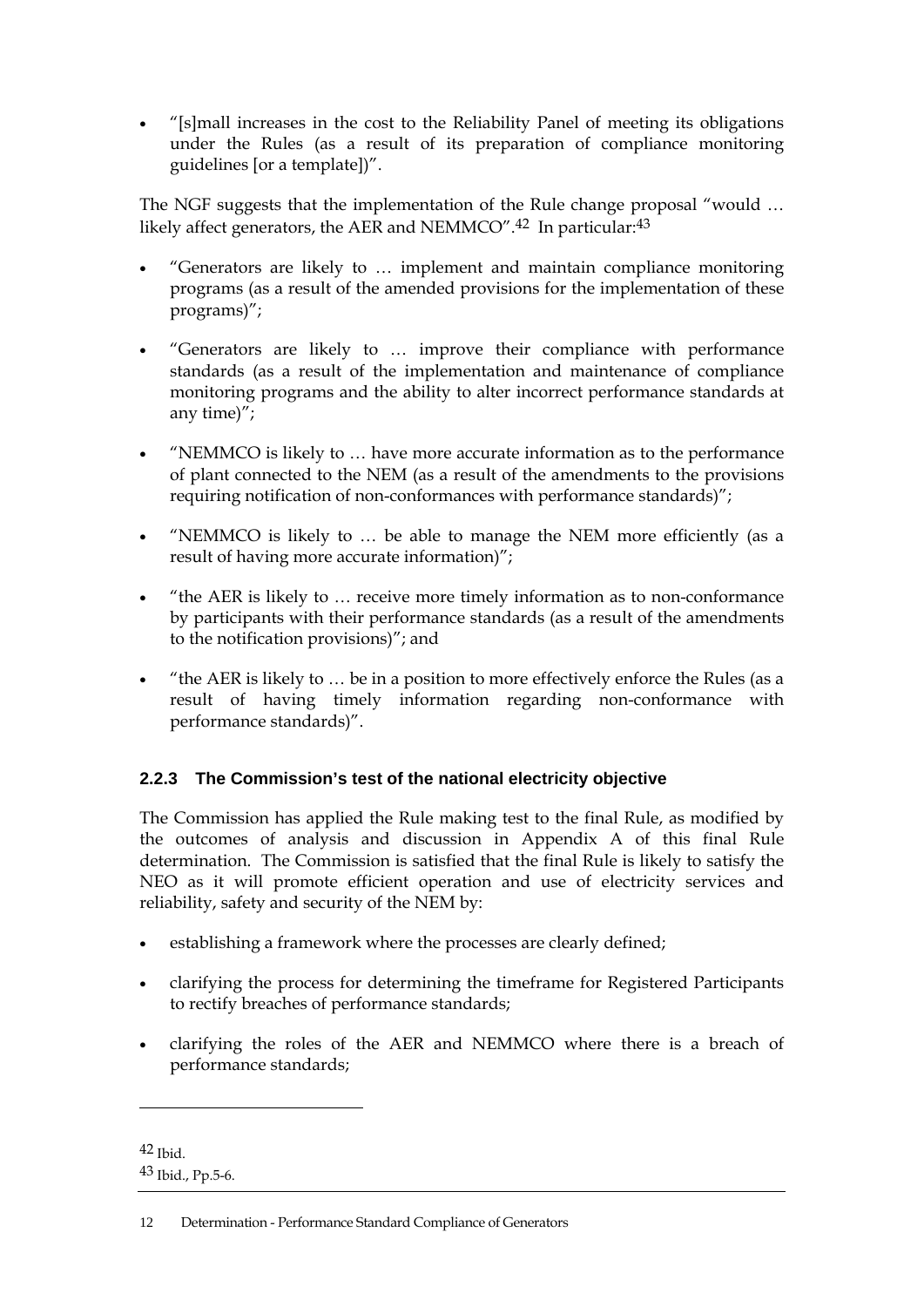- "[s]mall increases in the cost to the Reliability Panel of meeting its obligations under the Rules (as a result of its preparation of compliance monitoring guidelines [or a template])".

The NGF suggests that the implementation of the Rule change proposal "would … likely affect generators, the AER and NEMMCO".[42] In particular:[43]

- "Generators are likely to … implement and maintain compliance monitoring programs (as a result of the amended provisions for the implementation of these programs)";
- "Generators are likely to … improve their compliance with performance standards (as a result of the implementation and maintenance of compliance monitoring programs and the ability to alter incorrect performance standards at any time)";
- "NEMMCO is likely to … have more accurate information as to the performance of plant connected to the NEM (as a result of the amendments to the provisions requiring notification of non-conformances with performance standards)";
- "NEMMCO is likely to … be able to manage the NEM more efficiently (as a result of having more accurate information)";
- "the AER is likely to … receive more timely information as to non-conformance by participants with their performance standards (as a result of the amendments to the notification provisions)"; and
- "the AER is likely to … be in a position to more effectively enforce the Rules (as a result of having timely information regarding non-conformance with performance standards)".

### 2.2.3 The Commission's test of the national electricity objective

The Commission has applied the Rule making test to the final Rule, as modified by the outcomes of analysis and discussion in Appendix A of this final Rule determination. The Commission is satisfied that the final Rule is likely to satisfy the NEO as it will promote efficient operation and use of electricity services and reliability, safety and security of the NEM by:

- establishing a framework where the processes are clearly defined;
- clarifying the process for determining the timeframe for Registered Participants to rectify breaches of performance standards;
- clarifying the roles of the AER and NEMMCO where there is a breach of performance standards;

---

[42] Ibid.

[43] Ibid., Pp.5-6.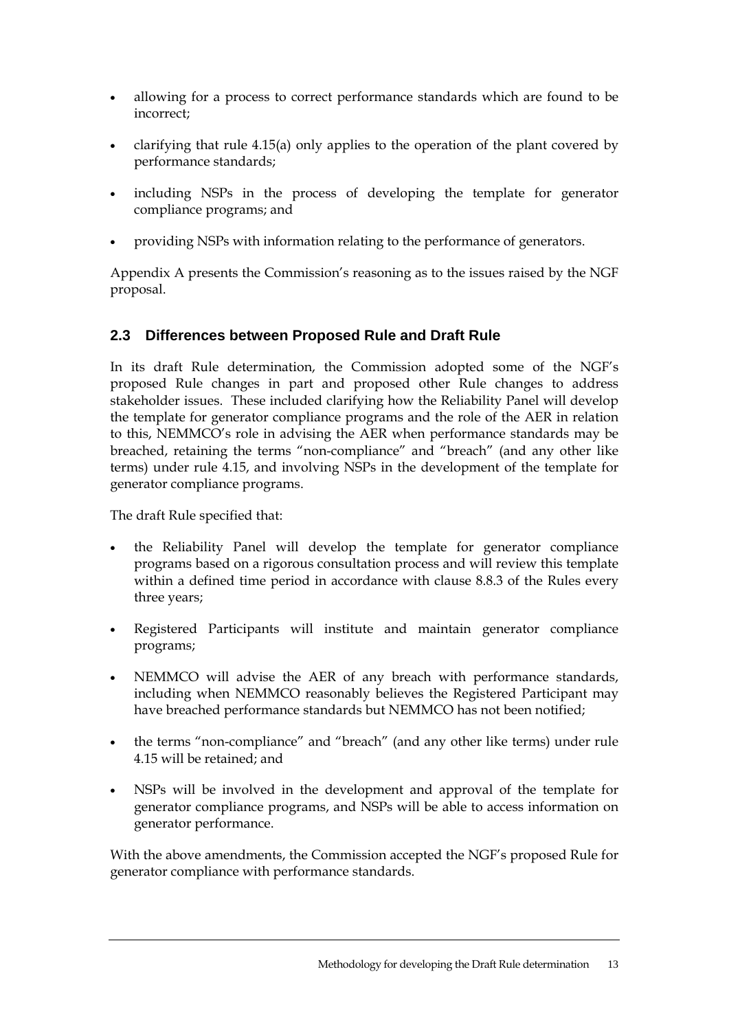- allowing for a process to correct performance standards which are found to be incorrect;
- clarifying that rule 4.15(a) only applies to the operation of the plant covered by performance standards;
- including NSPs in the process of developing the template for generator compliance programs; and
- providing NSPs with information relating to the performance of generators.

Appendix A presents the Commission's reasoning as to the issues raised by the NGF proposal.

## 2.3 Differences between Proposed Rule and Draft Rule

In its draft Rule determination, the Commission adopted some of the NGF's proposed Rule changes in part and proposed other Rule changes to address stakeholder issues. These included clarifying how the Reliability Panel will develop the template for generator compliance programs and the role of the AER in relation to this, NEMMCO's role in advising the AER when performance standards may be breached, retaining the terms "non-compliance" and "breach" (and any other like terms) under rule 4.15, and involving NSPs in the development of the template for generator compliance programs.

The draft Rule specified that:

- the Reliability Panel will develop the template for generator compliance programs based on a rigorous consultation process and will review this template within a defined time period in accordance with clause 8.8.3 of the Rules every three years;
- Registered Participants will institute and maintain generator compliance programs;
- NEMMCO will advise the AER of any breach with performance standards, including when NEMMCO reasonably believes the Registered Participant may have breached performance standards but NEMMCO has not been notified;
- the terms "non-compliance" and "breach" (and any other like terms) under rule 4.15 will be retained; and
- NSPs will be involved in the development and approval of the template for generator compliance programs, and NSPs will be able to access information on generator performance.

With the above amendments, the Commission accepted the NGF's proposed Rule for generator compliance with performance standards.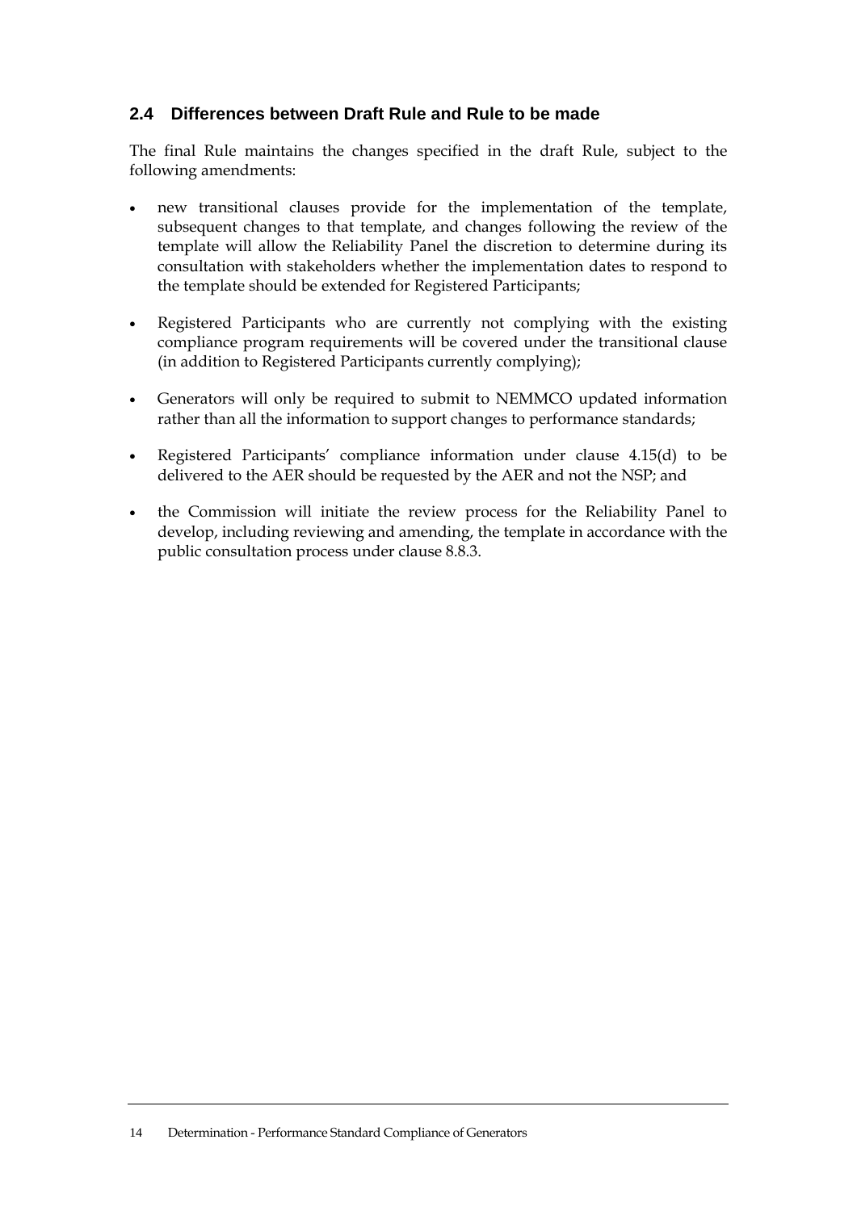## 2.4 Differences between Draft Rule and Rule to be made

The final Rule maintains the changes specified in the draft Rule, subject to the following amendments:

- new transitional clauses provide for the implementation of the template, subsequent changes to that template, and changes following the review of the template will allow the Reliability Panel the discretion to determine during its consultation with stakeholders whether the implementation dates to respond to the template should be extended for Registered Participants;
- Registered Participants who are currently not complying with the existing compliance program requirements will be covered under the transitional clause (in addition to Registered Participants currently complying);
- Generators will only be required to submit to NEMMCO updated information rather than all the information to support changes to performance standards;
- Registered Participants' compliance information under clause 4.15(d) to be delivered to the AER should be requested by the AER and not the NSP; and
- the Commission will initiate the review process for the Reliability Panel to develop, including reviewing and amending, the template in accordance with the public consultation process under clause 8.8.3.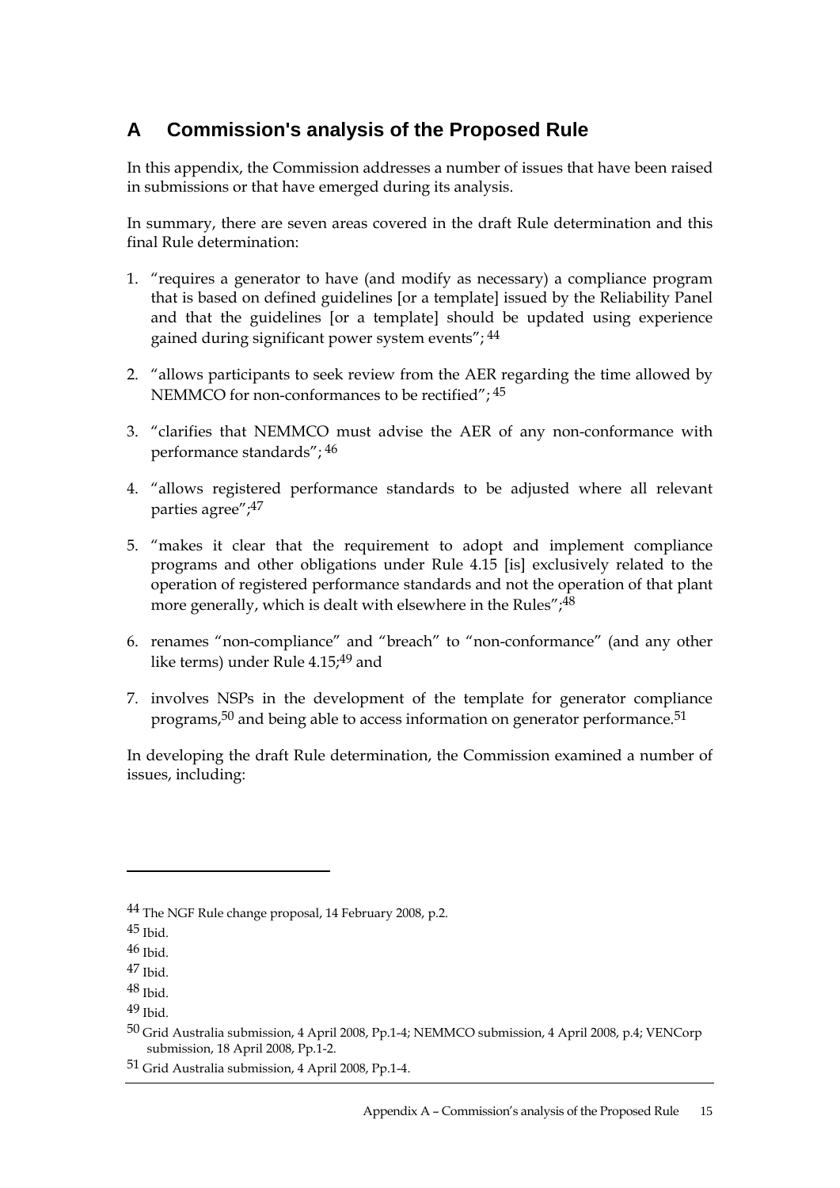# A Commission's analysis of the Proposed Rule

In this appendix, the Commission addresses a number of issues that have been raised in submissions or that have emerged during its analysis.

In summary, there are seven areas covered in the draft Rule determination and this final Rule determination:

1. "requires a generator to have (and modify as necessary) a compliance program that is based on defined guidelines [or a template] issued by the Reliability Panel and that the guidelines [or a template] should be updated using experience gained during significant power system events"; [44]

2. "allows participants to seek review from the AER regarding the time allowed by NEMMCO for non-conformances to be rectified"; [45]

3. "clarifies that NEMMCO must advise the AER of any non-conformance with performance standards"; [46]

4. "allows registered performance standards to be adjusted where all relevant parties agree";[47]

5. "makes it clear that the requirement to adopt and implement compliance programs and other obligations under Rule 4.15 [is] exclusively related to the operation of registered performance standards and not the operation of that plant more generally, which is dealt with elsewhere in the Rules";[48]

6. renames "non-compliance" and "breach" to "non-conformance" (and any other like terms) under Rule 4.15;[49] and

7. involves NSPs in the development of the template for generator compliance programs,[50] and being able to access information on generator performance.[51]

In developing the draft Rule determination, the Commission examined a number of issues, including:

---

[44] The NGF Rule change proposal, 14 February 2008, p.2.

[45] Ibid.

[46] Ibid.

[47] Ibid.

[48] Ibid.

[49] Ibid.

[50] Grid Australia submission, 4 April 2008, Pp.1-4; NEMMCO submission, 4 April 2008, p.4; VENCorp submission, 18 April 2008, Pp.1-2.

[51] Grid Australia submission, 4 April 2008, Pp.1-4.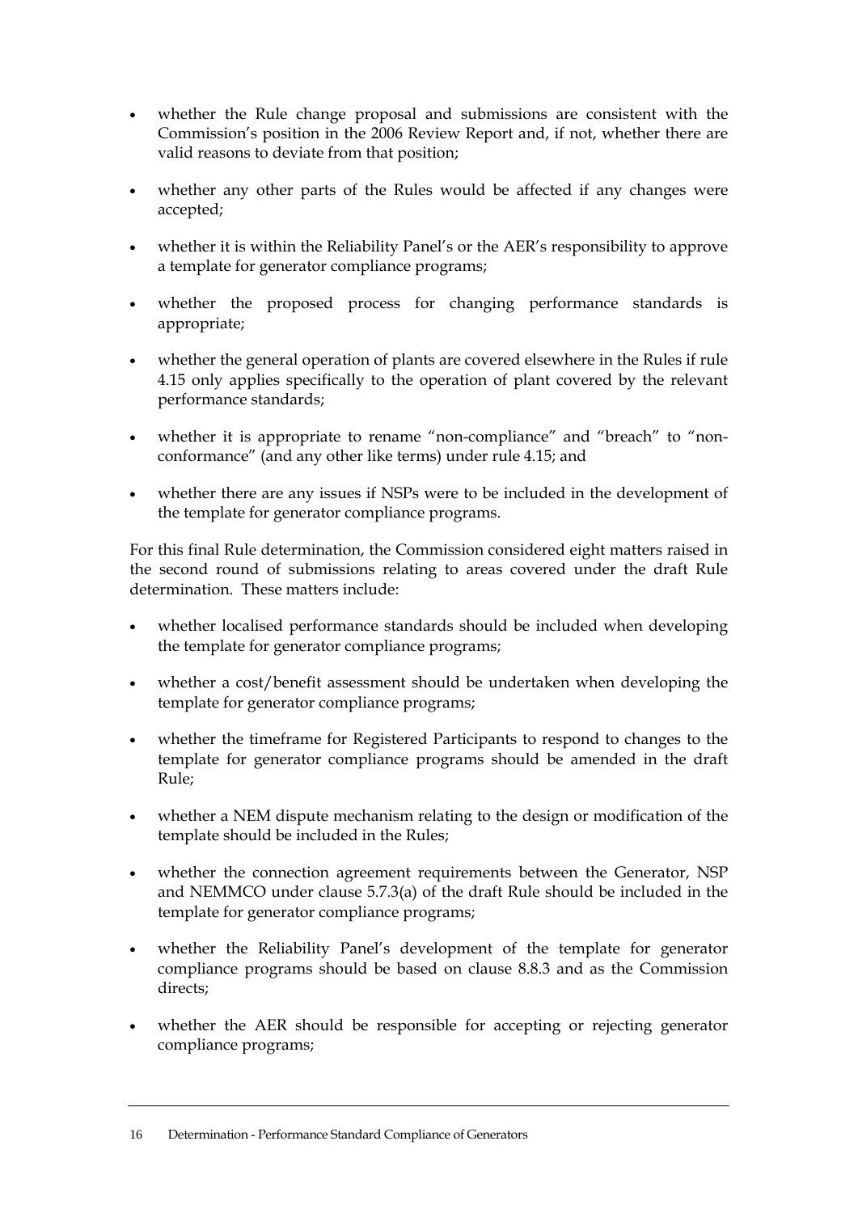- whether the Rule change proposal and submissions are consistent with the Commission's position in the 2006 Review Report and, if not, whether there are valid reasons to deviate from that position;
- whether any other parts of the Rules would be affected if any changes were accepted;
- whether it is within the Reliability Panel's or the AER's responsibility to approve a template for generator compliance programs;
- whether the proposed process for changing performance standards is appropriate;
- whether the general operation of plants are covered elsewhere in the Rules if rule 4.15 only applies specifically to the operation of plant covered by the relevant performance standards;
- whether it is appropriate to rename "non-compliance" and "breach" to "non-conformance" (and any other like terms) under rule 4.15; and
- whether there are any issues if NSPs were to be included in the development of the template for generator compliance programs.

For this final Rule determination, the Commission considered eight matters raised in the second round of submissions relating to areas covered under the draft Rule determination. These matters include:

- whether localised performance standards should be included when developing the template for generator compliance programs;
- whether a cost/benefit assessment should be undertaken when developing the template for generator compliance programs;
- whether the timeframe for Registered Participants to respond to changes to the template for generator compliance programs should be amended in the draft Rule;
- whether a NEM dispute mechanism relating to the design or modification of the template should be included in the Rules;
- whether the connection agreement requirements between the Generator, NSP and NEMMCO under clause 5.7.3(a) of the draft Rule should be included in the template for generator compliance programs;
- whether the Reliability Panel's development of the template for generator compliance programs should be based on clause 8.8.3 and as the Commission directs;
- whether the AER should be responsible for accepting or rejecting generator compliance programs;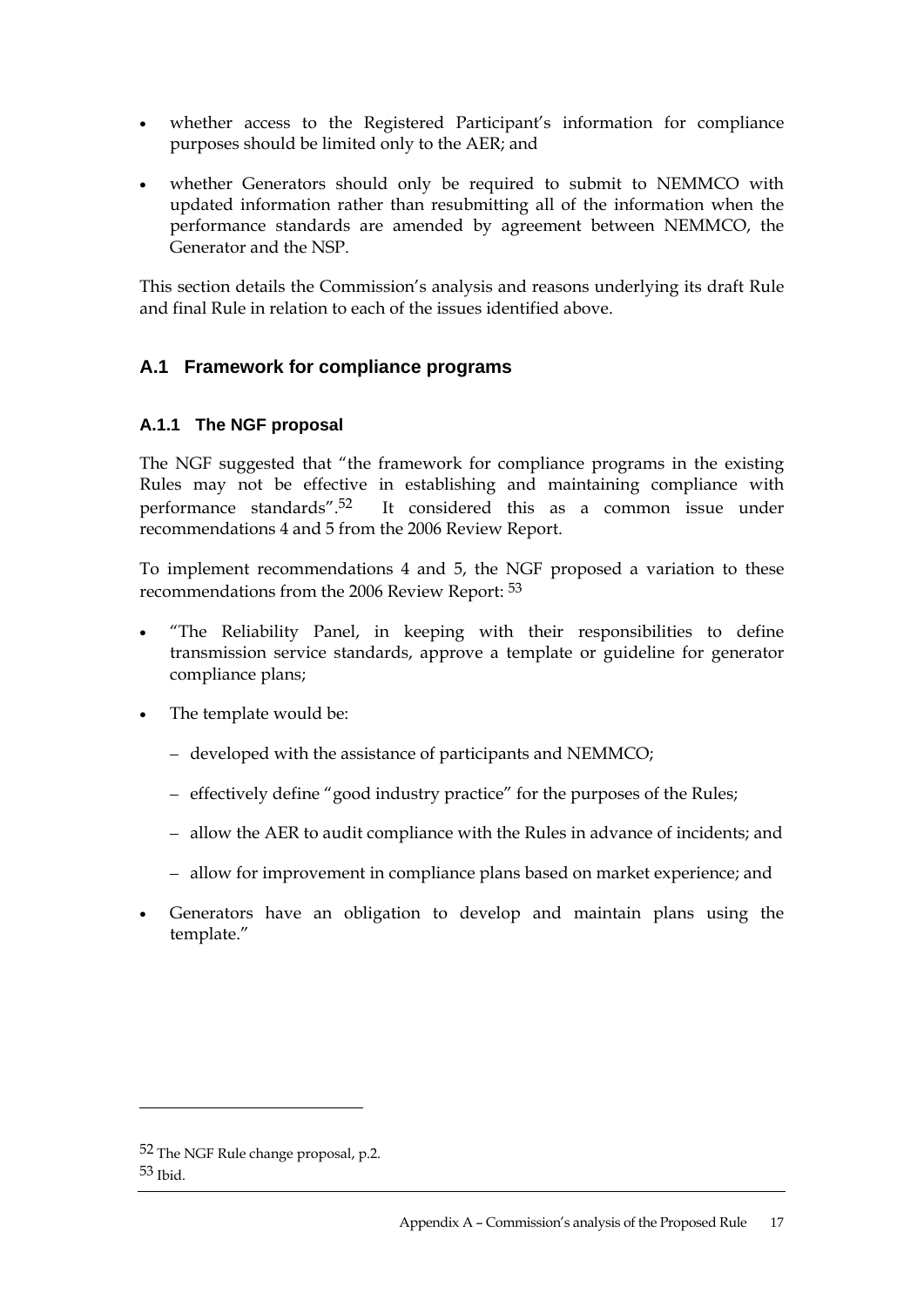- whether access to the Registered Participant's information for compliance purposes should be limited only to the AER; and
- whether Generators should only be required to submit to NEMMCO with updated information rather than resubmitting all of the information when the performance standards are amended by agreement between NEMMCO, the Generator and the NSP.

This section details the Commission's analysis and reasons underlying its draft Rule and final Rule in relation to each of the issues identified above.

## A.1 Framework for compliance programs

### A.1.1 The NGF proposal

The NGF suggested that "the framework for compliance programs in the existing Rules may not be effective in establishing and maintaining compliance with performance standards".[52] It considered this as a common issue under recommendations 4 and 5 from the 2006 Review Report.

To implement recommendations 4 and 5, the NGF proposed a variation to these recommendations from the 2006 Review Report: [53]

- "The Reliability Panel, in keeping with their responsibilities to define transmission service standards, approve a template or guideline for generator compliance plans;
- The template would be:
  - developed with the assistance of participants and NEMMCO;
  - effectively define "good industry practice" for the purposes of the Rules;
  - allow the AER to audit compliance with the Rules in advance of incidents; and
  - allow for improvement in compliance plans based on market experience; and
- Generators have an obligation to develop and maintain plans using the template."

---

[52] The NGF Rule change proposal, p.2.

[53] Ibid.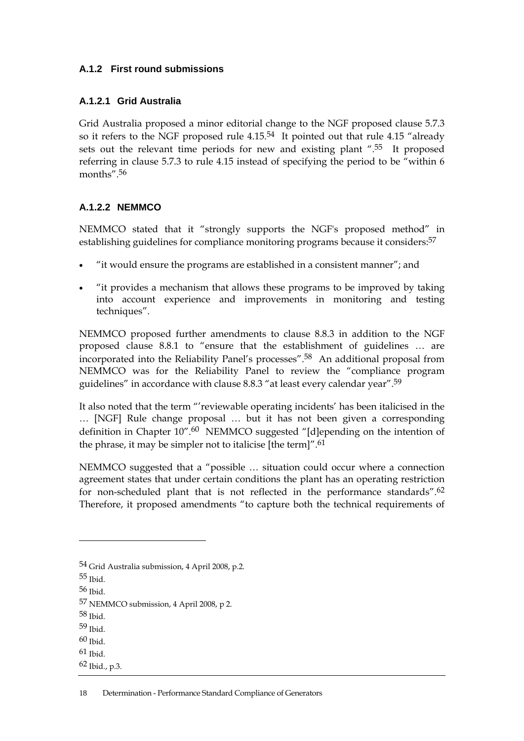### A.1.2 First round submissions

#### A.1.2.1 Grid Australia

Grid Australia proposed a minor editorial change to the NGF proposed clause 5.7.3 so it refers to the NGF proposed rule 4.15.[54] It pointed out that rule 4.15 "already sets out the relevant time periods for new and existing plant ".[55] It proposed referring in clause 5.7.3 to rule 4.15 instead of specifying the period to be "within 6 months".[56]

#### A.1.2.2 NEMMCO

NEMMCO stated that it "strongly supports the NGF's proposed method" in establishing guidelines for compliance monitoring programs because it considers:[57]

- "it would ensure the programs are established in a consistent manner"; and
- "it provides a mechanism that allows these programs to be improved by taking into account experience and improvements in monitoring and testing techniques".

NEMMCO proposed further amendments to clause 8.8.3 in addition to the NGF proposed clause 8.8.1 to "ensure that the establishment of guidelines … are incorporated into the Reliability Panel's processes".[58] An additional proposal from NEMMCO was for the Reliability Panel to review the "compliance program guidelines" in accordance with clause 8.8.3 "at least every calendar year".[59]

It also noted that the term "'reviewable operating incidents' has been italicised in the … [NGF] Rule change proposal … but it has not been given a corresponding definition in Chapter 10".[60] NEMMCO suggested "[d]epending on the intention of the phrase, it may be simpler not to italicise [the term]".[61]

NEMMCO suggested that a "possible … situation could occur where a connection agreement states that under certain conditions the plant has an operating restriction for non-scheduled plant that is not reflected in the performance standards".[62] Therefore, it proposed amendments "to capture both the technical requirements of

---

[54] Grid Australia submission, 4 April 2008, p.2.

[55] Ibid.

[56] Ibid.

[57] NEMMCO submission, 4 April 2008, p 2.

[58] Ibid.

[59] Ibid.

[60] Ibid.

[61] Ibid.

[62] Ibid., p.3.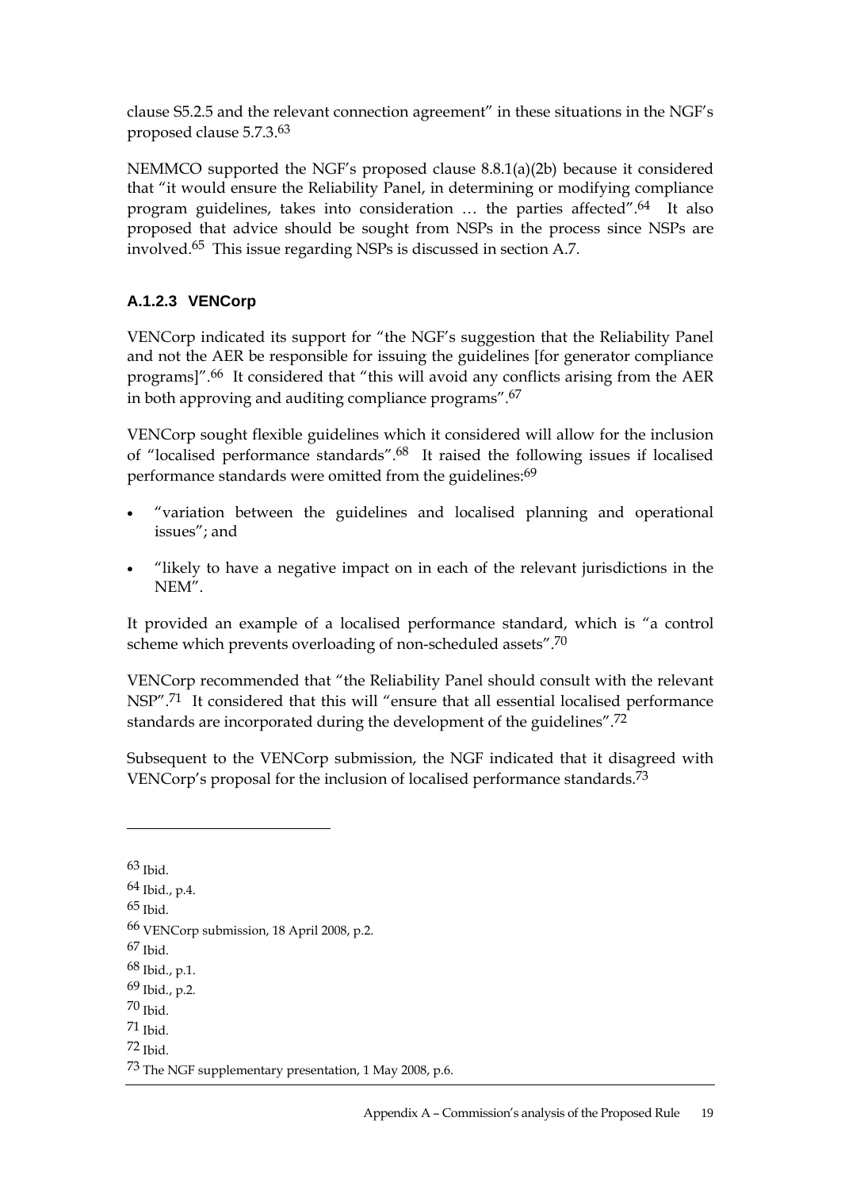clause S5.2.5 and the relevant connection agreement" in these situations in the NGF's proposed clause 5.7.3.[63]

NEMMCO supported the NGF's proposed clause 8.8.1(a)(2b) because it considered that "it would ensure the Reliability Panel, in determining or modifying compliance program guidelines, takes into consideration … the parties affected".[64] It also proposed that advice should be sought from NSPs in the process since NSPs are involved.[65] This issue regarding NSPs is discussed in section A.7.

#### A.1.2.3 VENCorp

VENCorp indicated its support for "the NGF's suggestion that the Reliability Panel and not the AER be responsible for issuing the guidelines [for generator compliance programs]".[66] It considered that "this will avoid any conflicts arising from the AER in both approving and auditing compliance programs".[67]

VENCorp sought flexible guidelines which it considered will allow for the inclusion of "localised performance standards".[68] It raised the following issues if localised performance standards were omitted from the guidelines:[69]

- "variation between the guidelines and localised planning and operational issues"; and
- "likely to have a negative impact on in each of the relevant jurisdictions in the NEM".

It provided an example of a localised performance standard, which is "a control scheme which prevents overloading of non-scheduled assets".[70]

VENCorp recommended that "the Reliability Panel should consult with the relevant NSP".[71] It considered that this will "ensure that all essential localised performance standards are incorporated during the development of the guidelines".[72]

Subsequent to the VENCorp submission, the NGF indicated that it disagreed with VENCorp's proposal for the inclusion of localised performance standards.[73]

---

[63] Ibid.

[64] Ibid., p.4.

[65] Ibid.

[66] VENCorp submission, 18 April 2008, p.2.

[67] Ibid.

[68] Ibid., p.1.

[69] Ibid., p.2.

[70] Ibid.

[71] Ibid.

[72] Ibid.

[73] The NGF supplementary presentation, 1 May 2008, p.6.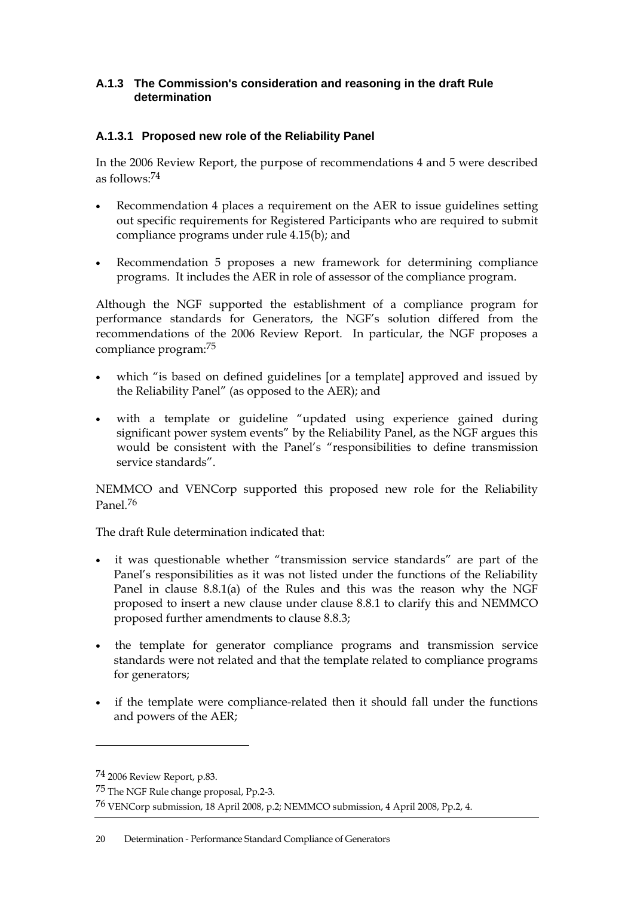### A.1.3 The Commission's consideration and reasoning in the draft Rule determination

#### A.1.3.1 Proposed new role of the Reliability Panel

In the 2006 Review Report, the purpose of recommendations 4 and 5 were described as follows:[74]

- Recommendation 4 places a requirement on the AER to issue guidelines setting out specific requirements for Registered Participants who are required to submit compliance programs under rule 4.15(b); and
- Recommendation 5 proposes a new framework for determining compliance programs. It includes the AER in role of assessor of the compliance program.

Although the NGF supported the establishment of a compliance program for performance standards for Generators, the NGF's solution differed from the recommendations of the 2006 Review Report. In particular, the NGF proposes a compliance program:[75]

- which "is based on defined guidelines [or a template] approved and issued by the Reliability Panel" (as opposed to the AER); and
- with a template or guideline "updated using experience gained during significant power system events" by the Reliability Panel, as the NGF argues this would be consistent with the Panel's "responsibilities to define transmission service standards".

NEMMCO and VENCorp supported this proposed new role for the Reliability Panel.[76]

The draft Rule determination indicated that:

- it was questionable whether "transmission service standards" are part of the Panel's responsibilities as it was not listed under the functions of the Reliability Panel in clause 8.8.1(a) of the Rules and this was the reason why the NGF proposed to insert a new clause under clause 8.8.1 to clarify this and NEMMCO proposed further amendments to clause 8.8.3;
- the template for generator compliance programs and transmission service standards were not related and that the template related to compliance programs for generators;
- if the template were compliance-related then it should fall under the functions and powers of the AER;

---

[74] 2006 Review Report, p.83.

[75] The NGF Rule change proposal, Pp.2-3.

[76] VENCorp submission, 18 April 2008, p.2; NEMMCO submission, 4 April 2008, Pp.2, 4.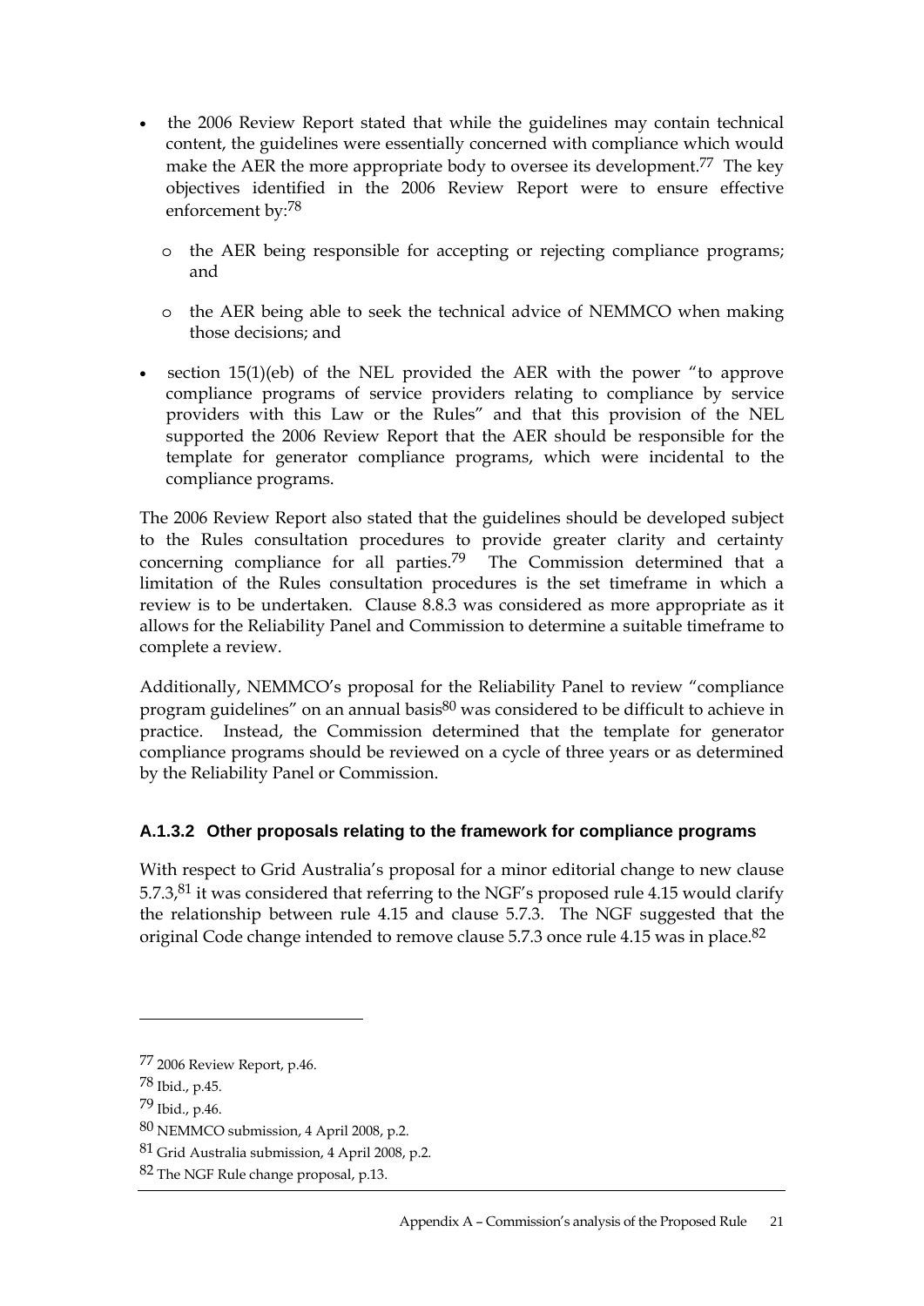- the 2006 Review Report stated that while the guidelines may contain technical content, the guidelines were essentially concerned with compliance which would make the AER the more appropriate body to oversee its development.[77] The key objectives identified in the 2006 Review Report were to ensure effective enforcement by:[78]
  - the AER being responsible for accepting or rejecting compliance programs; and
  - the AER being able to seek the technical advice of NEMMCO when making those decisions; and
- section 15(1)(eb) of the NEL provided the AER with the power "to approve compliance programs of service providers relating to compliance by service providers with this Law or the Rules" and that this provision of the NEL supported the 2006 Review Report that the AER should be responsible for the template for generator compliance programs, which were incidental to the compliance programs.

The 2006 Review Report also stated that the guidelines should be developed subject to the Rules consultation procedures to provide greater clarity and certainty concerning compliance for all parties.[79] The Commission determined that a limitation of the Rules consultation procedures is the set timeframe in which a review is to be undertaken. Clause 8.8.3 was considered as more appropriate as it allows for the Reliability Panel and Commission to determine a suitable timeframe to complete a review.

Additionally, NEMMCO's proposal for the Reliability Panel to review "compliance program guidelines" on an annual basis[80] was considered to be difficult to achieve in practice. Instead, the Commission determined that the template for generator compliance programs should be reviewed on a cycle of three years or as determined by the Reliability Panel or Commission.

### A.1.3.2 Other proposals relating to the framework for compliance programs

With respect to Grid Australia's proposal for a minor editorial change to new clause 5.7.3,[81] it was considered that referring to the NGF's proposed rule 4.15 would clarify the relationship between rule 4.15 and clause 5.7.3. The NGF suggested that the original Code change intended to remove clause 5.7.3 once rule 4.15 was in place.[82]

---

[77] 2006 Review Report, p.46.

[78] Ibid., p.45.

[79] Ibid., p.46.

[80] NEMMCO submission, 4 April 2008, p.2.

[81] Grid Australia submission, 4 April 2008, p.2.

[82] The NGF Rule change proposal, p.13.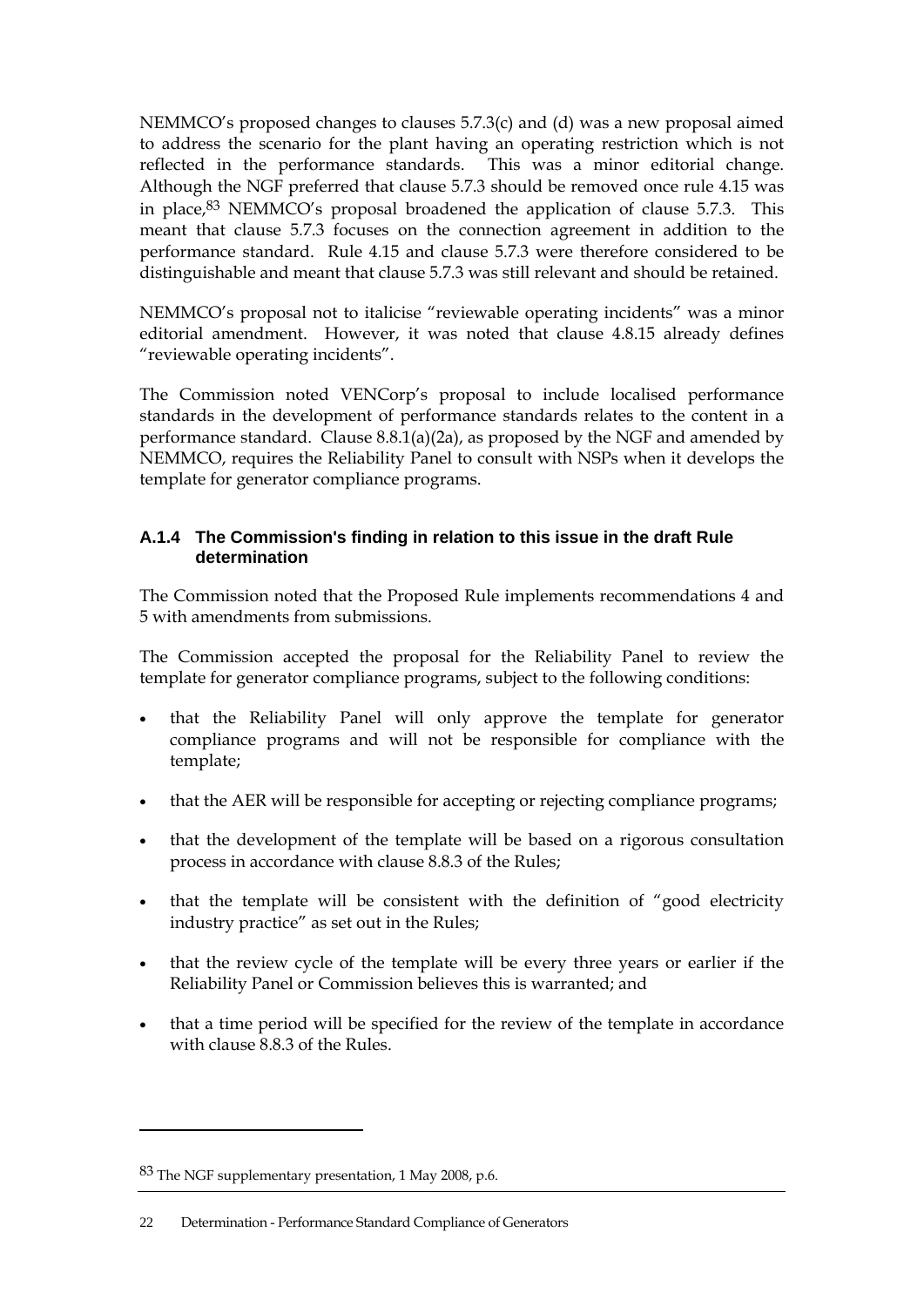NEMMCO's proposed changes to clauses 5.7.3(c) and (d) was a new proposal aimed to address the scenario for the plant having an operating restriction which is not reflected in the performance standards. This was a minor editorial change. Although the NGF preferred that clause 5.7.3 should be removed once rule 4.15 was in place,[83] NEMMCO's proposal broadened the application of clause 5.7.3. This meant that clause 5.7.3 focuses on the connection agreement in addition to the performance standard. Rule 4.15 and clause 5.7.3 were therefore considered to be distinguishable and meant that clause 5.7.3 was still relevant and should be retained.

NEMMCO's proposal not to italicise "reviewable operating incidents" was a minor editorial amendment. However, it was noted that clause 4.8.15 already defines "reviewable operating incidents".

The Commission noted VENCorp's proposal to include localised performance standards in the development of performance standards relates to the content in a performance standard. Clause 8.8.1(a)(2a), as proposed by the NGF and amended by NEMMCO, requires the Reliability Panel to consult with NSPs when it develops the template for generator compliance programs.

### A.1.4 The Commission's finding in relation to this issue in the draft Rule determination

The Commission noted that the Proposed Rule implements recommendations 4 and 5 with amendments from submissions.

The Commission accepted the proposal for the Reliability Panel to review the template for generator compliance programs, subject to the following conditions:

- that the Reliability Panel will only approve the template for generator compliance programs and will not be responsible for compliance with the template;
- that the AER will be responsible for accepting or rejecting compliance programs;
- that the development of the template will be based on a rigorous consultation process in accordance with clause 8.8.3 of the Rules;
- that the template will be consistent with the definition of "good electricity industry practice" as set out in the Rules;
- that the review cycle of the template will be every three years or earlier if the Reliability Panel or Commission believes this is warranted; and
- that a time period will be specified for the review of the template in accordance with clause 8.8.3 of the Rules.

[83] The NGF supplementary presentation, 1 May 2008, p.6.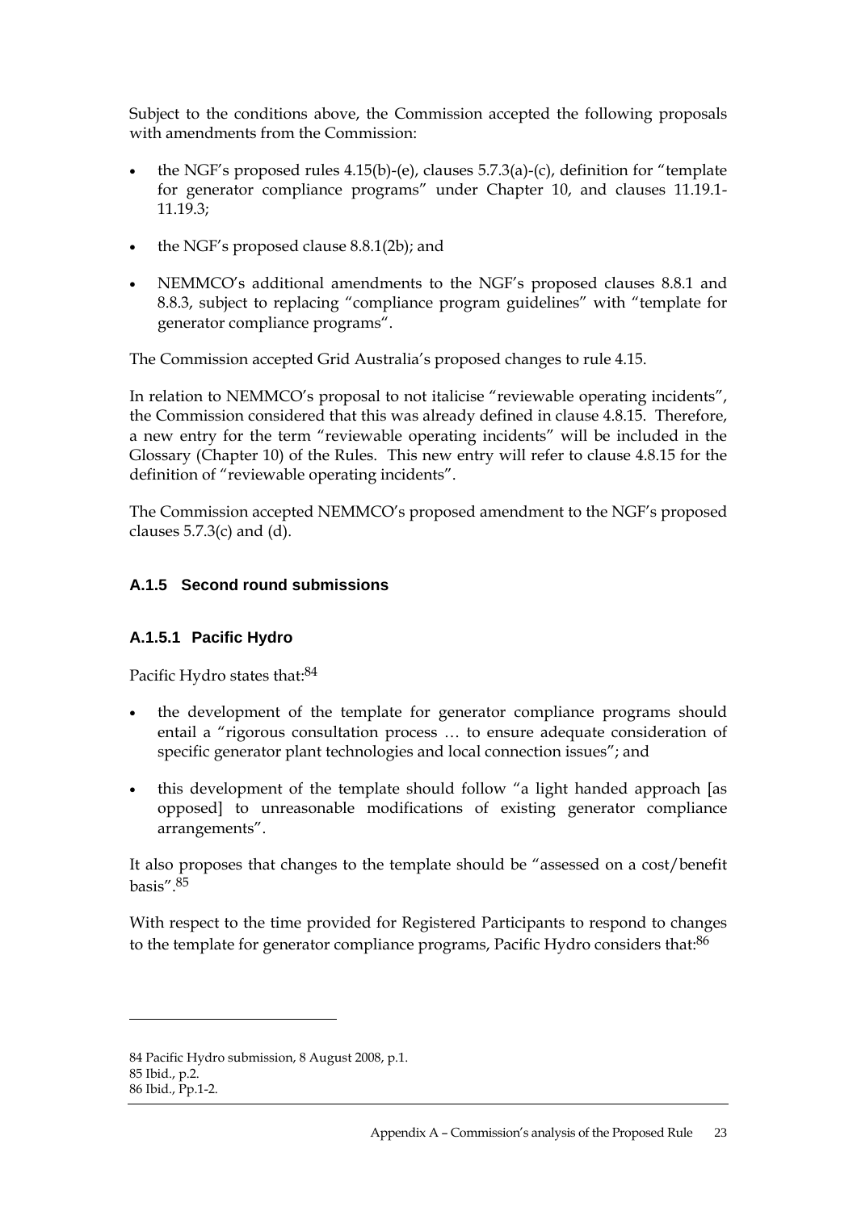Subject to the conditions above, the Commission accepted the following proposals with amendments from the Commission:

- the NGF's proposed rules 4.15(b)-(e), clauses 5.7.3(a)-(c), definition for "template for generator compliance programs" under Chapter 10, and clauses 11.19.1-11.19.3;
- the NGF's proposed clause 8.8.1(2b); and
- NEMMCO's additional amendments to the NGF's proposed clauses 8.8.1 and 8.8.3, subject to replacing "compliance program guidelines" with "template for generator compliance programs".

The Commission accepted Grid Australia's proposed changes to rule 4.15.

In relation to NEMMCO's proposal to not italicise "reviewable operating incidents", the Commission considered that this was already defined in clause 4.8.15. Therefore, a new entry for the term "reviewable operating incidents" will be included in the Glossary (Chapter 10) of the Rules. This new entry will refer to clause 4.8.15 for the definition of "reviewable operating incidents".

The Commission accepted NEMMCO's proposed amendment to the NGF's proposed clauses 5.7.3(c) and (d).

### A.1.5 Second round submissions

#### A.1.5.1 Pacific Hydro

Pacific Hydro states that:[84]

- the development of the template for generator compliance programs should entail a "rigorous consultation process … to ensure adequate consideration of specific generator plant technologies and local connection issues"; and
- this development of the template should follow "a light handed approach [as opposed] to unreasonable modifications of existing generator compliance arrangements".

It also proposes that changes to the template should be "assessed on a cost/benefit basis".[85]

With respect to the time provided for Registered Participants to respond to changes to the template for generator compliance programs, Pacific Hydro considers that:[86]

---

84 Pacific Hydro submission, 8 August 2008, p.1.

85 Ibid., p.2.

86 Ibid., Pp.1-2.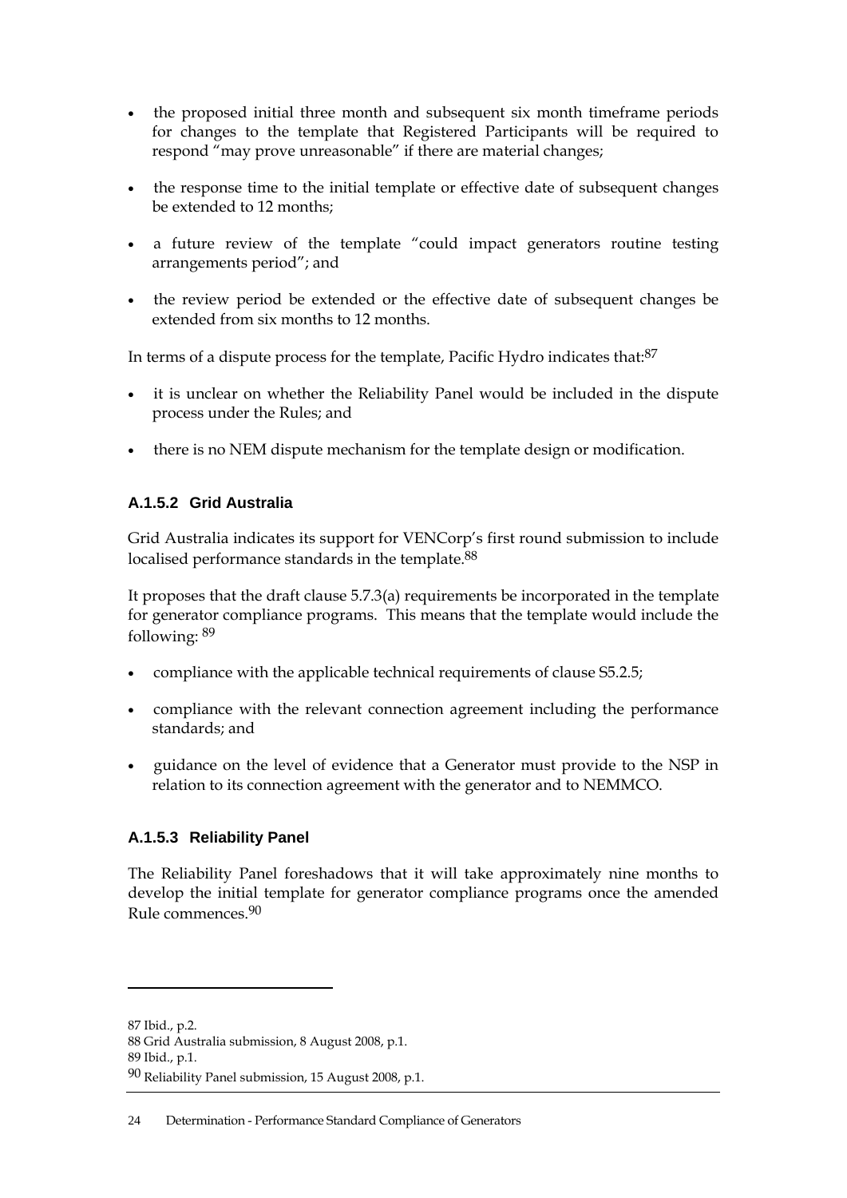- the proposed initial three month and subsequent six month timeframe periods for changes to the template that Registered Participants will be required to respond "may prove unreasonable" if there are material changes;

- the response time to the initial template or effective date of subsequent changes be extended to 12 months;

- a future review of the template "could impact generators routine testing arrangements period"; and

- the review period be extended or the effective date of subsequent changes be extended from six months to 12 months.

In terms of a dispute process for the template, Pacific Hydro indicates that:[87]

- it is unclear on whether the Reliability Panel would be included in the dispute process under the Rules; and

- there is no NEM dispute mechanism for the template design or modification.

### A.1.5.2 Grid Australia

Grid Australia indicates its support for VENCorp's first round submission to include localised performance standards in the template.[88]

It proposes that the draft clause 5.7.3(a) requirements be incorporated in the template for generator compliance programs. This means that the template would include the following: [89]

- compliance with the applicable technical requirements of clause S5.2.5;

- compliance with the relevant connection agreement including the performance standards; and

- guidance on the level of evidence that a Generator must provide to the NSP in relation to its connection agreement with the generator and to NEMMCO.

### A.1.5.3 Reliability Panel

The Reliability Panel foreshadows that it will take approximately nine months to develop the initial template for generator compliance programs once the amended Rule commences.[90]

---

87 Ibid., p.2.

88 Grid Australia submission, 8 August 2008, p.1.

89 Ibid., p.1.

90 Reliability Panel submission, 15 August 2008, p.1.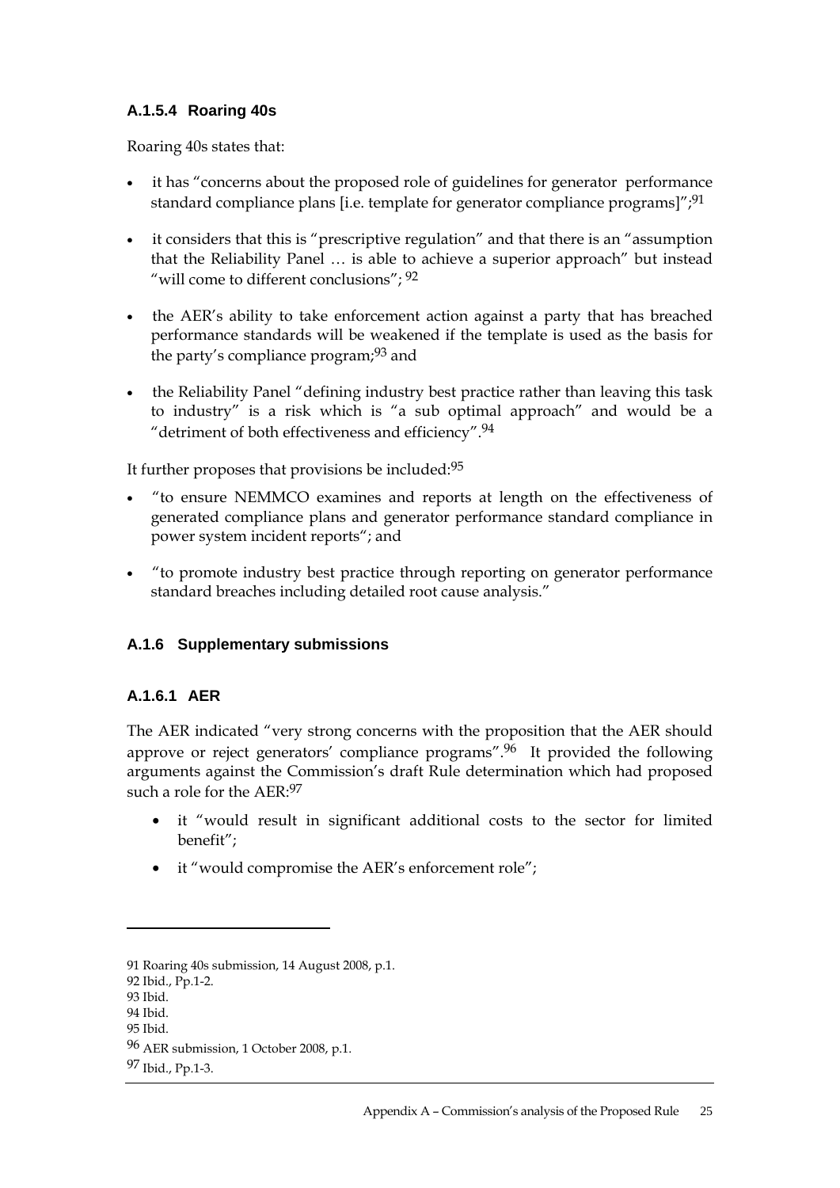### A.1.5.4 Roaring 40s

Roaring 40s states that:

- it has "concerns about the proposed role of guidelines for generator performance standard compliance plans [i.e. template for generator compliance programs]";[91]
- it considers that this is "prescriptive regulation" and that there is an "assumption that the Reliability Panel … is able to achieve a superior approach" but instead "will come to different conclusions"; [92]
- the AER's ability to take enforcement action against a party that has breached performance standards will be weakened if the template is used as the basis for the party's compliance program;[93] and
- the Reliability Panel "defining industry best practice rather than leaving this task to industry" is a risk which is "a sub optimal approach" and would be a "detriment of both effectiveness and efficiency".[94]

It further proposes that provisions be included:[95]

- "to ensure NEMMCO examines and reports at length on the effectiveness of generated compliance plans and generator performance standard compliance in power system incident reports"; and
- "to promote industry best practice through reporting on generator performance standard breaches including detailed root cause analysis."

## A.1.6 Supplementary submissions

### A.1.6.1 AER

The AER indicated "very strong concerns with the proposition that the AER should approve or reject generators' compliance programs".[96] It provided the following arguments against the Commission's draft Rule determination which had proposed such a role for the AER:[97]

- it "would result in significant additional costs to the sector for limited benefit";
- it "would compromise the AER's enforcement role";

---

91 Roaring 40s submission, 14 August 2008, p.1.

92 Ibid., Pp.1-2.

93 Ibid.

94 Ibid.

95 Ibid.

96 AER submission, 1 October 2008, p.1.

97 Ibid., Pp.1-3.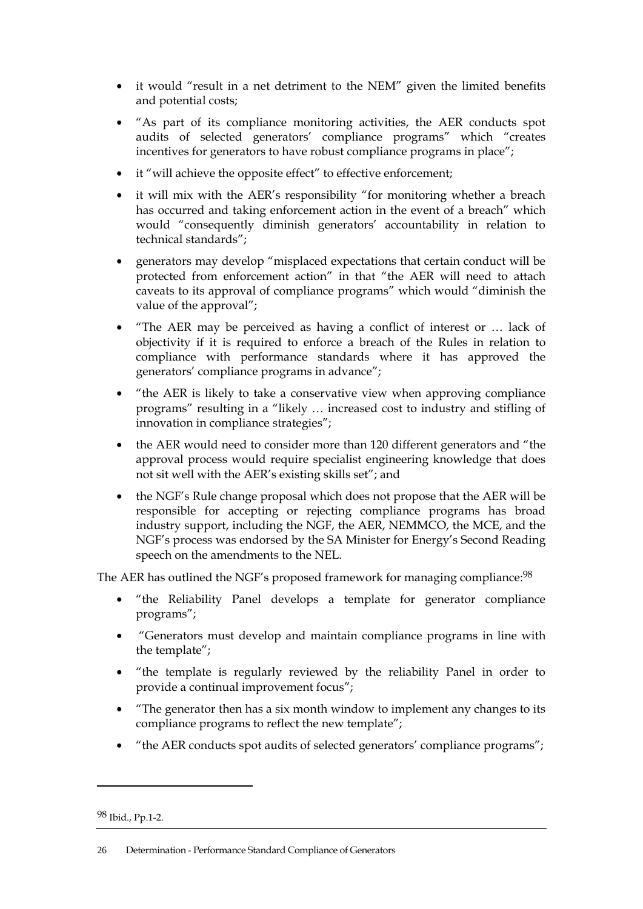- it would "result in a net detriment to the NEM" given the limited benefits and potential costs;
- "As part of its compliance monitoring activities, the AER conducts spot audits of selected generators' compliance programs" which "creates incentives for generators to have robust compliance programs in place";
- it "will achieve the opposite effect" to effective enforcement;
- it will mix with the AER's responsibility "for monitoring whether a breach has occurred and taking enforcement action in the event of a breach" which would "consequently diminish generators' accountability in relation to technical standards";
- generators may develop "misplaced expectations that certain conduct will be protected from enforcement action" in that "the AER will need to attach caveats to its approval of compliance programs" which would "diminish the value of the approval";
- "The AER may be perceived as having a conflict of interest or … lack of objectivity if it is required to enforce a breach of the Rules in relation to compliance with performance standards where it has approved the generators' compliance programs in advance";
- "the AER is likely to take a conservative view when approving compliance programs" resulting in a "likely … increased cost to industry and stifling of innovation in compliance strategies";
- the AER would need to consider more than 120 different generators and "the approval process would require specialist engineering knowledge that does not sit well with the AER's existing skills set"; and
- the NGF's Rule change proposal which does not propose that the AER will be responsible for accepting or rejecting compliance programs has broad industry support, including the NGF, the AER, NEMMCO, the MCE, and the NGF's process was endorsed by the SA Minister for Energy's Second Reading speech on the amendments to the NEL.

The AER has outlined the NGF's proposed framework for managing compliance:[98]

- "the Reliability Panel develops a template for generator compliance programs";
- "Generators must develop and maintain compliance programs in line with the template";
- "the template is regularly reviewed by the reliability Panel in order to provide a continual improvement focus";
- "The generator then has a six month window to implement any changes to its compliance programs to reflect the new template";
- "the AER conducts spot audits of selected generators' compliance programs";

[98] Ibid., Pp.1-2.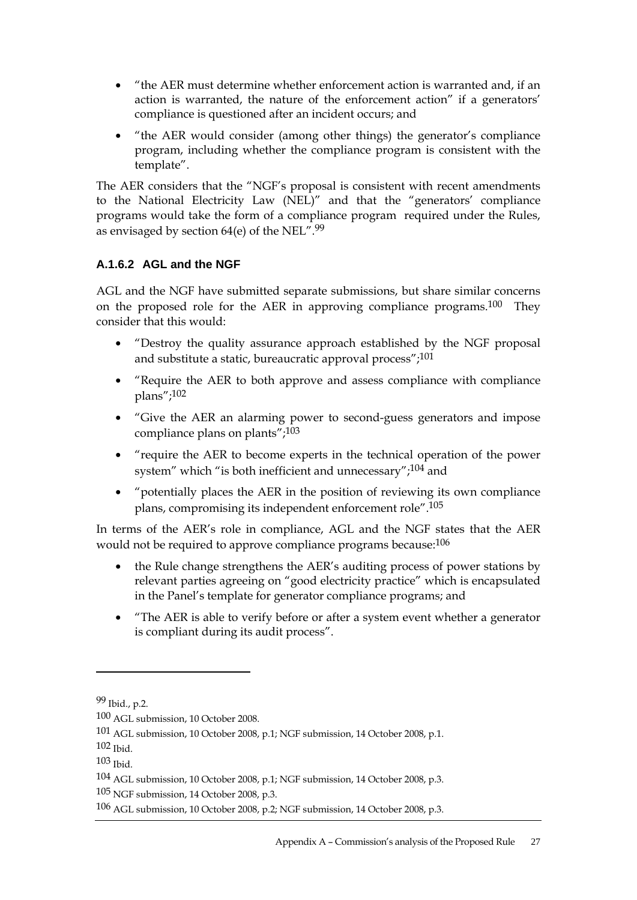- "the AER must determine whether enforcement action is warranted and, if an action is warranted, the nature of the enforcement action" if a generators' compliance is questioned after an incident occurs; and
- "the AER would consider (among other things) the generator's compliance program, including whether the compliance program is consistent with the template".

The AER considers that the "NGF's proposal is consistent with recent amendments to the National Electricity Law (NEL)" and that the "generators' compliance programs would take the form of a compliance program required under the Rules, as envisaged by section 64(e) of the NEL".[99]

### A.1.6.2 AGL and the NGF

AGL and the NGF have submitted separate submissions, but share similar concerns on the proposed role for the AER in approving compliance programs.[100] They consider that this would:

- "Destroy the quality assurance approach established by the NGF proposal and substitute a static, bureaucratic approval process";[101]
- "Require the AER to both approve and assess compliance with compliance plans";[102]
- "Give the AER an alarming power to second-guess generators and impose compliance plans on plants";[103]
- "require the AER to become experts in the technical operation of the power system" which "is both inefficient and unnecessary";[104] and
- "potentially places the AER in the position of reviewing its own compliance plans, compromising its independent enforcement role".[105]

In terms of the AER's role in compliance, AGL and the NGF states that the AER would not be required to approve compliance programs because:[106]

- the Rule change strengthens the AER's auditing process of power stations by relevant parties agreeing on "good electricity practice" which is encapsulated in the Panel's template for generator compliance programs; and
- "The AER is able to verify before or after a system event whether a generator is compliant during its audit process".

---

99 Ibid., p.2.

100 AGL submission, 10 October 2008.

101 AGL submission, 10 October 2008, p.1; NGF submission, 14 October 2008, p.1.

102 Ibid.

103 Ibid.

104 AGL submission, 10 October 2008, p.1; NGF submission, 14 October 2008, p.3.

105 NGF submission, 14 October 2008, p.3.

106 AGL submission, 10 October 2008, p.2; NGF submission, 14 October 2008, p.3.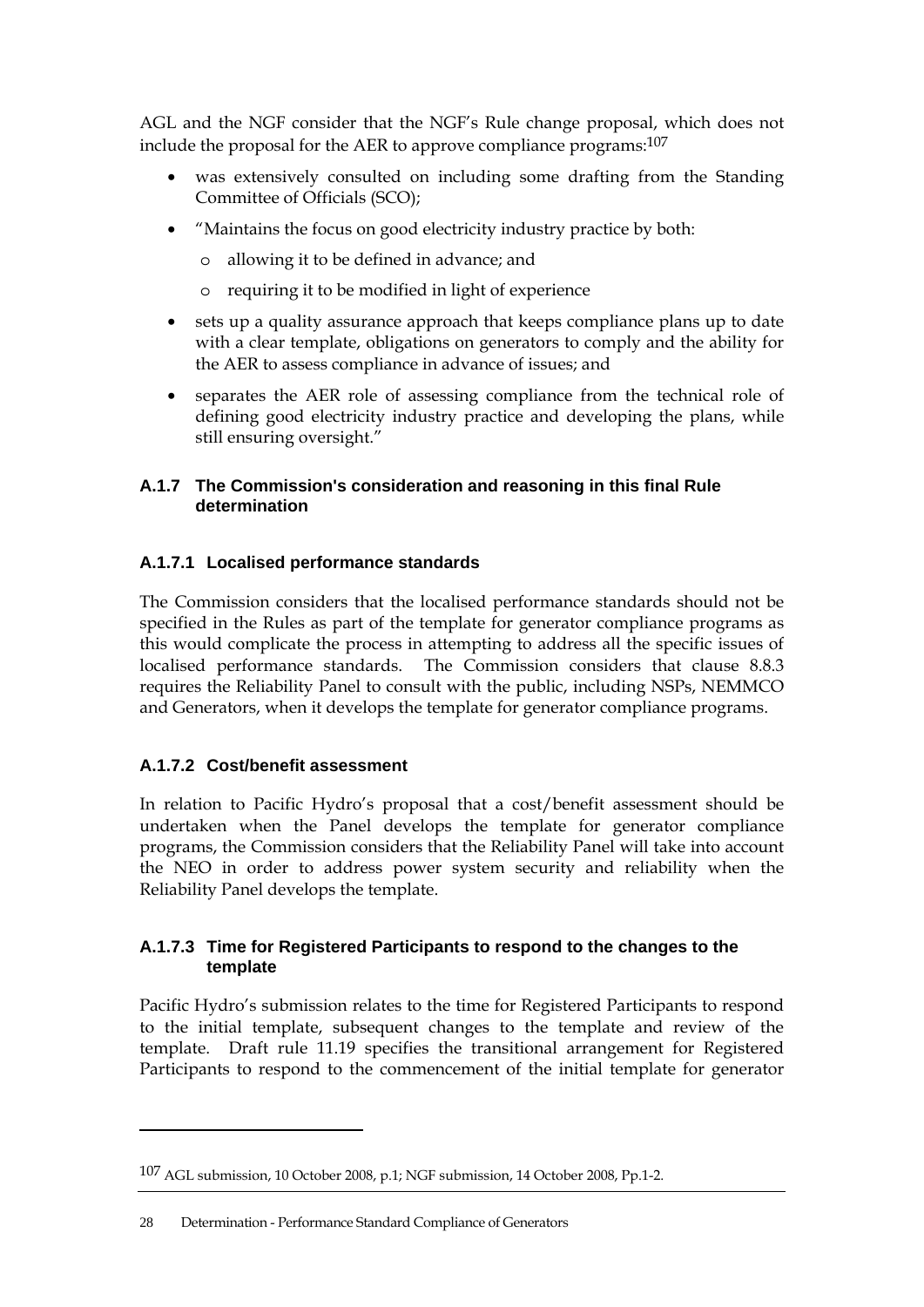AGL and the NGF consider that the NGF's Rule change proposal, which does not include the proposal for the AER to approve compliance programs:[107]

- was extensively consulted on including some drafting from the Standing Committee of Officials (SCO);
- "Maintains the focus on good electricity industry practice by both:
  - allowing it to be defined in advance; and
  - requiring it to be modified in light of experience
- sets up a quality assurance approach that keeps compliance plans up to date with a clear template, obligations on generators to comply and the ability for the AER to assess compliance in advance of issues; and
- separates the AER role of assessing compliance from the technical role of defining good electricity industry practice and developing the plans, while still ensuring oversight."

### A.1.7 The Commission's consideration and reasoning in this final Rule determination

#### A.1.7.1 Localised performance standards

The Commission considers that the localised performance standards should not be specified in the Rules as part of the template for generator compliance programs as this would complicate the process in attempting to address all the specific issues of localised performance standards. The Commission considers that clause 8.8.3 requires the Reliability Panel to consult with the public, including NSPs, NEMMCO and Generators, when it develops the template for generator compliance programs.

#### A.1.7.2 Cost/benefit assessment

In relation to Pacific Hydro's proposal that a cost/benefit assessment should be undertaken when the Panel develops the template for generator compliance programs, the Commission considers that the Reliability Panel will take into account the NEO in order to address power system security and reliability when the Reliability Panel develops the template.

#### A.1.7.3 Time for Registered Participants to respond to the changes to the template

Pacific Hydro's submission relates to the time for Registered Participants to respond to the initial template, subsequent changes to the template and review of the template. Draft rule 11.19 specifies the transitional arrangement for Registered Participants to respond to the commencement of the initial template for generator

---

[107] AGL submission, 10 October 2008, p.1; NGF submission, 14 October 2008, Pp.1-2.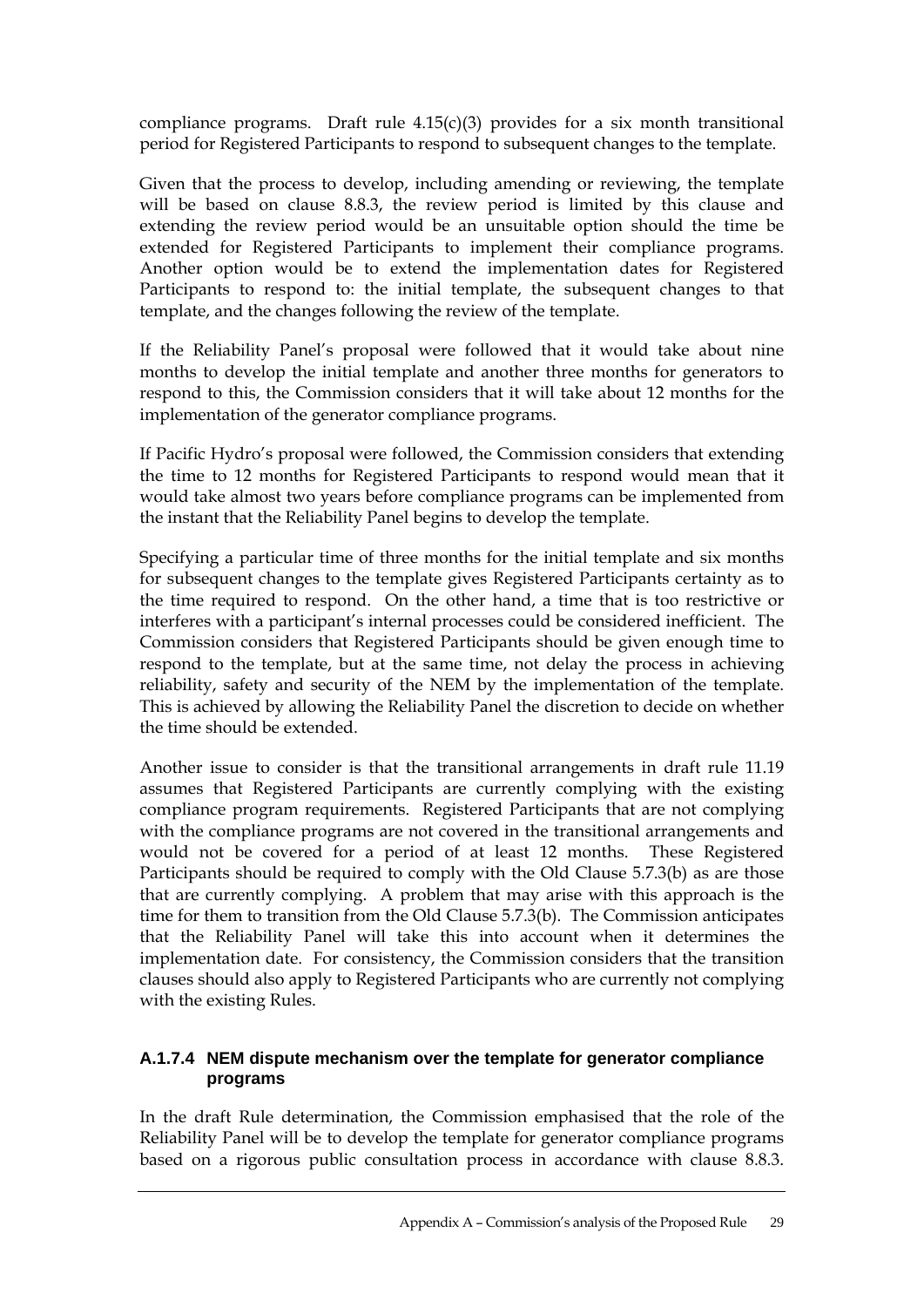compliance programs. Draft rule 4.15(c)(3) provides for a six month transitional period for Registered Participants to respond to subsequent changes to the template.

Given that the process to develop, including amending or reviewing, the template will be based on clause 8.8.3, the review period is limited by this clause and extending the review period would be an unsuitable option should the time be extended for Registered Participants to implement their compliance programs. Another option would be to extend the implementation dates for Registered Participants to respond to: the initial template, the subsequent changes to that template, and the changes following the review of the template.

If the Reliability Panel's proposal were followed that it would take about nine months to develop the initial template and another three months for generators to respond to this, the Commission considers that it will take about 12 months for the implementation of the generator compliance programs.

If Pacific Hydro's proposal were followed, the Commission considers that extending the time to 12 months for Registered Participants to respond would mean that it would take almost two years before compliance programs can be implemented from the instant that the Reliability Panel begins to develop the template.

Specifying a particular time of three months for the initial template and six months for subsequent changes to the template gives Registered Participants certainty as to the time required to respond. On the other hand, a time that is too restrictive or interferes with a participant's internal processes could be considered inefficient. The Commission considers that Registered Participants should be given enough time to respond to the template, but at the same time, not delay the process in achieving reliability, safety and security of the NEM by the implementation of the template. This is achieved by allowing the Reliability Panel the discretion to decide on whether the time should be extended.

Another issue to consider is that the transitional arrangements in draft rule 11.19 assumes that Registered Participants are currently complying with the existing compliance program requirements. Registered Participants that are not complying with the compliance programs are not covered in the transitional arrangements and would not be covered for a period of at least 12 months. These Registered Participants should be required to comply with the Old Clause 5.7.3(b) as are those that are currently complying. A problem that may arise with this approach is the time for them to transition from the Old Clause 5.7.3(b). The Commission anticipates that the Reliability Panel will take this into account when it determines the implementation date. For consistency, the Commission considers that the transition clauses should also apply to Registered Participants who are currently not complying with the existing Rules.

### A.1.7.4 NEM dispute mechanism over the template for generator compliance programs

In the draft Rule determination, the Commission emphasised that the role of the Reliability Panel will be to develop the template for generator compliance programs based on a rigorous public consultation process in accordance with clause 8.8.3.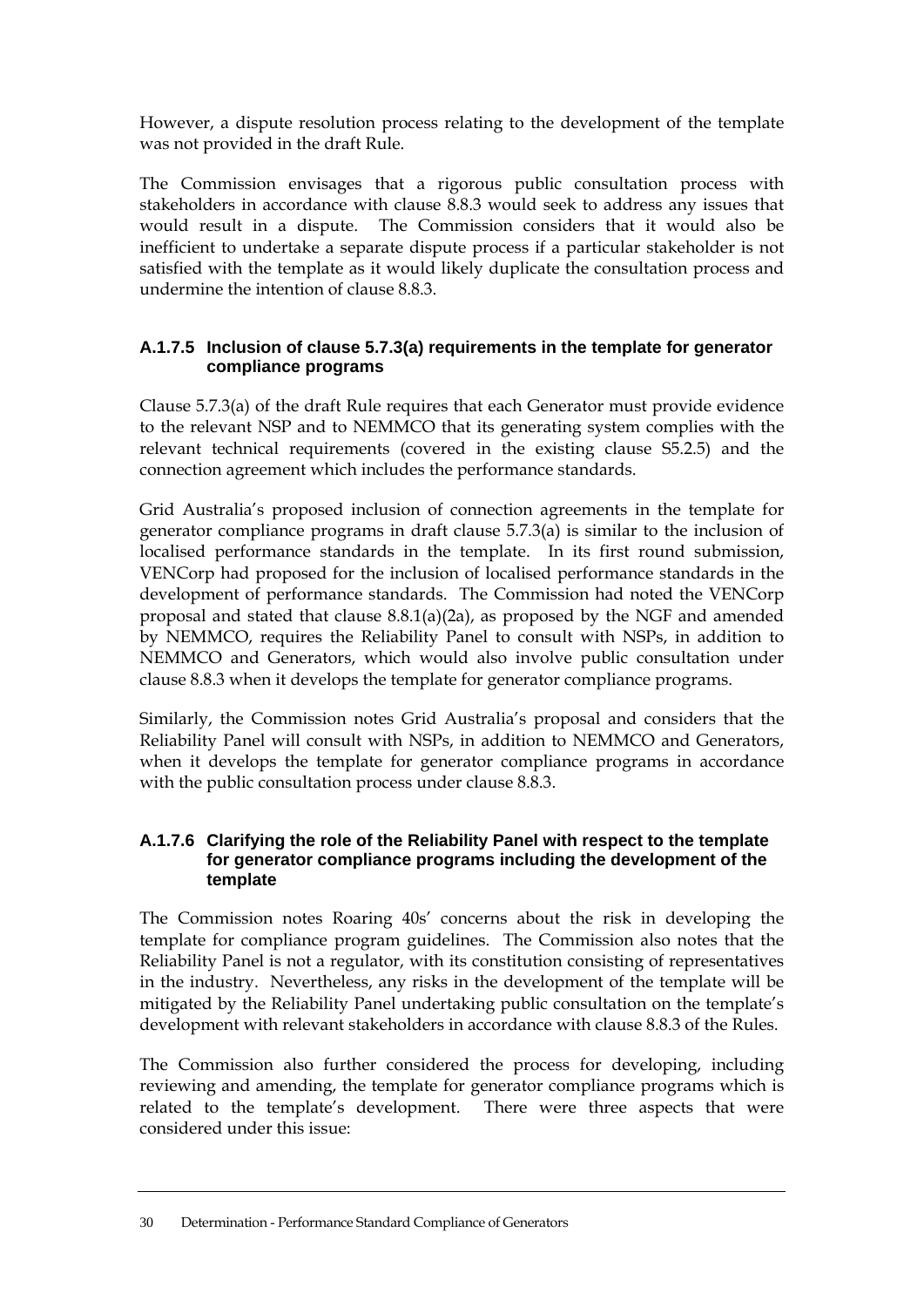However, a dispute resolution process relating to the development of the template was not provided in the draft Rule.

The Commission envisages that a rigorous public consultation process with stakeholders in accordance with clause 8.8.3 would seek to address any issues that would result in a dispute. The Commission considers that it would also be inefficient to undertake a separate dispute process if a particular stakeholder is not satisfied with the template as it would likely duplicate the consultation process and undermine the intention of clause 8.8.3.

#### A.1.7.5 Inclusion of clause 5.7.3(a) requirements in the template for generator compliance programs

Clause 5.7.3(a) of the draft Rule requires that each Generator must provide evidence to the relevant NSP and to NEMMCO that its generating system complies with the relevant technical requirements (covered in the existing clause S5.2.5) and the connection agreement which includes the performance standards.

Grid Australia's proposed inclusion of connection agreements in the template for generator compliance programs in draft clause 5.7.3(a) is similar to the inclusion of localised performance standards in the template. In its first round submission, VENCorp had proposed for the inclusion of localised performance standards in the development of performance standards. The Commission had noted the VENCorp proposal and stated that clause 8.8.1(a)(2a), as proposed by the NGF and amended by NEMMCO, requires the Reliability Panel to consult with NSPs, in addition to NEMMCO and Generators, which would also involve public consultation under clause 8.8.3 when it develops the template for generator compliance programs.

Similarly, the Commission notes Grid Australia's proposal and considers that the Reliability Panel will consult with NSPs, in addition to NEMMCO and Generators, when it develops the template for generator compliance programs in accordance with the public consultation process under clause 8.8.3.

#### A.1.7.6 Clarifying the role of the Reliability Panel with respect to the template for generator compliance programs including the development of the template

The Commission notes Roaring 40s' concerns about the risk in developing the template for compliance program guidelines. The Commission also notes that the Reliability Panel is not a regulator, with its constitution consisting of representatives in the industry. Nevertheless, any risks in the development of the template will be mitigated by the Reliability Panel undertaking public consultation on the template's development with relevant stakeholders in accordance with clause 8.8.3 of the Rules.

The Commission also further considered the process for developing, including reviewing and amending, the template for generator compliance programs which is related to the template's development. There were three aspects that were considered under this issue: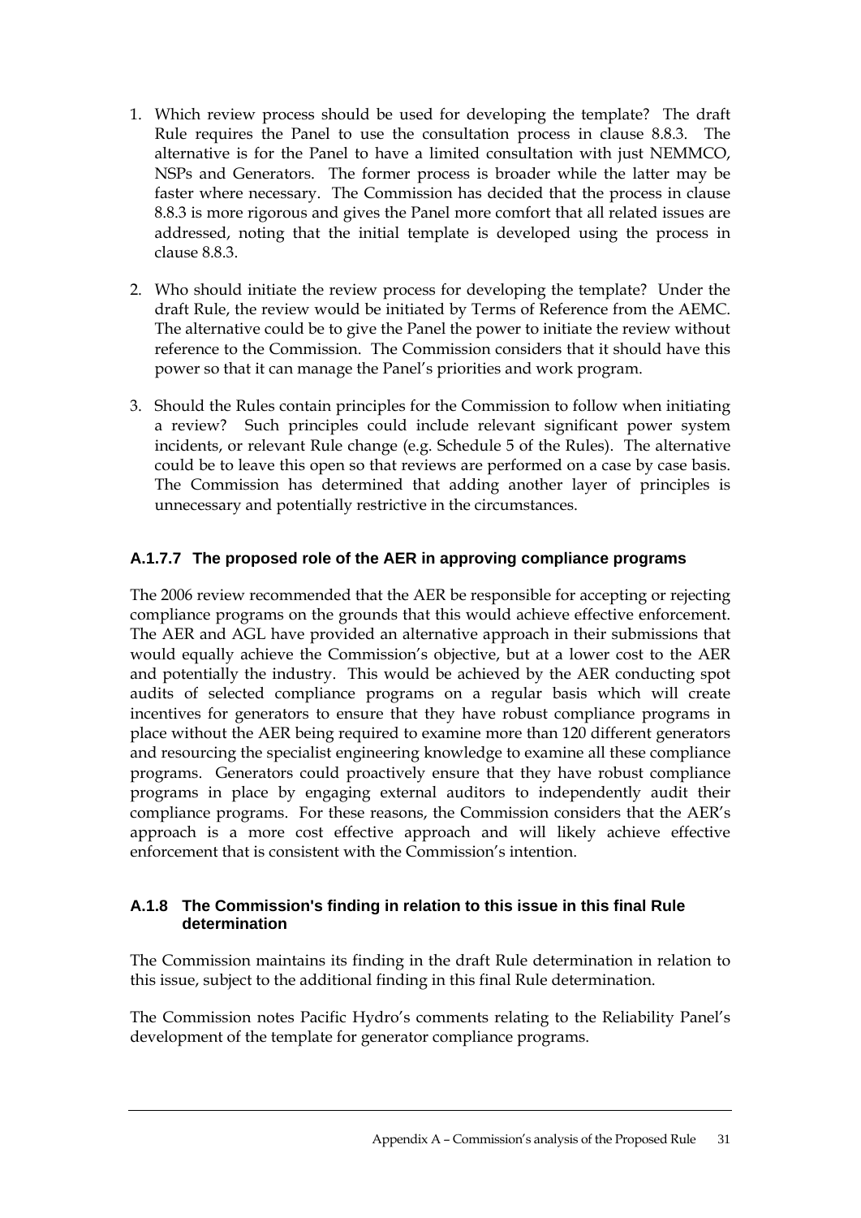1. Which review process should be used for developing the template? The draft Rule requires the Panel to use the consultation process in clause 8.8.3. The alternative is for the Panel to have a limited consultation with just NEMMCO, NSPs and Generators. The former process is broader while the latter may be faster where necessary. The Commission has decided that the process in clause 8.8.3 is more rigorous and gives the Panel more comfort that all related issues are addressed, noting that the initial template is developed using the process in clause 8.8.3.

2. Who should initiate the review process for developing the template? Under the draft Rule, the review would be initiated by Terms of Reference from the AEMC. The alternative could be to give the Panel the power to initiate the review without reference to the Commission. The Commission considers that it should have this power so that it can manage the Panel's priorities and work program.

3. Should the Rules contain principles for the Commission to follow when initiating a review? Such principles could include relevant significant power system incidents, or relevant Rule change (e.g. Schedule 5 of the Rules). The alternative could be to leave this open so that reviews are performed on a case by case basis. The Commission has determined that adding another layer of principles is unnecessary and potentially restrictive in the circumstances.

#### A.1.7.7 The proposed role of the AER in approving compliance programs

The 2006 review recommended that the AER be responsible for accepting or rejecting compliance programs on the grounds that this would achieve effective enforcement. The AER and AGL have provided an alternative approach in their submissions that would equally achieve the Commission's objective, but at a lower cost to the AER and potentially the industry. This would be achieved by the AER conducting spot audits of selected compliance programs on a regular basis which will create incentives for generators to ensure that they have robust compliance programs in place without the AER being required to examine more than 120 different generators and resourcing the specialist engineering knowledge to examine all these compliance programs. Generators could proactively ensure that they have robust compliance programs in place by engaging external auditors to independently audit their compliance programs. For these reasons, the Commission considers that the AER's approach is a more cost effective approach and will likely achieve effective enforcement that is consistent with the Commission's intention.

### A.1.8 The Commission's finding in relation to this issue in this final Rule determination

The Commission maintains its finding in the draft Rule determination in relation to this issue, subject to the additional finding in this final Rule determination.

The Commission notes Pacific Hydro's comments relating to the Reliability Panel's development of the template for generator compliance programs.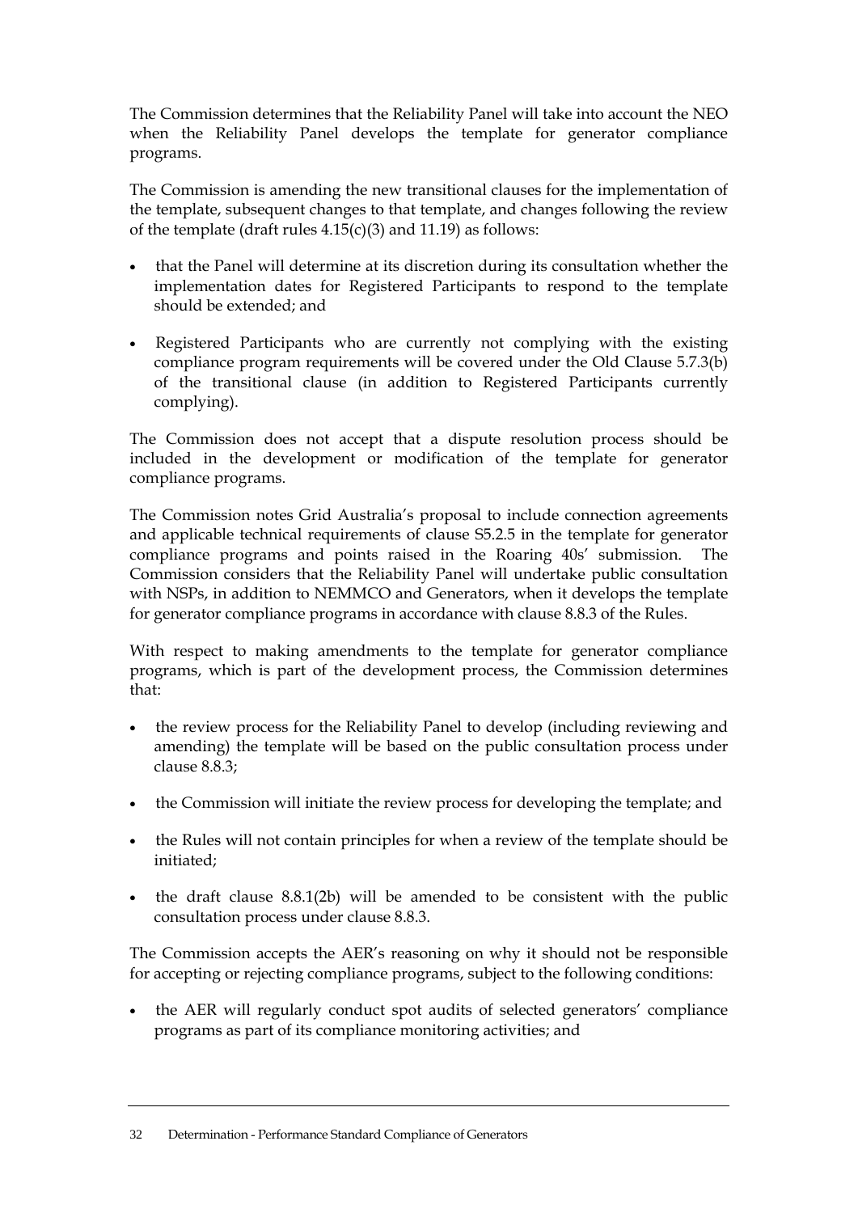The Commission determines that the Reliability Panel will take into account the NEO when the Reliability Panel develops the template for generator compliance programs.

The Commission is amending the new transitional clauses for the implementation of the template, subsequent changes to that template, and changes following the review of the template (draft rules 4.15(c)(3) and 11.19) as follows:

- that the Panel will determine at its discretion during its consultation whether the implementation dates for Registered Participants to respond to the template should be extended; and
- Registered Participants who are currently not complying with the existing compliance program requirements will be covered under the Old Clause 5.7.3(b) of the transitional clause (in addition to Registered Participants currently complying).

The Commission does not accept that a dispute resolution process should be included in the development or modification of the template for generator compliance programs.

The Commission notes Grid Australia's proposal to include connection agreements and applicable technical requirements of clause S5.2.5 in the template for generator compliance programs and points raised in the Roaring 40s' submission. The Commission considers that the Reliability Panel will undertake public consultation with NSPs, in addition to NEMMCO and Generators, when it develops the template for generator compliance programs in accordance with clause 8.8.3 of the Rules.

With respect to making amendments to the template for generator compliance programs, which is part of the development process, the Commission determines that:

- the review process for the Reliability Panel to develop (including reviewing and amending) the template will be based on the public consultation process under clause 8.8.3;
- the Commission will initiate the review process for developing the template; and
- the Rules will not contain principles for when a review of the template should be initiated;
- the draft clause 8.8.1(2b) will be amended to be consistent with the public consultation process under clause 8.8.3.

The Commission accepts the AER's reasoning on why it should not be responsible for accepting or rejecting compliance programs, subject to the following conditions:

- the AER will regularly conduct spot audits of selected generators' compliance programs as part of its compliance monitoring activities; and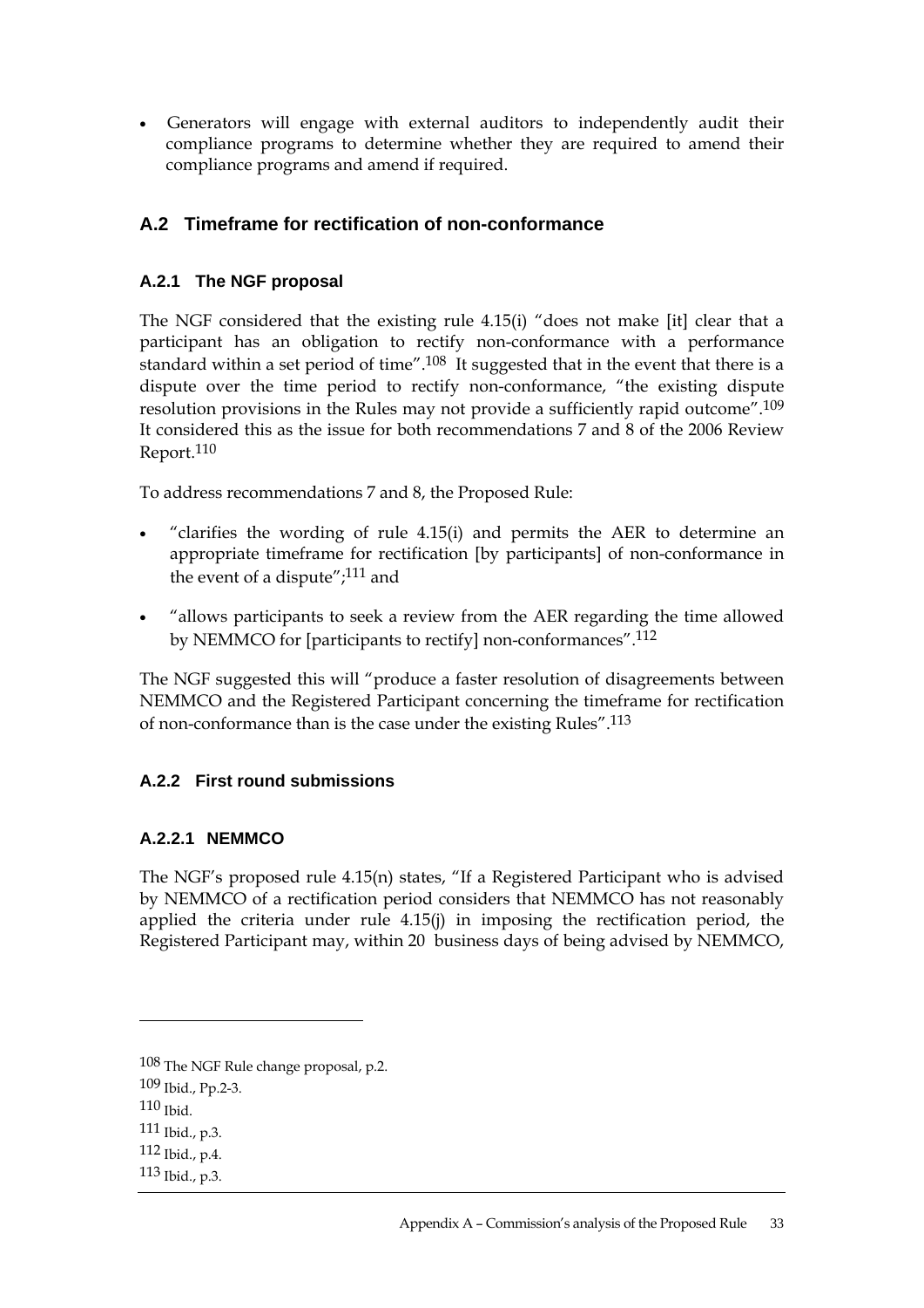- Generators will engage with external auditors to independently audit their compliance programs to determine whether they are required to amend their compliance programs and amend if required.

## A.2 Timeframe for rectification of non-conformance

### A.2.1 The NGF proposal

The NGF considered that the existing rule 4.15(i) "does not make [it] clear that a participant has an obligation to rectify non-conformance with a performance standard within a set period of time".[108] It suggested that in the event that there is a dispute over the time period to rectify non-conformance, "the existing dispute resolution provisions in the Rules may not provide a sufficiently rapid outcome".[109] It considered this as the issue for both recommendations 7 and 8 of the 2006 Review Report.[110]

To address recommendations 7 and 8, the Proposed Rule:

- "clarifies the wording of rule 4.15(i) and permits the AER to determine an appropriate timeframe for rectification [by participants] of non-conformance in the event of a dispute";[111] and
- "allows participants to seek a review from the AER regarding the time allowed by NEMMCO for [participants to rectify] non-conformances".[112]

The NGF suggested this will "produce a faster resolution of disagreements between NEMMCO and the Registered Participant concerning the timeframe for rectification of non-conformance than is the case under the existing Rules".[113]

### A.2.2 First round submissions

#### A.2.2.1 NEMMCO

The NGF's proposed rule 4.15(n) states, "If a Registered Participant who is advised by NEMMCO of a rectification period considers that NEMMCO has not reasonably applied the criteria under rule 4.15(j) in imposing the rectification period, the Registered Participant may, within 20 business days of being advised by NEMMCO,

---

108 The NGF Rule change proposal, p.2.

109 Ibid., Pp.2-3.

110 Ibid.

111 Ibid., p.3.

112 Ibid., p.4.

113 Ibid., p.3.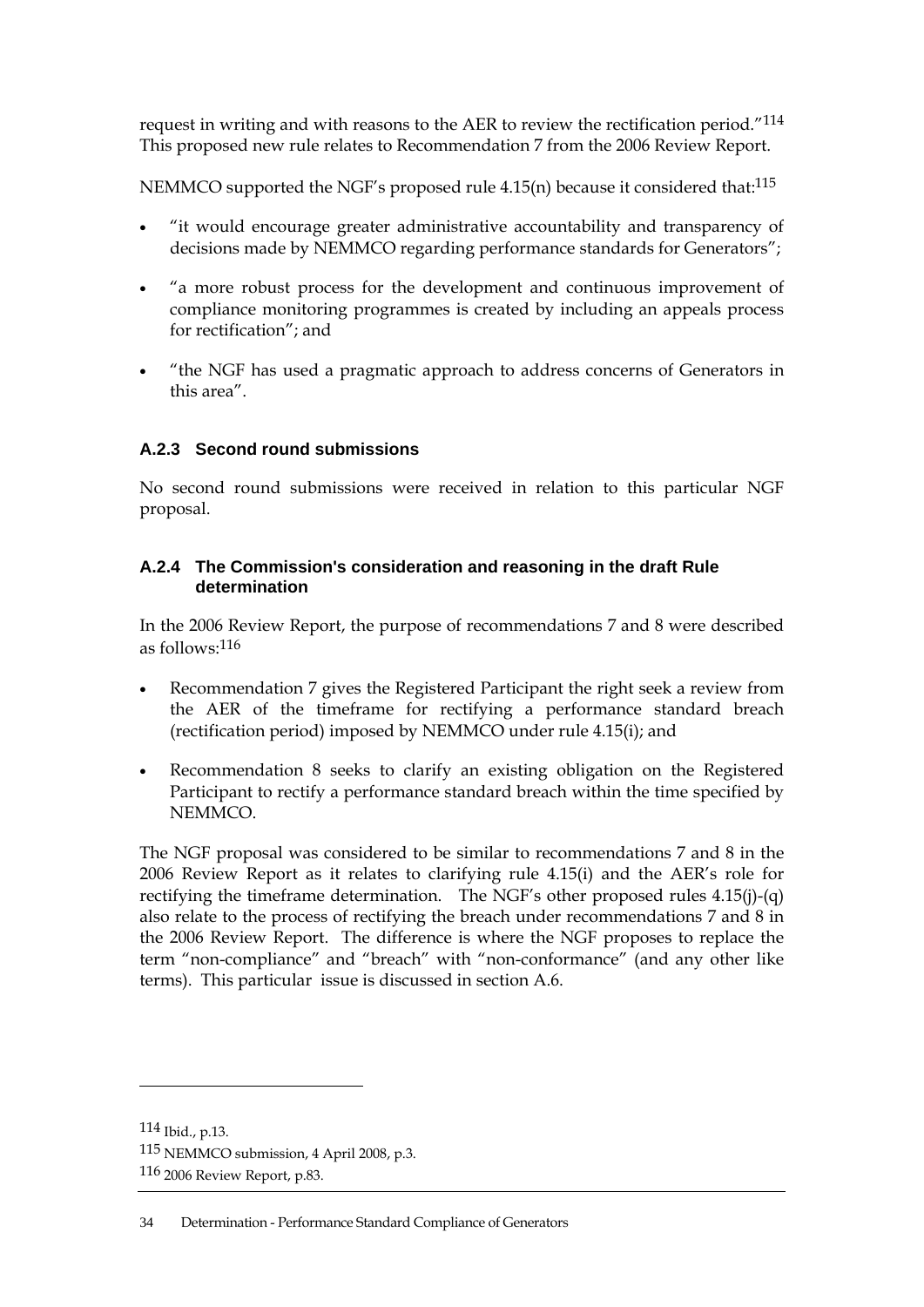request in writing and with reasons to the AER to review the rectification period."[114] This proposed new rule relates to Recommendation 7 from the 2006 Review Report.

NEMMCO supported the NGF's proposed rule 4.15(n) because it considered that:[115]

- "it would encourage greater administrative accountability and transparency of decisions made by NEMMCO regarding performance standards for Generators";
- "a more robust process for the development and continuous improvement of compliance monitoring programmes is created by including an appeals process for rectification"; and
- "the NGF has used a pragmatic approach to address concerns of Generators in this area".

### A.2.3 Second round submissions

No second round submissions were received in relation to this particular NGF proposal.

### A.2.4 The Commission's consideration and reasoning in the draft Rule determination

In the 2006 Review Report, the purpose of recommendations 7 and 8 were described as follows:[116]

- Recommendation 7 gives the Registered Participant the right seek a review from the AER of the timeframe for rectifying a performance standard breach (rectification period) imposed by NEMMCO under rule 4.15(i); and
- Recommendation 8 seeks to clarify an existing obligation on the Registered Participant to rectify a performance standard breach within the time specified by NEMMCO.

The NGF proposal was considered to be similar to recommendations 7 and 8 in the 2006 Review Report as it relates to clarifying rule 4.15(i) and the AER's role for rectifying the timeframe determination. The NGF's other proposed rules 4.15(j)-(q) also relate to the process of rectifying the breach under recommendations 7 and 8 in the 2006 Review Report. The difference is where the NGF proposes to replace the term "non-compliance" and "breach" with "non-conformance" (and any other like terms). This particular issue is discussed in section A.6.

---

114 Ibid., p.13.

115 NEMMCO submission, 4 April 2008, p.3.

116 2006 Review Report, p.83.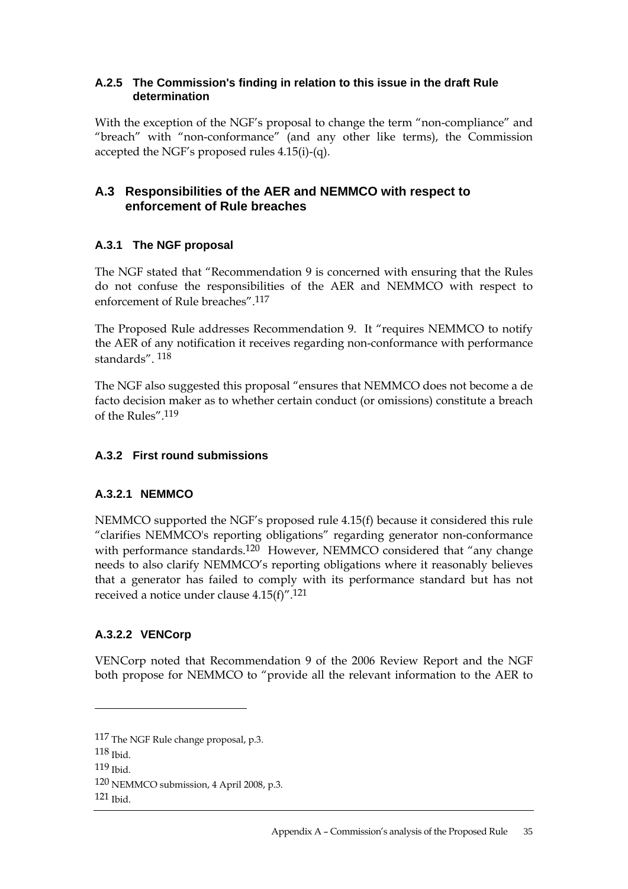### A.2.5 The Commission's finding in relation to this issue in the draft Rule determination

With the exception of the NGF's proposal to change the term "non-compliance" and "breach" with "non-conformance" (and any other like terms), the Commission accepted the NGF's proposed rules 4.15(i)-(q).

## A.3 Responsibilities of the AER and NEMMCO with respect to enforcement of Rule breaches

### A.3.1 The NGF proposal

The NGF stated that "Recommendation 9 is concerned with ensuring that the Rules do not confuse the responsibilities of the AER and NEMMCO with respect to enforcement of Rule breaches".[117]

The Proposed Rule addresses Recommendation 9. It "requires NEMMCO to notify the AER of any notification it receives regarding non-conformance with performance standards". [118]

The NGF also suggested this proposal "ensures that NEMMCO does not become a de facto decision maker as to whether certain conduct (or omissions) constitute a breach of the Rules".[119]

### A.3.2 First round submissions

#### A.3.2.1 NEMMCO

NEMMCO supported the NGF's proposed rule 4.15(f) because it considered this rule "clarifies NEMMCO's reporting obligations" regarding generator non-conformance with performance standards.[120] However, NEMMCO considered that "any change needs to also clarify NEMMCO's reporting obligations where it reasonably believes that a generator has failed to comply with its performance standard but has not received a notice under clause 4.15(f)".[121]

#### A.3.2.2 VENCorp

VENCorp noted that Recommendation 9 of the 2006 Review Report and the NGF both propose for NEMMCO to "provide all the relevant information to the AER to

---

[117] The NGF Rule change proposal, p.3.

[118] Ibid.

[119] Ibid.

[120] NEMMCO submission, 4 April 2008, p.3.

[121] Ibid.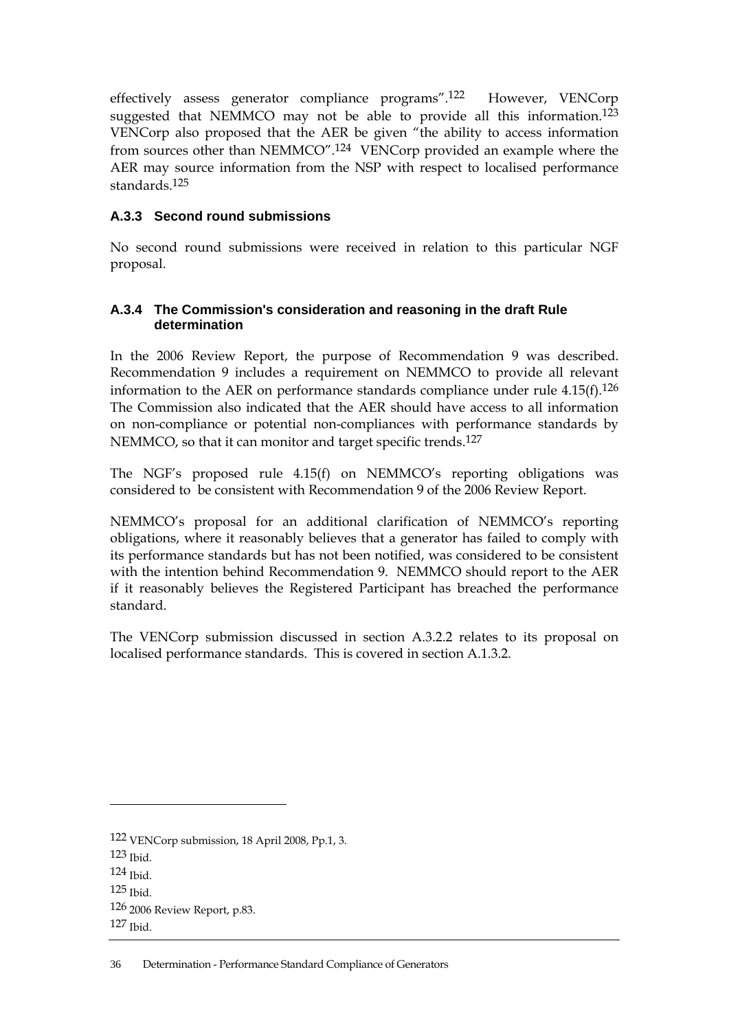effectively assess generator compliance programs".[122] However, VENCorp suggested that NEMMCO may not be able to provide all this information.[123] VENCorp also proposed that the AER be given "the ability to access information from sources other than NEMMCO".[124] VENCorp provided an example where the AER may source information from the NSP with respect to localised performance standards.[125]

### A.3.3 Second round submissions

No second round submissions were received in relation to this particular NGF proposal.

### A.3.4 The Commission's consideration and reasoning in the draft Rule determination

In the 2006 Review Report, the purpose of Recommendation 9 was described. Recommendation 9 includes a requirement on NEMMCO to provide all relevant information to the AER on performance standards compliance under rule 4.15(f).[126] The Commission also indicated that the AER should have access to all information on non-compliance or potential non-compliances with performance standards by NEMMCO, so that it can monitor and target specific trends.[127]

The NGF's proposed rule 4.15(f) on NEMMCO's reporting obligations was considered to be consistent with Recommendation 9 of the 2006 Review Report.

NEMMCO's proposal for an additional clarification of NEMMCO's reporting obligations, where it reasonably believes that a generator has failed to comply with its performance standards but has not been notified, was considered to be consistent with the intention behind Recommendation 9. NEMMCO should report to the AER if it reasonably believes the Registered Participant has breached the performance standard.

The VENCorp submission discussed in section A.3.2.2 relates to its proposal on localised performance standards. This is covered in section A.1.3.2.

---

[122] VENCorp submission, 18 April 2008, Pp.1, 3.

[123] Ibid.

[124] Ibid.

[125] Ibid.

[126] 2006 Review Report, p.83.

[127] Ibid.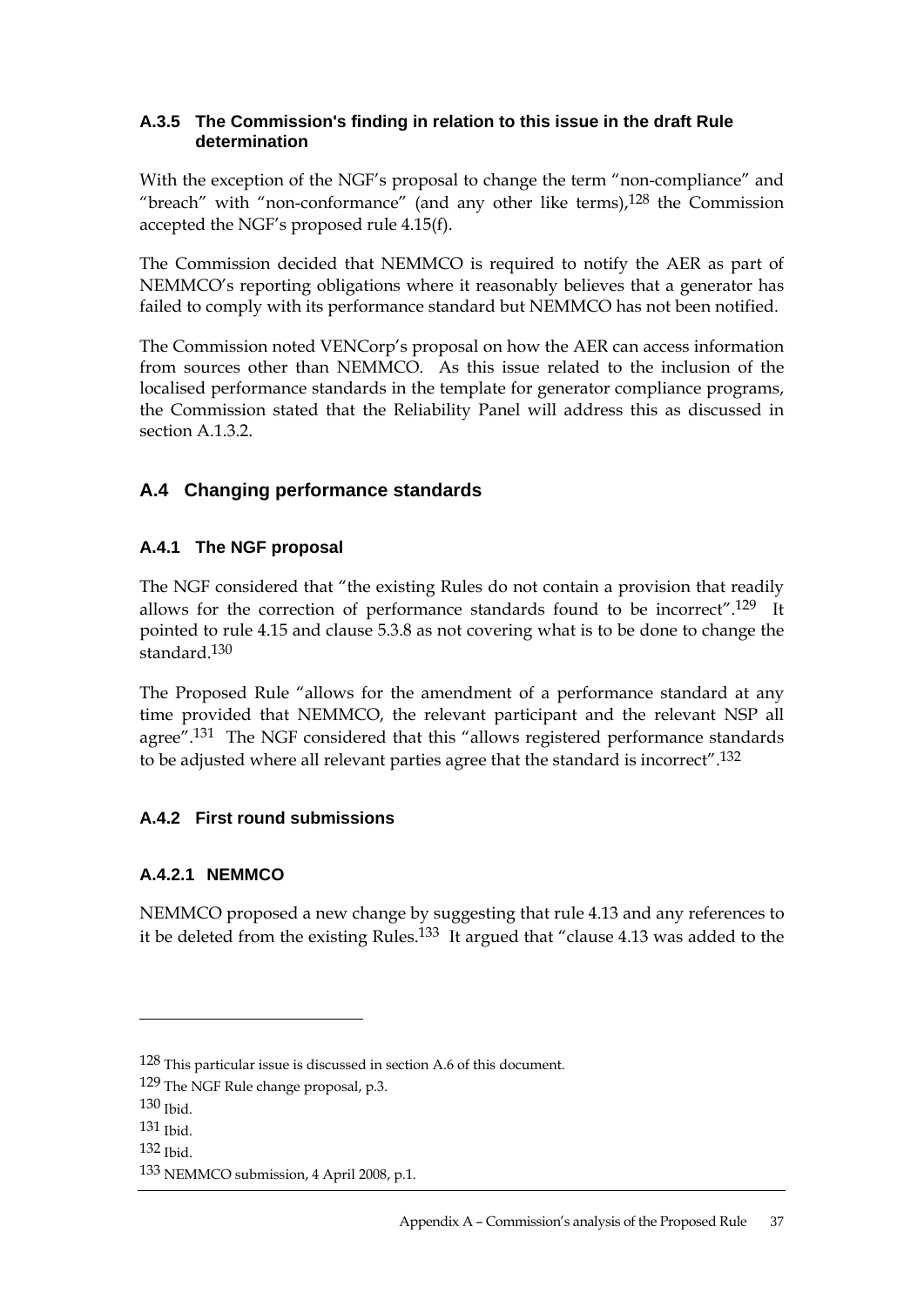### A.3.5 The Commission's finding in relation to this issue in the draft Rule determination

With the exception of the NGF's proposal to change the term "non-compliance" and "breach" with "non-conformance" (and any other like terms),[128] the Commission accepted the NGF's proposed rule 4.15(f).

The Commission decided that NEMMCO is required to notify the AER as part of NEMMCO's reporting obligations where it reasonably believes that a generator has failed to comply with its performance standard but NEMMCO has not been notified.

The Commission noted VENCorp's proposal on how the AER can access information from sources other than NEMMCO. As this issue related to the inclusion of the localised performance standards in the template for generator compliance programs, the Commission stated that the Reliability Panel will address this as discussed in section A.1.3.2.

## A.4 Changing performance standards

### A.4.1 The NGF proposal

The NGF considered that "the existing Rules do not contain a provision that readily allows for the correction of performance standards found to be incorrect".[129] It pointed to rule 4.15 and clause 5.3.8 as not covering what is to be done to change the standard.[130]

The Proposed Rule "allows for the amendment of a performance standard at any time provided that NEMMCO, the relevant participant and the relevant NSP all agree".[131] The NGF considered that this "allows registered performance standards to be adjusted where all relevant parties agree that the standard is incorrect".[132]

### A.4.2 First round submissions

#### A.4.2.1 NEMMCO

NEMMCO proposed a new change by suggesting that rule 4.13 and any references to it be deleted from the existing Rules.[133] It argued that "clause 4.13 was added to the

---

[128] This particular issue is discussed in section A.6 of this document.

[129] The NGF Rule change proposal, p.3.

[130] Ibid.

[131] Ibid.

[132] Ibid.

[133] NEMMCO submission, 4 April 2008, p.1.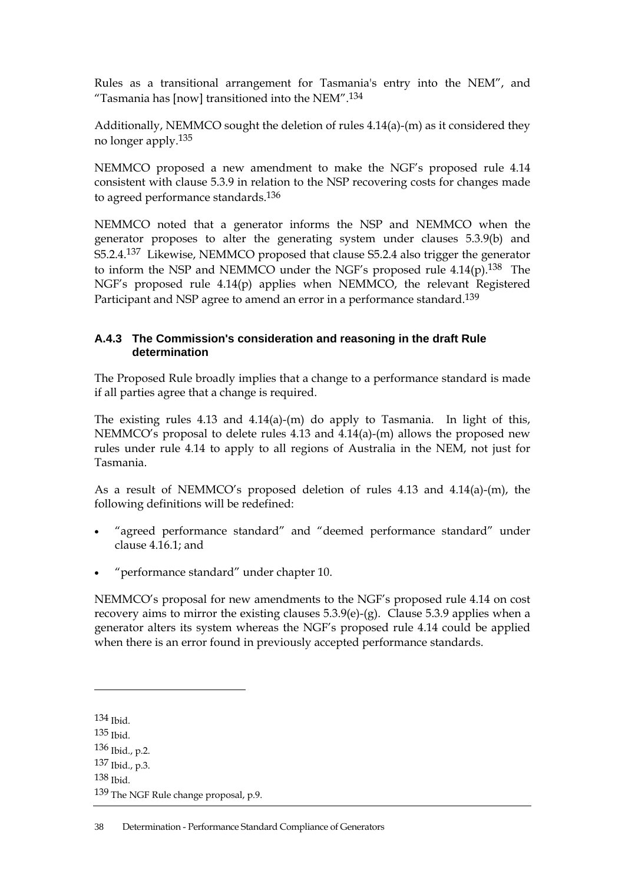Rules as a transitional arrangement for Tasmania's entry into the NEM", and "Tasmania has [now] transitioned into the NEM".[134]

Additionally, NEMMCO sought the deletion of rules 4.14(a)-(m) as it considered they no longer apply.[135]

NEMMCO proposed a new amendment to make the NGF's proposed rule 4.14 consistent with clause 5.3.9 in relation to the NSP recovering costs for changes made to agreed performance standards.[136]

NEMMCO noted that a generator informs the NSP and NEMMCO when the generator proposes to alter the generating system under clauses 5.3.9(b) and S5.2.4.[137] Likewise, NEMMCO proposed that clause S5.2.4 also trigger the generator to inform the NSP and NEMMCO under the NGF's proposed rule 4.14(p).[138] The NGF's proposed rule 4.14(p) applies when NEMMCO, the relevant Registered Participant and NSP agree to amend an error in a performance standard.[139]

### A.4.3 The Commission's consideration and reasoning in the draft Rule determination

The Proposed Rule broadly implies that a change to a performance standard is made if all parties agree that a change is required.

The existing rules 4.13 and 4.14(a)-(m) do apply to Tasmania. In light of this, NEMMCO's proposal to delete rules 4.13 and 4.14(a)-(m) allows the proposed new rules under rule 4.14 to apply to all regions of Australia in the NEM, not just for Tasmania.

As a result of NEMMCO's proposed deletion of rules 4.13 and 4.14(a)-(m), the following definitions will be redefined:

- "agreed performance standard" and "deemed performance standard" under clause 4.16.1; and
- "performance standard" under chapter 10.

NEMMCO's proposal for new amendments to the NGF's proposed rule 4.14 on cost recovery aims to mirror the existing clauses 5.3.9(e)-(g). Clause 5.3.9 applies when a generator alters its system whereas the NGF's proposed rule 4.14 could be applied when there is an error found in previously accepted performance standards.

---

[134] Ibid.

[135] Ibid.

[136] Ibid., p.2.

[137] Ibid., p.3.

[138] Ibid.

[139] The NGF Rule change proposal, p.9.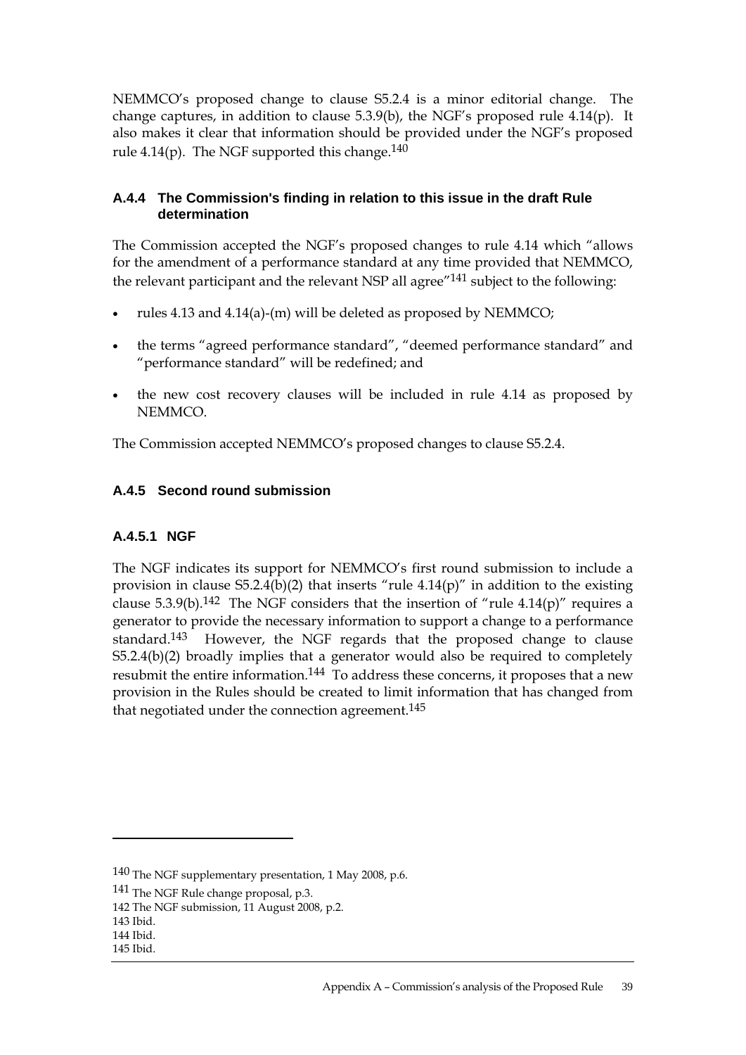NEMMCO's proposed change to clause S5.2.4 is a minor editorial change. The change captures, in addition to clause 5.3.9(b), the NGF's proposed rule 4.14(p). It also makes it clear that information should be provided under the NGF's proposed rule 4.14(p). The NGF supported this change.[140]

### A.4.4 The Commission's finding in relation to this issue in the draft Rule determination

The Commission accepted the NGF's proposed changes to rule 4.14 which "allows for the amendment of a performance standard at any time provided that NEMMCO, the relevant participant and the relevant NSP all agree"[141] subject to the following:

- rules 4.13 and 4.14(a)-(m) will be deleted as proposed by NEMMCO;
- the terms "agreed performance standard", "deemed performance standard" and "performance standard" will be redefined; and
- the new cost recovery clauses will be included in rule 4.14 as proposed by NEMMCO.

The Commission accepted NEMMCO's proposed changes to clause S5.2.4.

### A.4.5 Second round submission

#### A.4.5.1 NGF

The NGF indicates its support for NEMMCO's first round submission to include a provision in clause S5.2.4(b)(2) that inserts "rule 4.14(p)" in addition to the existing clause 5.3.9(b).[142] The NGF considers that the insertion of "rule 4.14(p)" requires a generator to provide the necessary information to support a change to a performance standard.[143] However, the NGF regards that the proposed change to clause S5.2.4(b)(2) broadly implies that a generator would also be required to completely resubmit the entire information.[144] To address these concerns, it proposes that a new provision in the Rules should be created to limit information that has changed from that negotiated under the connection agreement.[145]

---

[140] The NGF supplementary presentation, 1 May 2008, p.6.

[141] The NGF Rule change proposal, p.3.

[142] The NGF submission, 11 August 2008, p.2.

[143] Ibid.

[144] Ibid.

[145] Ibid.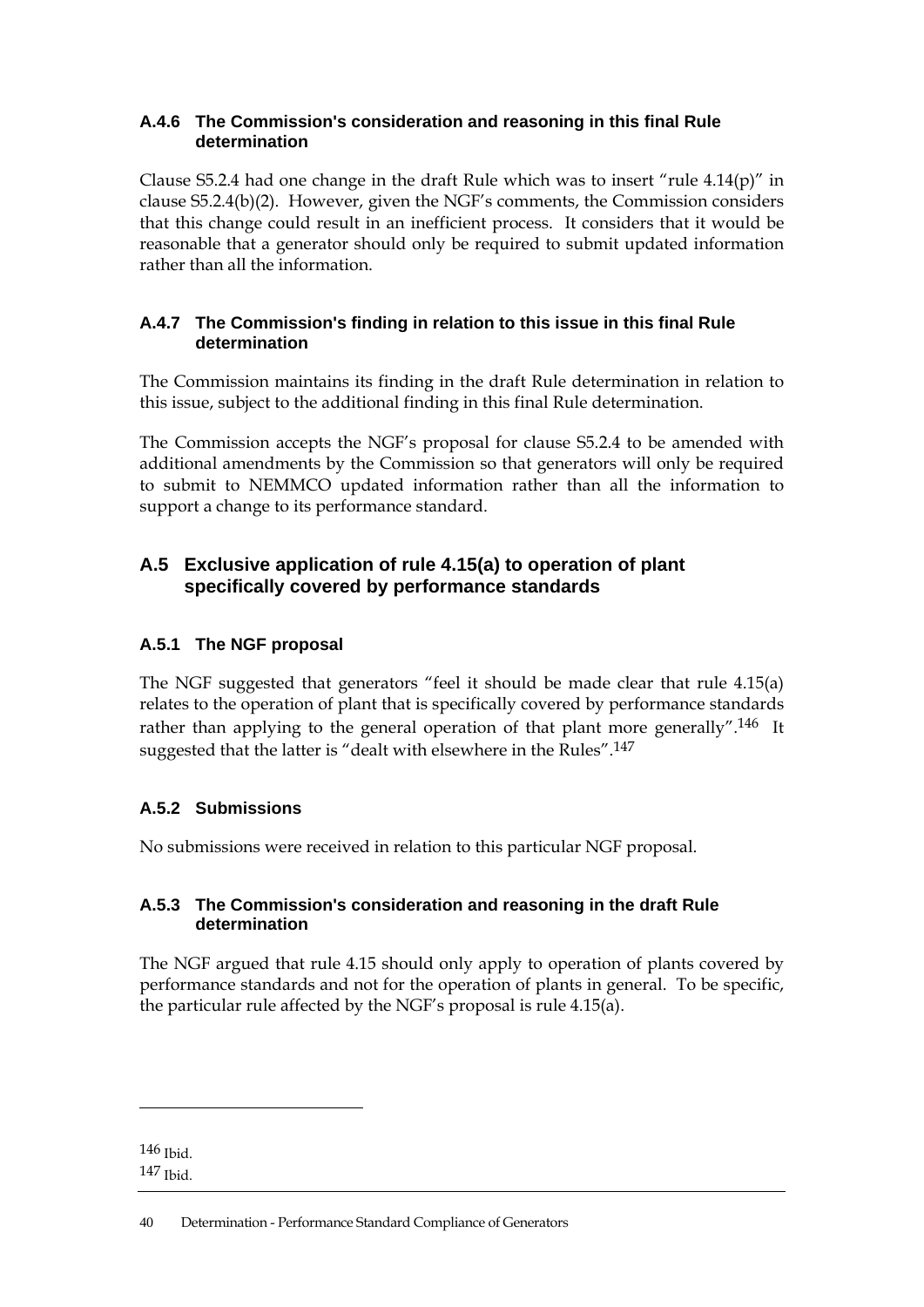### A.4.6 The Commission's consideration and reasoning in this final Rule determination

Clause S5.2.4 had one change in the draft Rule which was to insert "rule 4.14(p)" in clause S5.2.4(b)(2). However, given the NGF's comments, the Commission considers that this change could result in an inefficient process. It considers that it would be reasonable that a generator should only be required to submit updated information rather than all the information.

### A.4.7 The Commission's finding in relation to this issue in this final Rule determination

The Commission maintains its finding in the draft Rule determination in relation to this issue, subject to the additional finding in this final Rule determination.

The Commission accepts the NGF's proposal for clause S5.2.4 to be amended with additional amendments by the Commission so that generators will only be required to submit to NEMMCO updated information rather than all the information to support a change to its performance standard.

## A.5 Exclusive application of rule 4.15(a) to operation of plant specifically covered by performance standards

### A.5.1 The NGF proposal

The NGF suggested that generators "feel it should be made clear that rule 4.15(a) relates to the operation of plant that is specifically covered by performance standards rather than applying to the general operation of that plant more generally".[146] It suggested that the latter is "dealt with elsewhere in the Rules".[147]

### A.5.2 Submissions

No submissions were received in relation to this particular NGF proposal.

### A.5.3 The Commission's consideration and reasoning in the draft Rule determination

The NGF argued that rule 4.15 should only apply to operation of plants covered by performance standards and not for the operation of plants in general. To be specific, the particular rule affected by the NGF's proposal is rule 4.15(a).

---

[146] Ibid.

[147] Ibid.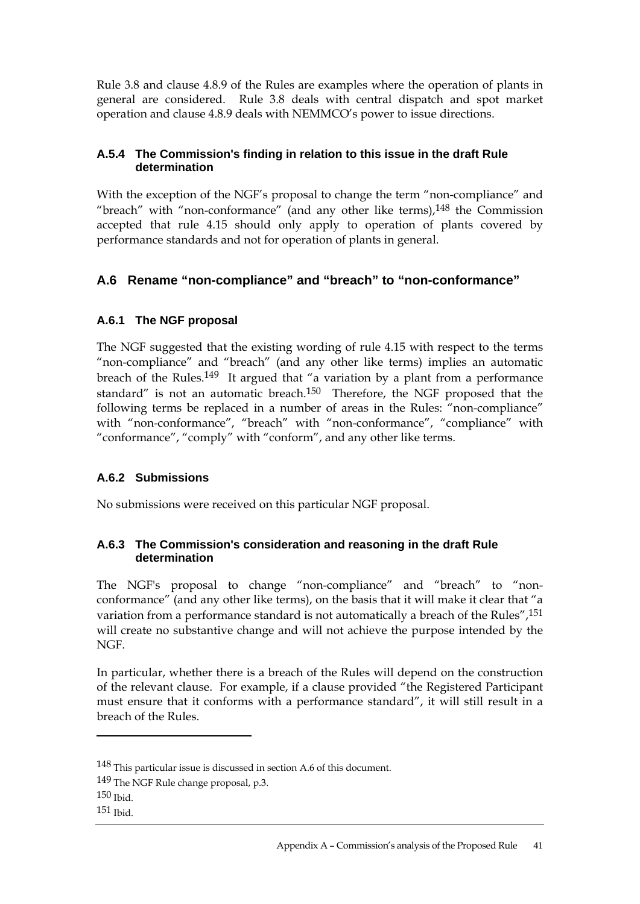Rule 3.8 and clause 4.8.9 of the Rules are examples where the operation of plants in general are considered. Rule 3.8 deals with central dispatch and spot market operation and clause 4.8.9 deals with NEMMCO's power to issue directions.

#### A.5.4 The Commission's finding in relation to this issue in the draft Rule determination

With the exception of the NGF's proposal to change the term "non-compliance" and "breach" with "non-conformance" (and any other like terms),[148] the Commission accepted that rule 4.15 should only apply to operation of plants covered by performance standards and not for operation of plants in general.

### A.6 Rename "non-compliance" and "breach" to "non-conformance"

#### A.6.1 The NGF proposal

The NGF suggested that the existing wording of rule 4.15 with respect to the terms "non-compliance" and "breach" (and any other like terms) implies an automatic breach of the Rules.[149] It argued that "a variation by a plant from a performance standard" is not an automatic breach.[150] Therefore, the NGF proposed that the following terms be replaced in a number of areas in the Rules: "non-compliance" with "non-conformance", "breach" with "non-conformance", "compliance" with "conformance", "comply" with "conform", and any other like terms.

#### A.6.2 Submissions

No submissions were received on this particular NGF proposal.

#### A.6.3 The Commission's consideration and reasoning in the draft Rule determination

The NGF's proposal to change "non-compliance" and "breach" to "non-conformance" (and any other like terms), on the basis that it will make it clear that "a variation from a performance standard is not automatically a breach of the Rules",[151] will create no substantive change and will not achieve the purpose intended by the NGF.

In particular, whether there is a breach of the Rules will depend on the construction of the relevant clause. For example, if a clause provided "the Registered Participant must ensure that it conforms with a performance standard", it will still result in a breach of the Rules.

---

[148] This particular issue is discussed in section A.6 of this document.

[149] The NGF Rule change proposal, p.3.

[150] Ibid.

[151] Ibid.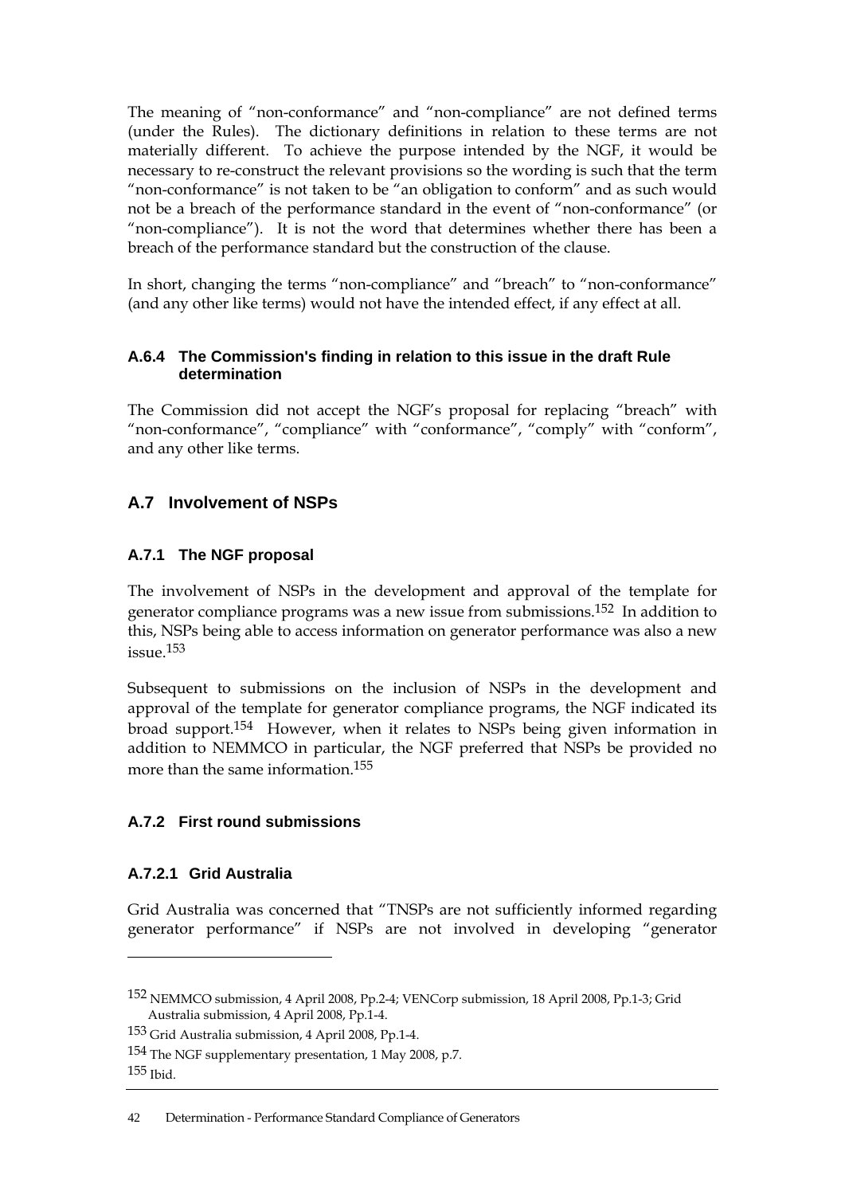The meaning of "non-conformance" and "non-compliance" are not defined terms (under the Rules). The dictionary definitions in relation to these terms are not materially different. To achieve the purpose intended by the NGF, it would be necessary to re-construct the relevant provisions so the wording is such that the term "non-conformance" is not taken to be "an obligation to conform" and as such would not be a breach of the performance standard in the event of "non-conformance" (or "non-compliance"). It is not the word that determines whether there has been a breach of the performance standard but the construction of the clause.

In short, changing the terms "non-compliance" and "breach" to "non-conformance" (and any other like terms) would not have the intended effect, if any effect at all.

#### A.6.4 The Commission's finding in relation to this issue in the draft Rule determination

The Commission did not accept the NGF's proposal for replacing "breach" with "non-conformance", "compliance" with "conformance", "comply" with "conform", and any other like terms.

## A.7 Involvement of NSPs

### A.7.1 The NGF proposal

The involvement of NSPs in the development and approval of the template for generator compliance programs was a new issue from submissions.[152] In addition to this, NSPs being able to access information on generator performance was also a new issue.[153]

Subsequent to submissions on the inclusion of NSPs in the development and approval of the template for generator compliance programs, the NGF indicated its broad support.[154] However, when it relates to NSPs being given information in addition to NEMMCO in particular, the NGF preferred that NSPs be provided no more than the same information.[155]

### A.7.2 First round submissions

#### A.7.2.1 Grid Australia

Grid Australia was concerned that "TNSPs are not sufficiently informed regarding generator performance" if NSPs are not involved in developing "generator

---

[152] NEMMCO submission, 4 April 2008, Pp.2-4; VENCorp submission, 18 April 2008, Pp.1-3; Grid Australia submission, 4 April 2008, Pp.1-4.

[153] Grid Australia submission, 4 April 2008, Pp.1-4.

[154] The NGF supplementary presentation, 1 May 2008, p.7.

[155] Ibid.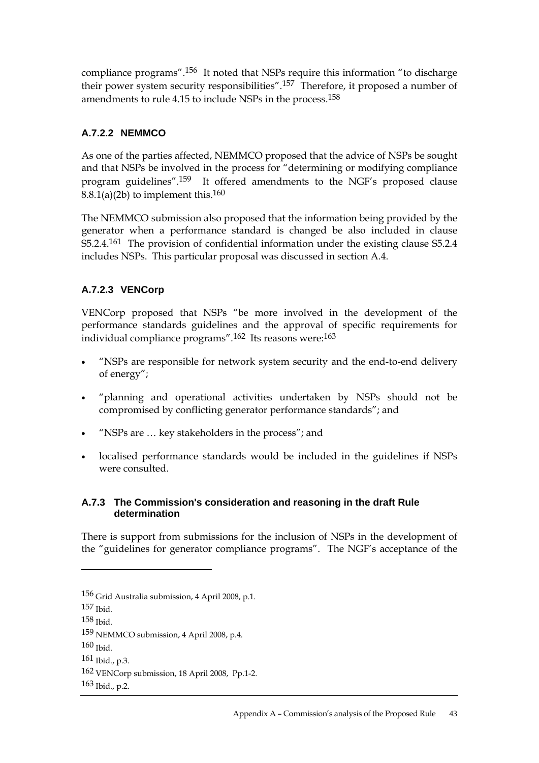compliance programs".[156] It noted that NSPs require this information "to discharge their power system security responsibilities".[157] Therefore, it proposed a number of amendments to rule 4.15 to include NSPs in the process.[158]

### A.7.2.2 NEMMCO

As one of the parties affected, NEMMCO proposed that the advice of NSPs be sought and that NSPs be involved in the process for "determining or modifying compliance program guidelines".[159] It offered amendments to the NGF's proposed clause 8.8.1(a)(2b) to implement this.[160]

The NEMMCO submission also proposed that the information being provided by the generator when a performance standard is changed be also included in clause S5.2.4.[161] The provision of confidential information under the existing clause S5.2.4 includes NSPs. This particular proposal was discussed in section A.4.

### A.7.2.3 VENCorp

VENCorp proposed that NSPs "be more involved in the development of the performance standards guidelines and the approval of specific requirements for individual compliance programs".[162] Its reasons were:[163]

- "NSPs are responsible for network system security and the end-to-end delivery of energy";
- "planning and operational activities undertaken by NSPs should not be compromised by conflicting generator performance standards"; and
- "NSPs are … key stakeholders in the process"; and
- localised performance standards would be included in the guidelines if NSPs were consulted.

## A.7.3 The Commission's consideration and reasoning in the draft Rule determination

There is support from submissions for the inclusion of NSPs in the development of the "guidelines for generator compliance programs". The NGF's acceptance of the

---

156 Grid Australia submission, 4 April 2008, p.1.

157 Ibid.

158 Ibid.

159 NEMMCO submission, 4 April 2008, p.4.

160 Ibid.

161 Ibid., p.3.

162 VENCorp submission, 18 April 2008, Pp.1-2.

163 Ibid., p.2.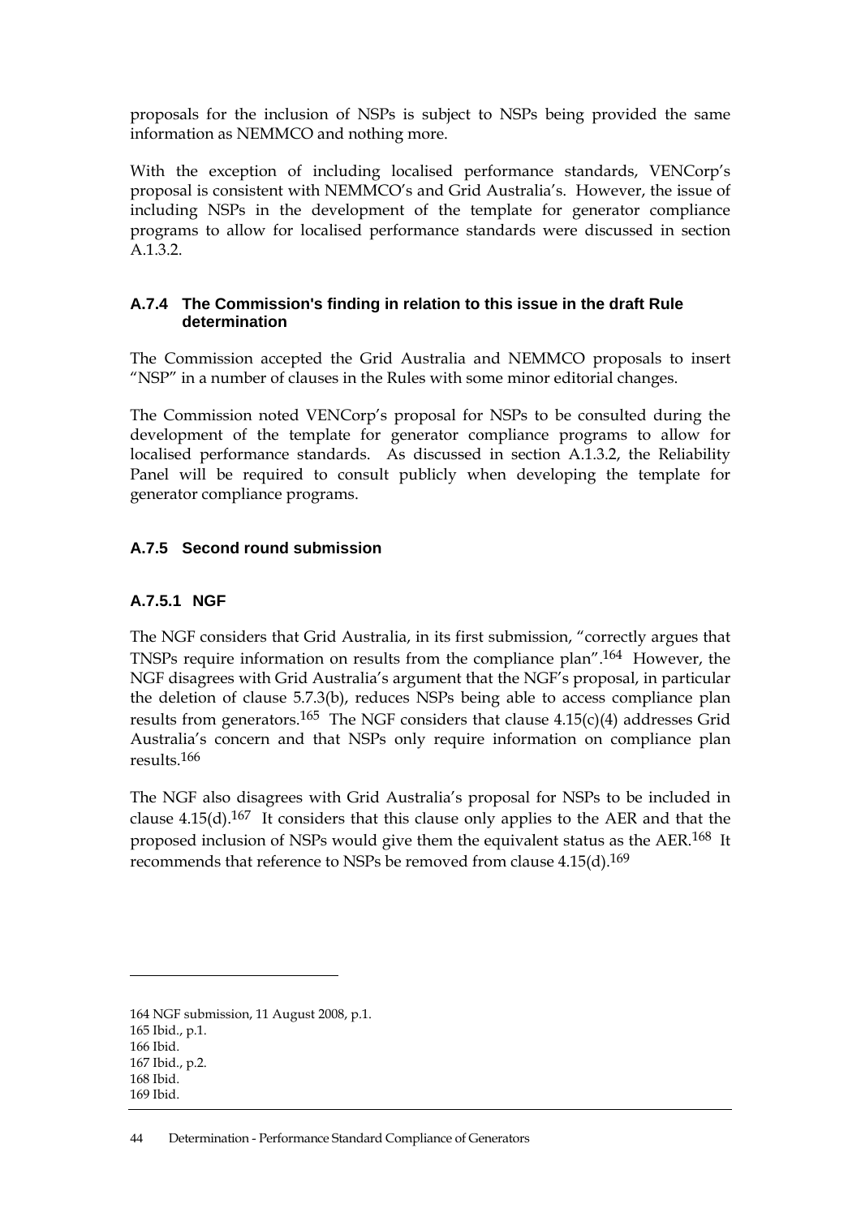proposals for the inclusion of NSPs is subject to NSPs being provided the same information as NEMMCO and nothing more.

With the exception of including localised performance standards, VENCorp's proposal is consistent with NEMMCO's and Grid Australia's. However, the issue of including NSPs in the development of the template for generator compliance programs to allow for localised performance standards were discussed in section A.1.3.2.

### A.7.4 The Commission's finding in relation to this issue in the draft Rule determination

The Commission accepted the Grid Australia and NEMMCO proposals to insert "NSP" in a number of clauses in the Rules with some minor editorial changes.

The Commission noted VENCorp's proposal for NSPs to be consulted during the development of the template for generator compliance programs to allow for localised performance standards. As discussed in section A.1.3.2, the Reliability Panel will be required to consult publicly when developing the template for generator compliance programs.

### A.7.5 Second round submission

#### A.7.5.1 NGF

The NGF considers that Grid Australia, in its first submission, "correctly argues that TNSPs require information on results from the compliance plan".[164] However, the NGF disagrees with Grid Australia's argument that the NGF's proposal, in particular the deletion of clause 5.7.3(b), reduces NSPs being able to access compliance plan results from generators.[165] The NGF considers that clause 4.15(c)(4) addresses Grid Australia's concern and that NSPs only require information on compliance plan results.[166]

The NGF also disagrees with Grid Australia's proposal for NSPs to be included in clause 4.15(d).[167] It considers that this clause only applies to the AER and that the proposed inclusion of NSPs would give them the equivalent status as the AER.[168] It recommends that reference to NSPs be removed from clause 4.15(d).[169]

---

164 NGF submission, 11 August 2008, p.1.
165 Ibid., p.1.
166 Ibid.
167 Ibid., p.2.
168 Ibid.
169 Ibid.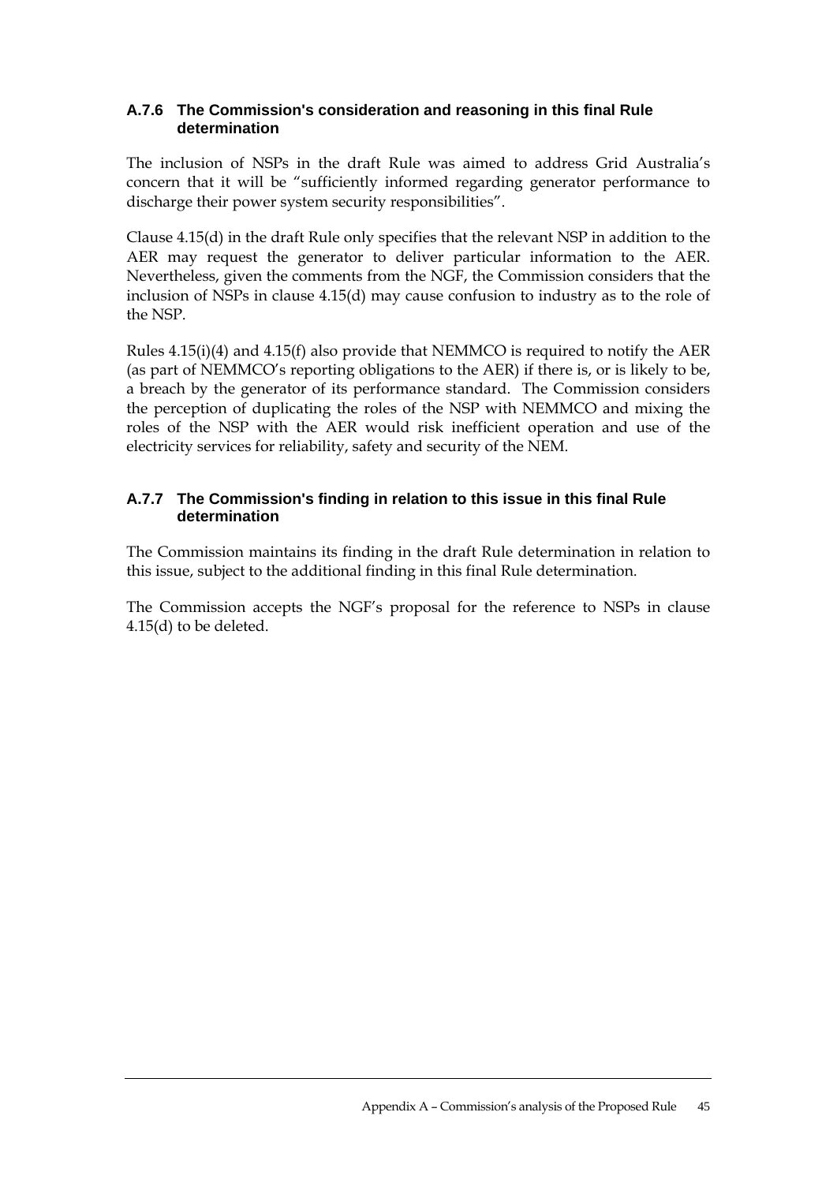### A.7.6 The Commission's consideration and reasoning in this final Rule determination

The inclusion of NSPs in the draft Rule was aimed to address Grid Australia's concern that it will be "sufficiently informed regarding generator performance to discharge their power system security responsibilities".

Clause 4.15(d) in the draft Rule only specifies that the relevant NSP in addition to the AER may request the generator to deliver particular information to the AER. Nevertheless, given the comments from the NGF, the Commission considers that the inclusion of NSPs in clause 4.15(d) may cause confusion to industry as to the role of the NSP.

Rules 4.15(i)(4) and 4.15(f) also provide that NEMMCO is required to notify the AER (as part of NEMMCO's reporting obligations to the AER) if there is, or is likely to be, a breach by the generator of its performance standard. The Commission considers the perception of duplicating the roles of the NSP with NEMMCO and mixing the roles of the NSP with the AER would risk inefficient operation and use of the electricity services for reliability, safety and security of the NEM.

### A.7.7 The Commission's finding in relation to this issue in this final Rule determination

The Commission maintains its finding in the draft Rule determination in relation to this issue, subject to the additional finding in this final Rule determination.

The Commission accepts the NGF's proposal for the reference to NSPs in clause 4.15(d) to be deleted.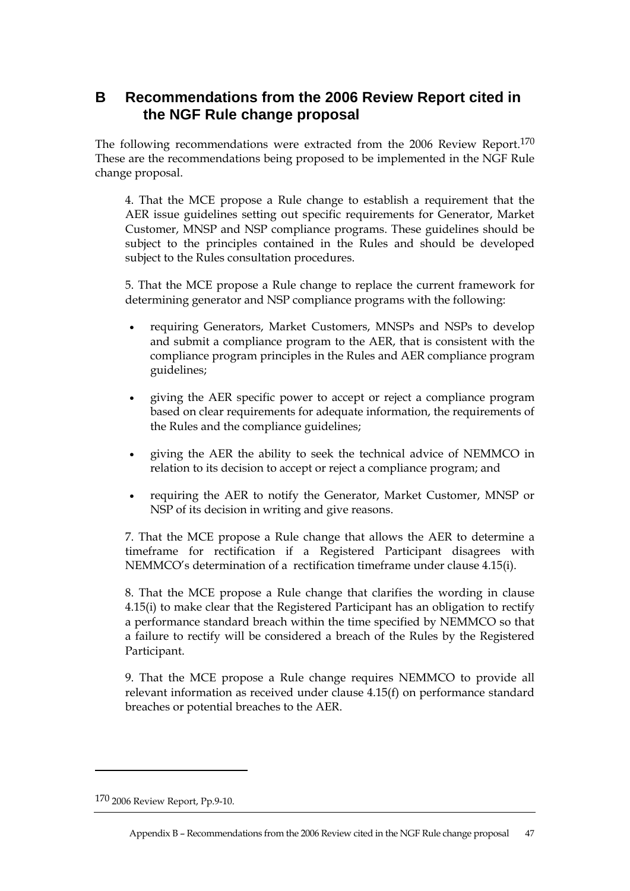## B Recommendations from the 2006 Review Report cited in the NGF Rule change proposal

The following recommendations were extracted from the 2006 Review Report.[170] These are the recommendations being proposed to be implemented in the NGF Rule change proposal.

4. That the MCE propose a Rule change to establish a requirement that the AER issue guidelines setting out specific requirements for Generator, Market Customer, MNSP and NSP compliance programs. These guidelines should be subject to the principles contained in the Rules and should be developed subject to the Rules consultation procedures.

5. That the MCE propose a Rule change to replace the current framework for determining generator and NSP compliance programs with the following:

- requiring Generators, Market Customers, MNSPs and NSPs to develop and submit a compliance program to the AER, that is consistent with the compliance program principles in the Rules and AER compliance program guidelines;
- giving the AER specific power to accept or reject a compliance program based on clear requirements for adequate information, the requirements of the Rules and the compliance guidelines;
- giving the AER the ability to seek the technical advice of NEMMCO in relation to its decision to accept or reject a compliance program; and
- requiring the AER to notify the Generator, Market Customer, MNSP or NSP of its decision in writing and give reasons.

7. That the MCE propose a Rule change that allows the AER to determine a timeframe for rectification if a Registered Participant disagrees with NEMMCO's determination of a rectification timeframe under clause 4.15(i).

8. That the MCE propose a Rule change that clarifies the wording in clause 4.15(i) to make clear that the Registered Participant has an obligation to rectify a performance standard breach within the time specified by NEMMCO so that a failure to rectify will be considered a breach of the Rules by the Registered Participant.

9. That the MCE propose a Rule change requires NEMMCO to provide all relevant information as received under clause 4.15(f) on performance standard breaches or potential breaches to the AER.

---

[170] 2006 Review Report, Pp.9-10.